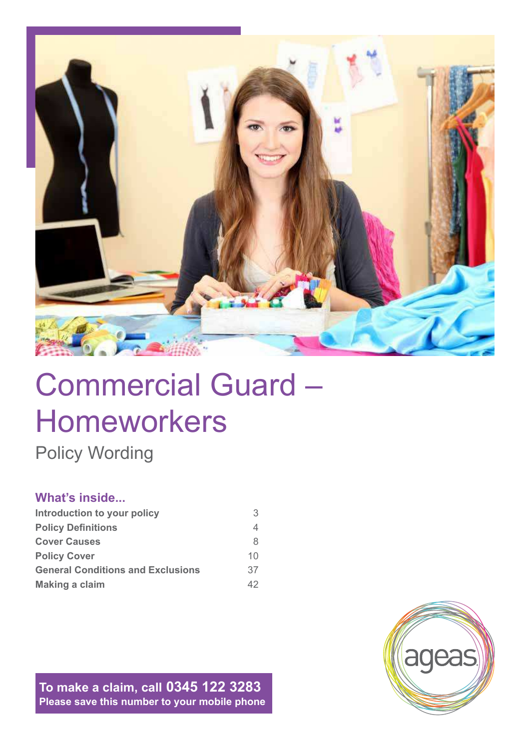# Commercial Guard – Homeworkers

Policy Wording

## What's inside...

| | |
|---|---|
| **Introduction to your policy** | 3 |
| **Policy Definitions** | 4 |
| **Cover Causes** | 8 |
| **Policy Cover** | 10 |
| **General Conditions and Exclusions** | 37 |
| **Making a claim** | 42 |

**To make a claim, call 0345 122 3283**
**Please save this number to your mobile phone**

ageas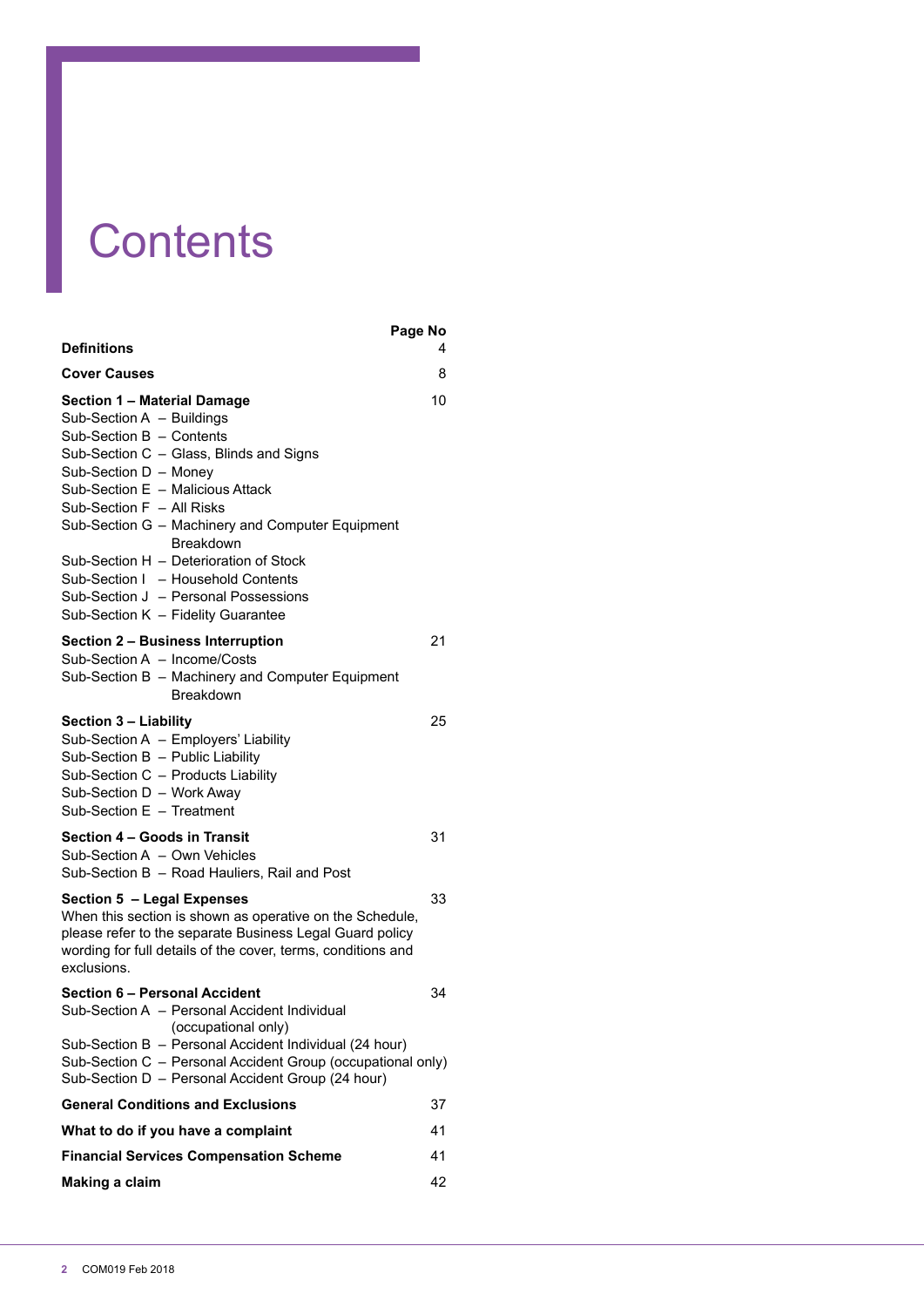# Contents

| | Page No |
|---|---|
| **Definitions** | 4 |
| **Cover Causes** | 8 |
| **Section 1 – Material Damage**<br>Sub-Section A – Buildings<br>Sub-Section B – Contents<br>Sub-Section C – Glass, Blinds and Signs<br>Sub-Section D – Money<br>Sub-Section E – Malicious Attack<br>Sub-Section F – All Risks<br>Sub-Section G – Machinery and Computer Equipment Breakdown<br>Sub-Section H – Deterioration of Stock<br>Sub-Section I – Household Contents<br>Sub-Section J – Personal Possessions<br>Sub-Section K – Fidelity Guarantee | 10 |
| **Section 2 – Business Interruption**<br>Sub-Section A – Income/Costs<br>Sub-Section B – Machinery and Computer Equipment Breakdown | 21 |
| **Section 3 – Liability**<br>Sub-Section A – Employers' Liability<br>Sub-Section B – Public Liability<br>Sub-Section C – Products Liability<br>Sub-Section D – Work Away<br>Sub-Section E – Treatment | 25 |
| **Section 4 – Goods in Transit**<br>Sub-Section A – Own Vehicles<br>Sub-Section B – Road Hauliers, Rail and Post | 31 |
| **Section 5 – Legal Expenses**<br>When this section is shown as operative on the Schedule, please refer to the separate Business Legal Guard policy wording for full details of the cover, terms, conditions and exclusions. | 33 |
| **Section 6 – Personal Accident**<br>Sub-Section A – Personal Accident Individual (occupational only)<br>Sub-Section B – Personal Accident Individual (24 hour)<br>Sub-Section C – Personal Accident Group (occupational only)<br>Sub-Section D – Personal Accident Group (24 hour) | 34 |
| **General Conditions and Exclusions** | 37 |
| **What to do if you have a complaint** | 41 |
| **Financial Services Compensation Scheme** | 41 |
| **Making a claim** | 42 |

COM019 Feb 2018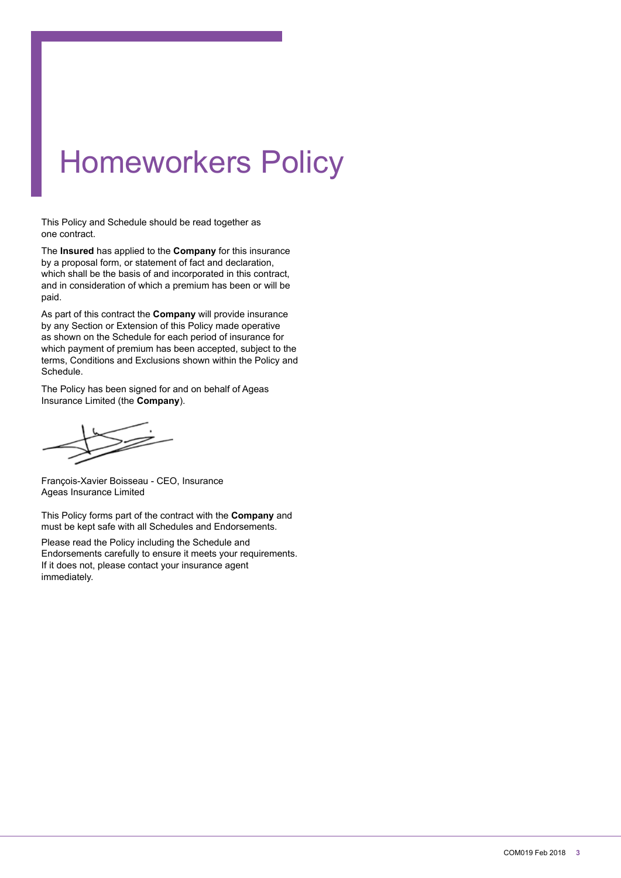# Homeworkers Policy

This Policy and Schedule should be read together as one contract.

The **Insured** has applied to the **Company** for this insurance by a proposal form, or statement of fact and declaration, which shall be the basis of and incorporated in this contract, and in consideration of which a premium has been or will be paid.

As part of this contract the **Company** will provide insurance by any Section or Extension of this Policy made operative as shown on the Schedule for each period of insurance for which payment of premium has been accepted, subject to the terms, Conditions and Exclusions shown within the Policy and Schedule.

The Policy has been signed for and on behalf of Ageas Insurance Limited (the **Company**).

François-Xavier Boisseau - CEO, Insurance
Ageas Insurance Limited

This Policy forms part of the contract with the **Company** and must be kept safe with all Schedules and Endorsements.

Please read the Policy including the Schedule and Endorsements carefully to ensure it meets your requirements. If it does not, please contact your insurance agent immediately.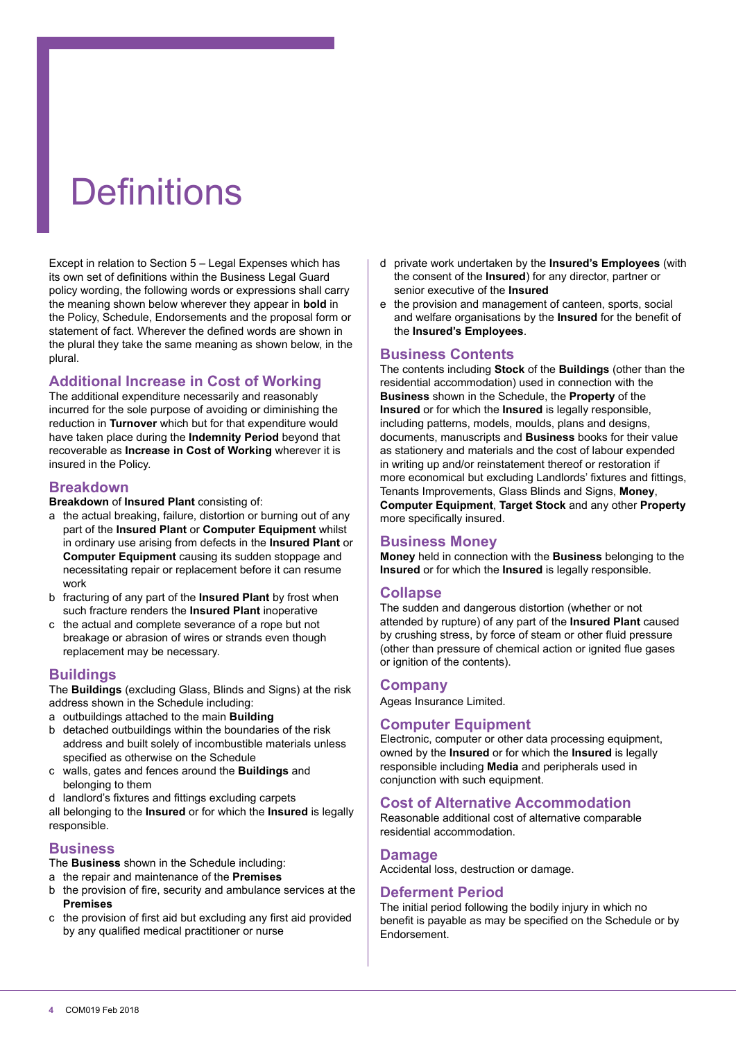# Definitions

Except in relation to Section 5 – Legal Expenses which has its own set of definitions within the Business Legal Guard policy wording, the following words or expressions shall carry the meaning shown below wherever they appear in **bold** in the Policy, Schedule, Endorsements and the proposal form or statement of fact. Wherever the defined words are shown in the plural they take the same meaning as shown below, in the plural.

## Additional Increase in Cost of Working

The additional expenditure necessarily and reasonably incurred for the sole purpose of avoiding or diminishing the reduction in **Turnover** which but for that expenditure would have taken place during the **Indemnity Period** beyond that recoverable as **Increase in Cost of Working** wherever it is insured in the Policy.

## Breakdown

**Breakdown** of **Insured Plant** consisting of:

a the actual breaking, failure, distortion or burning out of any part of the **Insured Plant** or **Computer Equipment** whilst in ordinary use arising from defects in the **Insured Plant** or **Computer Equipment** causing its sudden stoppage and necessitating repair or replacement before it can resume work

b fracturing of any part of the **Insured Plant** by frost when such fracture renders the **Insured Plant** inoperative

c the actual and complete severance of a rope but not breakage or abrasion of wires or strands even though replacement may be necessary.

## Buildings

The **Buildings** (excluding Glass, Blinds and Signs) at the risk address shown in the Schedule including:

a outbuildings attached to the main **Building**

b detached outbuildings within the boundaries of the risk address and built solely of incombustible materials unless specified as otherwise on the Schedule

c walls, gates and fences around the **Buildings** and belonging to them

d landlord's fixtures and fittings excluding carpets

all belonging to the **Insured** or for which the **Insured** is legally responsible.

## Business

The **Business** shown in the Schedule including:

a the repair and maintenance of the **Premises**

b the provision of fire, security and ambulance services at the **Premises**

c the provision of first aid but excluding any first aid provided by any qualified medical practitioner or nurse

d private work undertaken by the **Insured's Employees** (with the consent of the **Insured**) for any director, partner or senior executive of the **Insured**

e the provision and management of canteen, sports, social and welfare organisations by the **Insured** for the benefit of the **Insured's Employees**.

## Business Contents

The contents including **Stock** of the **Buildings** (other than the residential accommodation) used in connection with the **Business** shown in the Schedule, the **Property** of the **Insured** or for which the **Insured** is legally responsible, including patterns, models, moulds, plans and designs, documents, manuscripts and **Business** books for their value as stationery and materials and the cost of labour expended in writing up and/or reinstatement thereof or restoration if more economical but excluding Landlords' fixtures and fittings, Tenants Improvements, Glass Blinds and Signs, **Money**, **Computer Equipment**, **Target Stock** and any other **Property** more specifically insured.

## Business Money

**Money** held in connection with the **Business** belonging to the **Insured** or for which the **Insured** is legally responsible.

## Collapse

The sudden and dangerous distortion (whether or not attended by rupture) of any part of the **Insured Plant** caused by crushing stress, by force of steam or other fluid pressure (other than pressure of chemical action or ignited flue gases or ignition of the contents).

## Company

Ageas Insurance Limited.

## Computer Equipment

Electronic, computer or other data processing equipment, owned by the **Insured** or for which the **Insured** is legally responsible including **Media** and peripherals used in conjunction with such equipment.

## Cost of Alternative Accommodation

Reasonable additional cost of alternative comparable residential accommodation.

## Damage

Accidental loss, destruction or damage.

## Deferment Period

The initial period following the bodily injury in which no benefit is payable as may be specified on the Schedule or by Endorsement.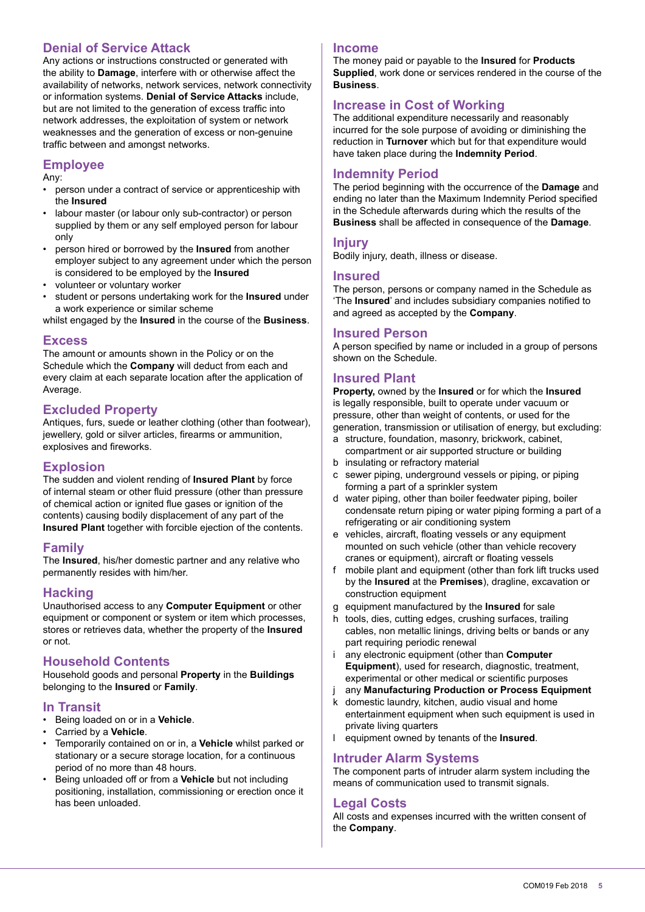## Denial of Service Attack

Any actions or instructions constructed or generated with the ability to **Damage**, interfere with or otherwise affect the availability of networks, network services, network connectivity or information systems. **Denial of Service Attacks** include, but are not limited to the generation of excess traffic into network addresses, the exploitation of system or network weaknesses and the generation of excess or non-genuine traffic between and amongst networks.

## Employee

Any:

- person under a contract of service or apprenticeship with the **Insured**
- labour master (or labour only sub-contractor) or person supplied by them or any self employed person for labour only
- person hired or borrowed by the **Insured** from another employer subject to any agreement under which the person is considered to be employed by the **Insured**
- volunteer or voluntary worker
- student or persons undertaking work for the **Insured** under a work experience or similar scheme

whilst engaged by the **Insured** in the course of the **Business**.

## Excess

The amount or amounts shown in the Policy or on the Schedule which the **Company** will deduct from each and every claim at each separate location after the application of Average.

## Excluded Property

Antiques, furs, suede or leather clothing (other than footwear), jewellery, gold or silver articles, firearms or ammunition, explosives and fireworks.

## Explosion

The sudden and violent rending of **Insured Plant** by force of internal steam or other fluid pressure (other than pressure of chemical action or ignited flue gases or ignition of the contents) causing bodily displacement of any part of the **Insured Plant** together with forcible ejection of the contents.

## Family

The **Insured**, his/her domestic partner and any relative who permanently resides with him/her.

## Hacking

Unauthorised access to any **Computer Equipment** or other equipment or component or system or item which processes, stores or retrieves data, whether the property of the **Insured** or not.

## Household Contents

Household goods and personal **Property** in the **Buildings** belonging to the **Insured** or **Family**.

## In Transit

- Being loaded on or in a **Vehicle**.
- Carried by a **Vehicle**.
- Temporarily contained on or in, a **Vehicle** whilst parked or stationary or a secure storage location, for a continuous period of no more than 48 hours.
- Being unloaded off or from a **Vehicle** but not including positioning, installation, commissioning or erection once it has been unloaded.

## Income

The money paid or payable to the **Insured** for **Products Supplied**, work done or services rendered in the course of the **Business**.

## Increase in Cost of Working

The additional expenditure necessarily and reasonably incurred for the sole purpose of avoiding or diminishing the reduction in **Turnover** which but for that expenditure would have taken place during the **Indemnity Period**.

## Indemnity Period

The period beginning with the occurrence of the **Damage** and ending no later than the Maximum Indemnity Period specified in the Schedule afterwards during which the results of the **Business** shall be affected in consequence of the **Damage**.

## Injury

Bodily injury, death, illness or disease.

## Insured

The person, persons or company named in the Schedule as 'The **Insured**' and includes subsidiary companies notified to and agreed as accepted by the **Company**.

## Insured Person

A person specified by name or included in a group of persons shown on the Schedule.

## Insured Plant

**Property,** owned by the **Insured** or for which the **Insured** is legally responsible, built to operate under vacuum or pressure, other than weight of contents, or used for the generation, transmission or utilisation of energy, but excluding:

a structure, foundation, masonry, brickwork, cabinet, compartment or air supported structure or building

b insulating or refractory material

c sewer piping, underground vessels or piping, or piping forming a part of a sprinkler system

d water piping, other than boiler feedwater piping, boiler condensate return piping or water piping forming a part of a refrigerating or air conditioning system

e vehicles, aircraft, floating vessels or any equipment mounted on such vehicle (other than vehicle recovery cranes or equipment), aircraft or floating vessels

f mobile plant and equipment (other than fork lift trucks used by the **Insured** at the **Premises**), dragline, excavation or construction equipment

g equipment manufactured by the **Insured** for sale

h tools, dies, cutting edges, crushing surfaces, trailing cables, non metallic linings, driving belts or bands or any part requiring periodic renewal

i any electronic equipment (other than **Computer Equipment**), used for research, diagnostic, treatment, experimental or other medical or scientific purposes

j any **Manufacturing Production or Process Equipment**

k domestic laundry, kitchen, audio visual and home entertainment equipment when such equipment is used in private living quarters

l equipment owned by tenants of the **Insured**.

## Intruder Alarm Systems

The component parts of intruder alarm system including the means of communication used to transmit signals.

## Legal Costs

All costs and expenses incurred with the written consent of the **Company**.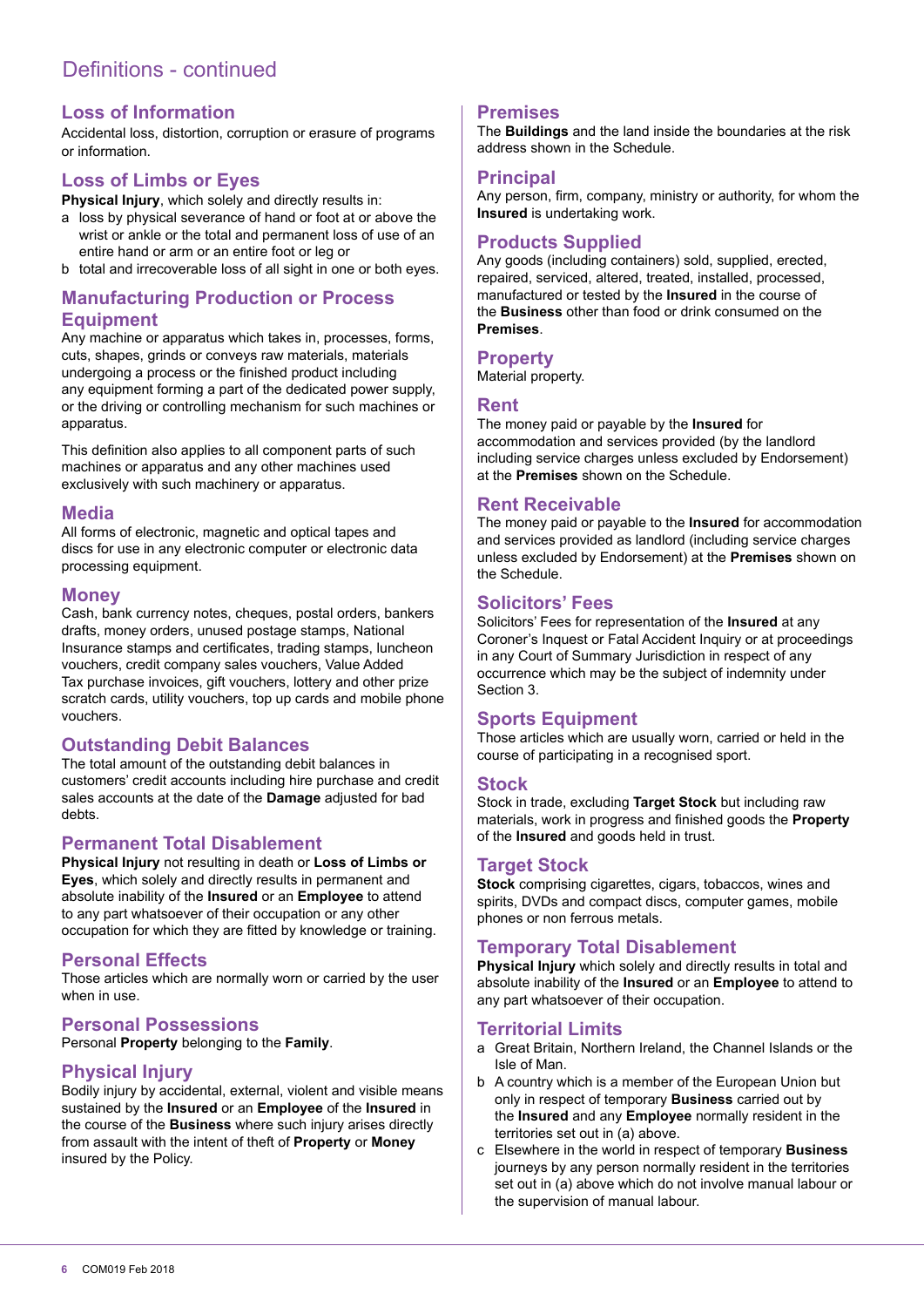# Definitions - continued

## Loss of Information

Accidental loss, distortion, corruption or erasure of programs or information.

## Loss of Limbs or Eyes

**Physical Injury**, which solely and directly results in:

a loss by physical severance of hand or foot at or above the wrist or ankle or the total and permanent loss of use of an entire hand or arm or an entire foot or leg or

b total and irrecoverable loss of all sight in one or both eyes.

## Manufacturing Production or Process Equipment

Any machine or apparatus which takes in, processes, forms, cuts, shapes, grinds or conveys raw materials, materials undergoing a process or the finished product including any equipment forming a part of the dedicated power supply, or the driving or controlling mechanism for such machines or apparatus.

This definition also applies to all component parts of such machines or apparatus and any other machines used exclusively with such machinery or apparatus.

## Media

All forms of electronic, magnetic and optical tapes and discs for use in any electronic computer or electronic data processing equipment.

## Money

Cash, bank currency notes, cheques, postal orders, bankers drafts, money orders, unused postage stamps, National Insurance stamps and certificates, trading stamps, luncheon vouchers, credit company sales vouchers, Value Added Tax purchase invoices, gift vouchers, lottery and other prize scratch cards, utility vouchers, top up cards and mobile phone vouchers.

## Outstanding Debit Balances

The total amount of the outstanding debit balances in customers' credit accounts including hire purchase and credit sales accounts at the date of the **Damage** adjusted for bad debts.

## Permanent Total Disablement

**Physical Injury** not resulting in death or **Loss of Limbs or Eyes**, which solely and directly results in permanent and absolute inability of the **Insured** or an **Employee** to attend to any part whatsoever of their occupation or any other occupation for which they are fitted by knowledge or training.

## Personal Effects

Those articles which are normally worn or carried by the user when in use.

## Personal Possessions

Personal **Property** belonging to the **Family**.

## Physical Injury

Bodily injury by accidental, external, violent and visible means sustained by the **Insured** or an **Employee** of the **Insured** in the course of the **Business** where such injury arises directly from assault with the intent of theft of **Property** or **Money** insured by the Policy.

## Premises

The **Buildings** and the land inside the boundaries at the risk address shown in the Schedule.

## Principal

Any person, firm, company, ministry or authority, for whom the **Insured** is undertaking work.

## Products Supplied

Any goods (including containers) sold, supplied, erected, repaired, serviced, altered, treated, installed, processed, manufactured or tested by the **Insured** in the course of the **Business** other than food or drink consumed on the **Premises**.

## Property

Material property.

## Rent

The money paid or payable by the **Insured** for accommodation and services provided (by the landlord including service charges unless excluded by Endorsement) at the **Premises** shown on the Schedule.

## Rent Receivable

The money paid or payable to the **Insured** for accommodation and services provided as landlord (including service charges unless excluded by Endorsement) at the **Premises** shown on the Schedule.

## Solicitors' Fees

Solicitors' Fees for representation of the **Insured** at any Coroner's Inquest or Fatal Accident Inquiry or at proceedings in any Court of Summary Jurisdiction in respect of any occurrence which may be the subject of indemnity under Section 3.

## Sports Equipment

Those articles which are usually worn, carried or held in the course of participating in a recognised sport.

## Stock

Stock in trade, excluding **Target Stock** but including raw materials, work in progress and finished goods the **Property** of the **Insured** and goods held in trust.

## Target Stock

**Stock** comprising cigarettes, cigars, tobaccos, wines and spirits, DVDs and compact discs, computer games, mobile phones or non ferrous metals.

## Temporary Total Disablement

**Physical Injury** which solely and directly results in total and absolute inability of the **Insured** or an **Employee** to attend to any part whatsoever of their occupation.

## Territorial Limits

a Great Britain, Northern Ireland, the Channel Islands or the Isle of Man.

b A country which is a member of the European Union but only in respect of temporary **Business** carried out by the **Insured** and any **Employee** normally resident in the territories set out in (a) above.

c Elsewhere in the world in respect of temporary **Business** journeys by any person normally resident in the territories set out in (a) above which do not involve manual labour or the supervision of manual labour.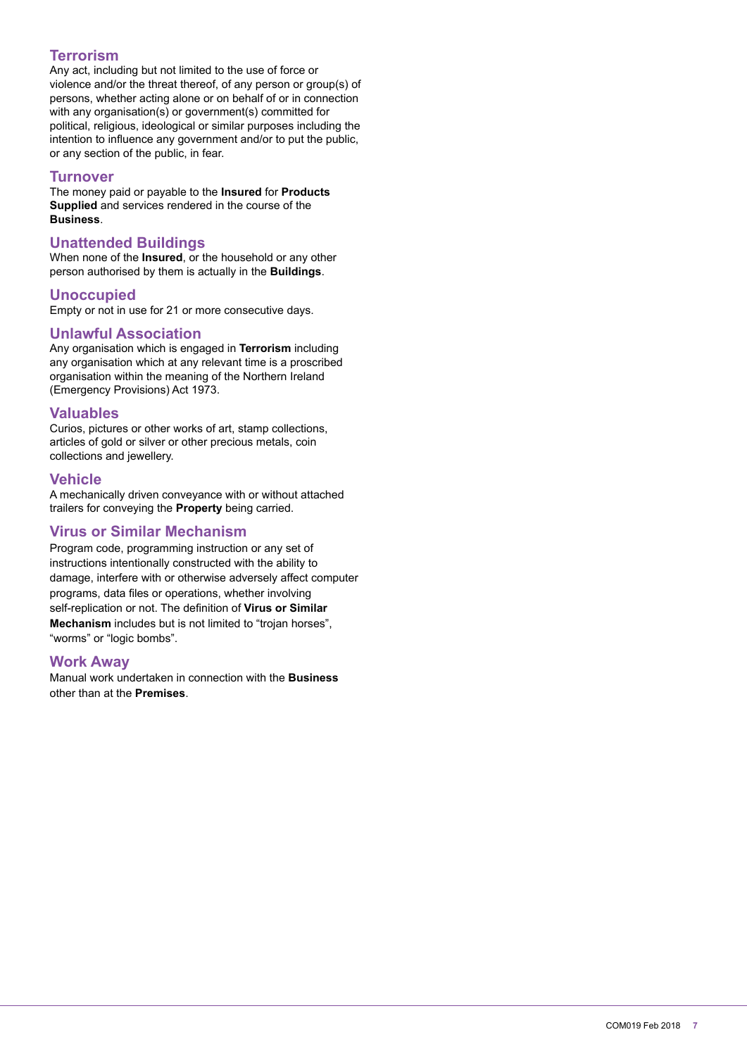### Terrorism

Any act, including but not limited to the use of force or violence and/or the threat thereof, of any person or group(s) of persons, whether acting alone or on behalf of or in connection with any organisation(s) or government(s) committed for political, religious, ideological or similar purposes including the intention to influence any government and/or to put the public, or any section of the public, in fear.

### Turnover

The money paid or payable to the **Insured** for **Products Supplied** and services rendered in the course of the **Business**.

### Unattended Buildings

When none of the **Insured**, or the household or any other person authorised by them is actually in the **Buildings**.

### Unoccupied

Empty or not in use for 21 or more consecutive days.

### Unlawful Association

Any organisation which is engaged in **Terrorism** including any organisation which at any relevant time is a proscribed organisation within the meaning of the Northern Ireland (Emergency Provisions) Act 1973.

### Valuables

Curios, pictures or other works of art, stamp collections, articles of gold or silver or other precious metals, coin collections and jewellery.

### Vehicle

A mechanically driven conveyance with or without attached trailers for conveying the **Property** being carried.

### Virus or Similar Mechanism

Program code, programming instruction or any set of instructions intentionally constructed with the ability to damage, interfere with or otherwise adversely affect computer programs, data files or operations, whether involving self-replication or not. The definition of **Virus or Similar Mechanism** includes but is not limited to "trojan horses", "worms" or "logic bombs".

### Work Away

Manual work undertaken in connection with the **Business** other than at the **Premises**.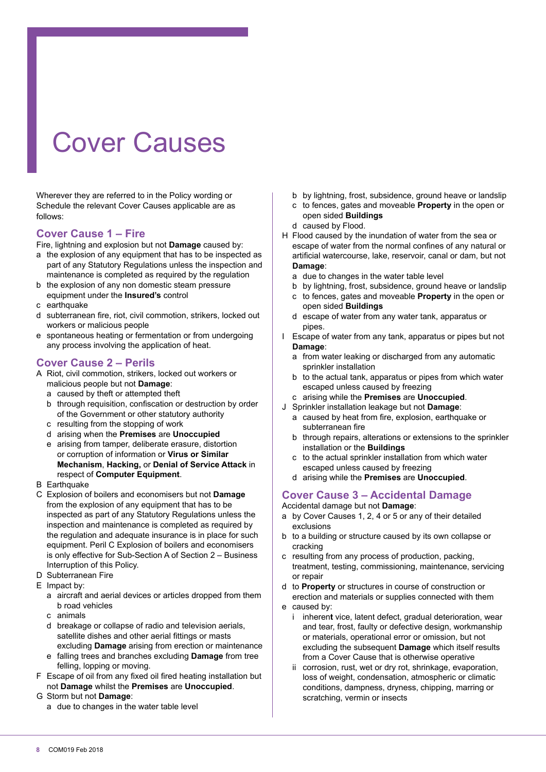# Cover Causes

Wherever they are referred to in the Policy wording or Schedule the relevant Cover Causes applicable are as follows:

## Cover Cause 1 – Fire

Fire, lightning and explosion but not **Damage** caused by:

- a the explosion of any equipment that has to be inspected as part of any Statutory Regulations unless the inspection and maintenance is completed as required by the regulation
- b the explosion of any non domestic steam pressure equipment under the **Insured's** control
- c earthquake
- d subterranean fire, riot, civil commotion, strikers, locked out workers or malicious people
- e spontaneous heating or fermentation or from undergoing any process involving the application of heat.

## Cover Cause 2 – Perils

- A Riot, civil commotion, strikers, locked out workers or malicious people but not **Damage**:
  - a caused by theft or attempted theft
  - b through requisition, confiscation or destruction by order of the Government or other statutory authority
  - c resulting from the stopping of work
  - d arising when the **Premises** are **Unoccupied**
  - e arising from tamper, deliberate erasure, distortion or corruption of information or **Virus or Similar Mechanism**, **Hacking,** or **Denial of Service Attack** in respect of **Computer Equipment**.
- B Earthquake
- C Explosion of boilers and economisers but not **Damage** from the explosion of any equipment that has to be inspected as part of any Statutory Regulations unless the inspection and maintenance is completed as required by the regulation and adequate insurance is in place for such equipment. Peril C Explosion of boilers and economisers is only effective for Sub-Section A of Section 2 – Business Interruption of this Policy.
- D Subterranean Fire
- E Impact by:
  - a aircraft and aerial devices or articles dropped from them
  - b road vehicles
  - c animals
  - d breakage or collapse of radio and television aerials, satellite dishes and other aerial fittings or masts excluding **Damage** arising from erection or maintenance
  - e falling trees and branches excluding **Damage** from tree felling, lopping or moving.
- F Escape of oil from any fixed oil fired heating installation but not **Damage** whilst the **Premises** are **Unoccupied**.
- G Storm but not **Damage**:
  - a due to changes in the water table level
  - b by lightning, frost, subsidence, ground heave or landslip
  - c to fences, gates and moveable **Property** in the open or open sided **Buildings**
  - d caused by Flood.
- H Flood caused by the inundation of water from the sea or escape of water from the normal confines of any natural or artificial watercourse, lake, reservoir, canal or dam, but not **Damage**:
  - a due to changes in the water table level
  - b by lightning, frost, subsidence, ground heave or landslip
  - c to fences, gates and moveable **Property** in the open or open sided **Buildings**
  - d escape of water from any water tank, apparatus or pipes.
- I Escape of water from any tank, apparatus or pipes but not **Damage**:
  - a from water leaking or discharged from any automatic sprinkler installation
  - b to the actual tank, apparatus or pipes from which water escaped unless caused by freezing
  - c arising while the **Premises** are **Unoccupied**.
- J Sprinkler installation leakage but not **Damage**:
  - a caused by heat from fire, explosion, earthquake or subterranean fire
  - b through repairs, alterations or extensions to the sprinkler installation or the **Buildings**
  - c to the actual sprinkler installation from which water escaped unless caused by freezing
  - d arising while the **Premises** are **Unoccupied**.

## Cover Cause 3 – Accidental Damage

Accidental damage but not **Damage**:

- a by Cover Causes 1, 2, 4 or 5 or any of their detailed exclusions
- b to a building or structure caused by its own collapse or cracking
- c resulting from any process of production, packing, treatment, testing, commissioning, maintenance, servicing or repair
- d to **Property** or structures in course of construction or erection and materials or supplies connected with them
- e caused by:
  - i inherent vice, latent defect, gradual deterioration, wear and tear, frost, faulty or defective design, workmanship or materials, operational error or omission, but not excluding the subsequent **Damage** which itself results from a Cover Cause that is otherwise operative
  - ii corrosion, rust, wet or dry rot, shrinkage, evaporation, loss of weight, condensation, atmospheric or climatic conditions, dampness, dryness, chipping, marring or scratching, vermin or insects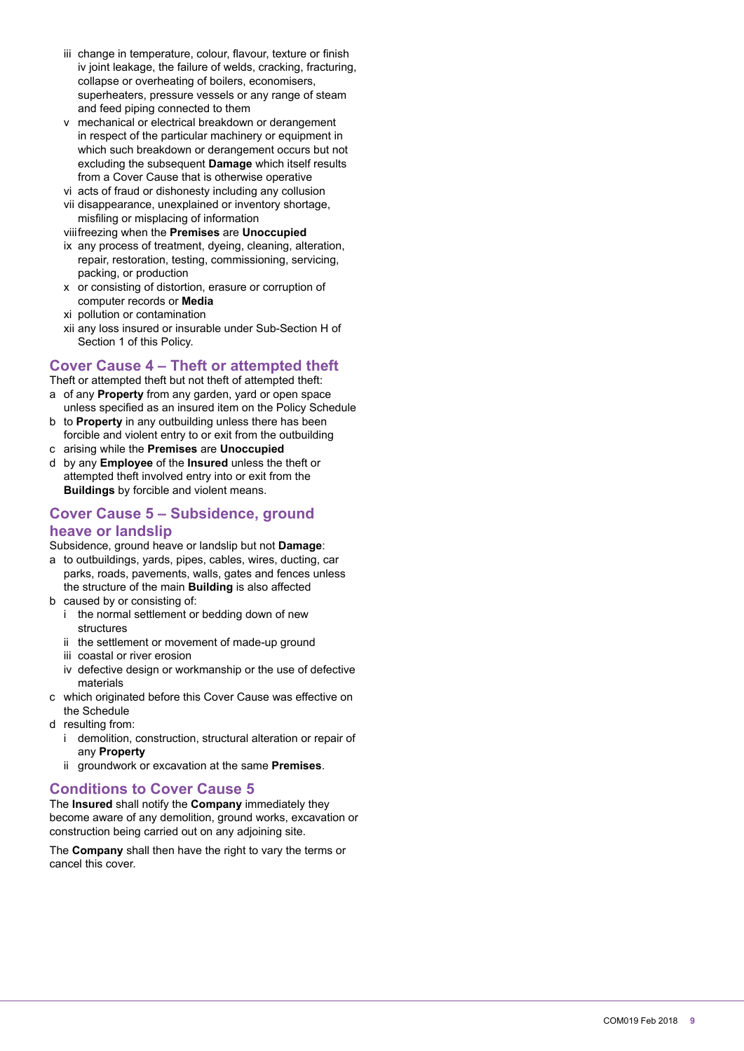- iii change in temperature, colour, flavour, texture or finish
- iv joint leakage, the failure of welds, cracking, fracturing, collapse or overheating of boilers, economisers, superheaters, pressure vessels or any range of steam and feed piping connected to them
- v mechanical or electrical breakdown or derangement in respect of the particular machinery or equipment in which such breakdown or derangement occurs but not excluding the subsequent **Damage** which itself results from a Cover Cause that is otherwise operative
- vi acts of fraud or dishonesty including any collusion
- vii disappearance, unexplained or inventory shortage, misfiling or misplacing of information
- viii freezing when the **Premises** are **Unoccupied**
- ix any process of treatment, dyeing, cleaning, alteration, repair, restoration, testing, commissioning, servicing, packing, or production
- x or consisting of distortion, erasure or corruption of computer records or **Media**
- xi pollution or contamination
- xii any loss insured or insurable under Sub-Section H of Section 1 of this Policy.

## Cover Cause 4 – Theft or attempted theft

Theft or attempted theft but not theft of attempted theft:

- a of any **Property** from any garden, yard or open space unless specified as an insured item on the Policy Schedule
- b to **Property** in any outbuilding unless there has been forcible and violent entry to or exit from the outbuilding
- c arising while the **Premises** are **Unoccupied**
- d by any **Employee** of the **Insured** unless the theft or attempted theft involved entry into or exit from the **Buildings** by forcible and violent means.

## Cover Cause 5 – Subsidence, ground heave or landslip

Subsidence, ground heave or landslip but not **Damage**:

- a to outbuildings, yards, pipes, cables, wires, ducting, car parks, roads, pavements, walls, gates and fences unless the structure of the main **Building** is also affected
- b caused by or consisting of:
  - i the normal settlement or bedding down of new structures
  - ii the settlement or movement of made-up ground
  - iii coastal or river erosion
  - iv defective design or workmanship or the use of defective materials
- c which originated before this Cover Cause was effective on the Schedule
- d resulting from:
  - i demolition, construction, structural alteration or repair of any **Property**
  - ii groundwork or excavation at the same **Premises**.

## Conditions to Cover Cause 5

The **Insured** shall notify the **Company** immediately they become aware of any demolition, ground works, excavation or construction being carried out on any adjoining site.

The **Company** shall then have the right to vary the terms or cancel this cover.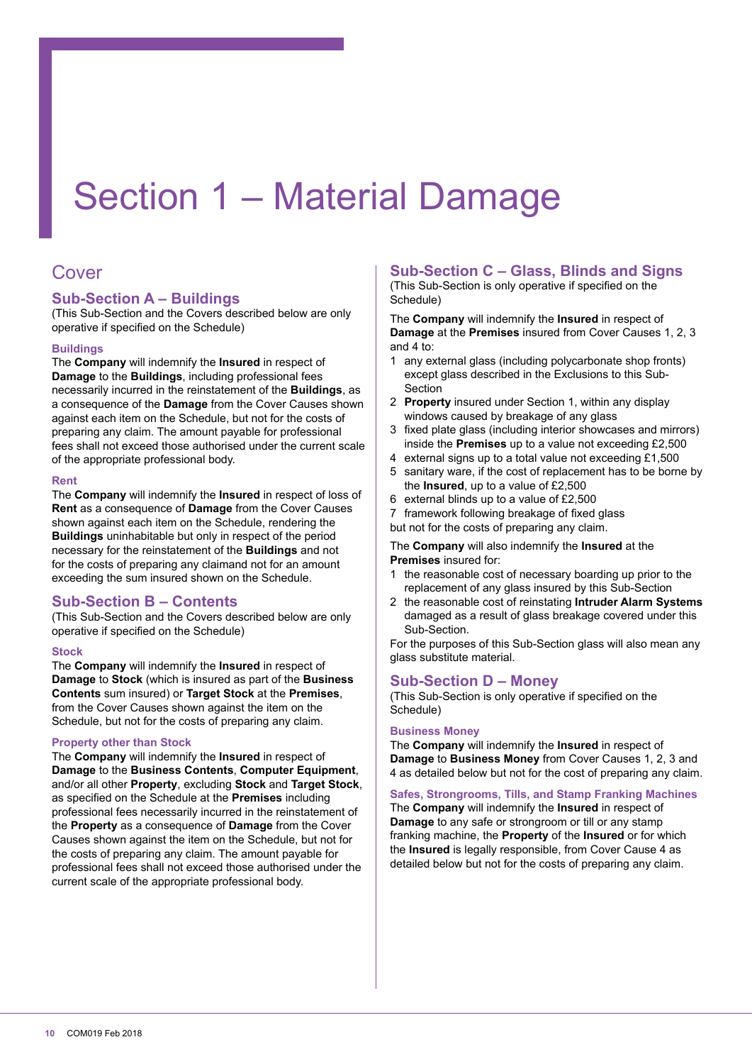# Section 1 – Material Damage

## Cover

### Sub-Section A – Buildings

(This Sub-Section and the Covers described below are only operative if specified on the Schedule)

#### Buildings

The **Company** will indemnify the **Insured** in respect of **Damage** to the **Buildings**, including professional fees necessarily incurred in the reinstatement of the **Buildings**, as a consequence of the **Damage** from the Cover Causes shown against each item on the Schedule, but not for the costs of preparing any claim. The amount payable for professional fees shall not exceed those authorised under the current scale of the appropriate professional body.

#### Rent

The **Company** will indemnify the **Insured** in respect of loss of **Rent** as a consequence of **Damage** from the Cover Causes shown against each item on the Schedule, rendering the **Buildings** uninhabitable but only in respect of the period necessary for the reinstatement of the **Buildings** and not for the costs of preparing any claimand not for an amount exceeding the sum insured shown on the Schedule.

### Sub-Section B – Contents

(This Sub-Section and the Covers described below are only operative if specified on the Schedule)

#### Stock

The **Company** will indemnify the **Insured** in respect of **Damage** to **Stock** (which is insured as part of the **Business Contents** sum insured) or **Target Stock** at the **Premises**, from the Cover Causes shown against the item on the Schedule, but not for the costs of preparing any claim.

#### Property other than Stock

The **Company** will indemnify the **Insured** in respect of **Damage** to the **Business Contents**, **Computer Equipment**, and/or all other **Property**, excluding **Stock** and **Target Stock**, as specified on the Schedule at the **Premises** including professional fees necessarily incurred in the reinstatement of the **Property** as a consequence of **Damage** from the Cover Causes shown against the item on the Schedule, but not for the costs of preparing any claim. The amount payable for professional fees shall not exceed those authorised under the current scale of the appropriate professional body.

### Sub-Section C – Glass, Blinds and Signs

(This Sub-Section is only operative if specified on the Schedule)

The **Company** will indemnify the **Insured** in respect of **Damage** at the **Premises** insured from Cover Causes 1, 2, 3 and 4 to:

1. any external glass (including polycarbonate shop fronts) except glass described in the Exclusions to this Sub-Section
2. **Property** insured under Section 1, within any display windows caused by breakage of any glass
3. fixed plate glass (including interior showcases and mirrors) inside the **Premises** up to a value not exceeding £2,500
4. external signs up to a total value not exceeding £1,500
5. sanitary ware, if the cost of replacement has to be borne by the **Insured**, up to a value of £2,500
6. external blinds up to a value of £2,500
7. framework following breakage of fixed glass

but not for the costs of preparing any claim.

The **Company** will also indemnify the **Insured** at the **Premises** insured for:

1. the reasonable cost of necessary boarding up prior to the replacement of any glass insured by this Sub-Section
2. the reasonable cost of reinstating **Intruder Alarm Systems** damaged as a result of glass breakage covered under this Sub-Section.

For the purposes of this Sub-Section glass will also mean any glass substitute material.

### Sub-Section D – Money

(This Sub-Section is only operative if specified on the Schedule)

#### Business Money

The **Company** will indemnify the **Insured** in respect of **Damage** to **Business Money** from Cover Causes 1, 2, 3 and 4 as detailed below but not for the cost of preparing any claim.

#### Safes, Strongrooms, Tills, and Stamp Franking Machines

The **Company** will indemnify the **Insured** in respect of **Damage** to any safe or strongroom or till or any stamp franking machine, the **Property** of the **Insured** or for which the **Insured** is legally responsible, from Cover Cause 4 as detailed below but not for the costs of preparing any claim.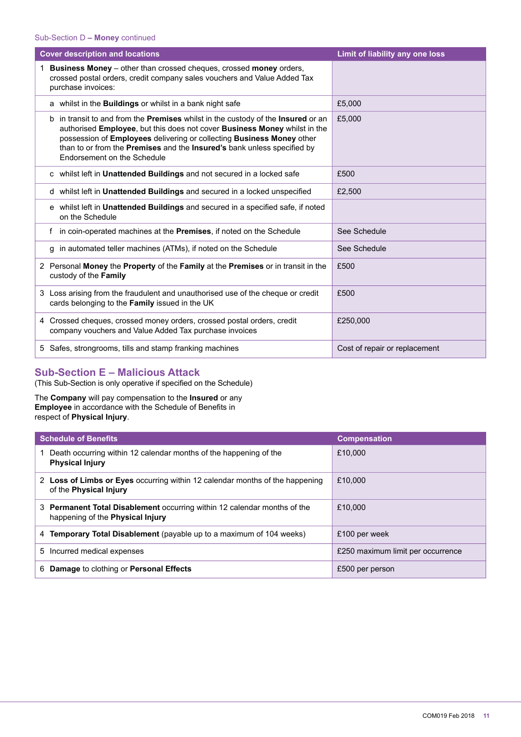Sub-Section D – **Money** continued

| Cover description and locations | Limit of liability any one loss |
|---|---|
| 1 **Business Money** – other than crossed cheques, crossed **money** orders, crossed postal orders, credit company sales vouchers and Value Added Tax purchase invoices: | |
| a whilst in the **Buildings** or whilst in a bank night safe | £5,000 |
| b in transit to and from the **Premises** whilst in the custody of the **Insured** or an authorised **Employee**, but this does not cover **Business Money** whilst in the possession of **Employees** delivering or collecting **Business Money** other than to or from the **Premises** and the **Insured's** bank unless specified by Endorsement on the Schedule | £5,000 |
| c whilst left in **Unattended Buildings** and not secured in a locked safe | £500 |
| d whilst left in **Unattended Buildings** and secured in a locked unspecified | £2,500 |
| e whilst left in **Unattended Buildings** and secured in a specified safe, if noted on the Schedule | |
| f in coin-operated machines at the **Premises**, if noted on the Schedule | See Schedule |
| g in automated teller machines (ATMs), if noted on the Schedule | See Schedule |
| 2 Personal **Money** the **Property** of the **Family** at the **Premises** or in transit in the custody of the **Family** | £500 |
| 3 Loss arising from the fraudulent and unauthorised use of the cheque or credit cards belonging to the **Family** issued in the UK | £500 |
| 4 Crossed cheques, crossed money orders, crossed postal orders, credit company vouchers and Value Added Tax purchase invoices | £250,000 |
| 5 Safes, strongrooms, tills and stamp franking machines | Cost of repair or replacement |

## Sub-Section E – Malicious Attack

(This Sub-Section is only operative if specified on the Schedule)

The **Company** will pay compensation to the **Insured** or any **Employee** in accordance with the Schedule of Benefits in respect of **Physical Injury**.

| Schedule of Benefits | Compensation |
|---|---|
| 1 Death occurring within 12 calendar months of the happening of the **Physical Injury** | £10,000 |
| 2 **Loss of Limbs or Eyes** occurring within 12 calendar months of the happening of the **Physical Injury** | £10,000 |
| 3 **Permanent Total Disablement** occurring within 12 calendar months of the happening of the **Physical Injury** | £10,000 |
| 4 **Temporary Total Disablement** (payable up to a maximum of 104 weeks) | £100 per week |
| 5 Incurred medical expenses | £250 maximum limit per occurrence |
| 6 **Damage** to clothing or **Personal Effects** | £500 per person |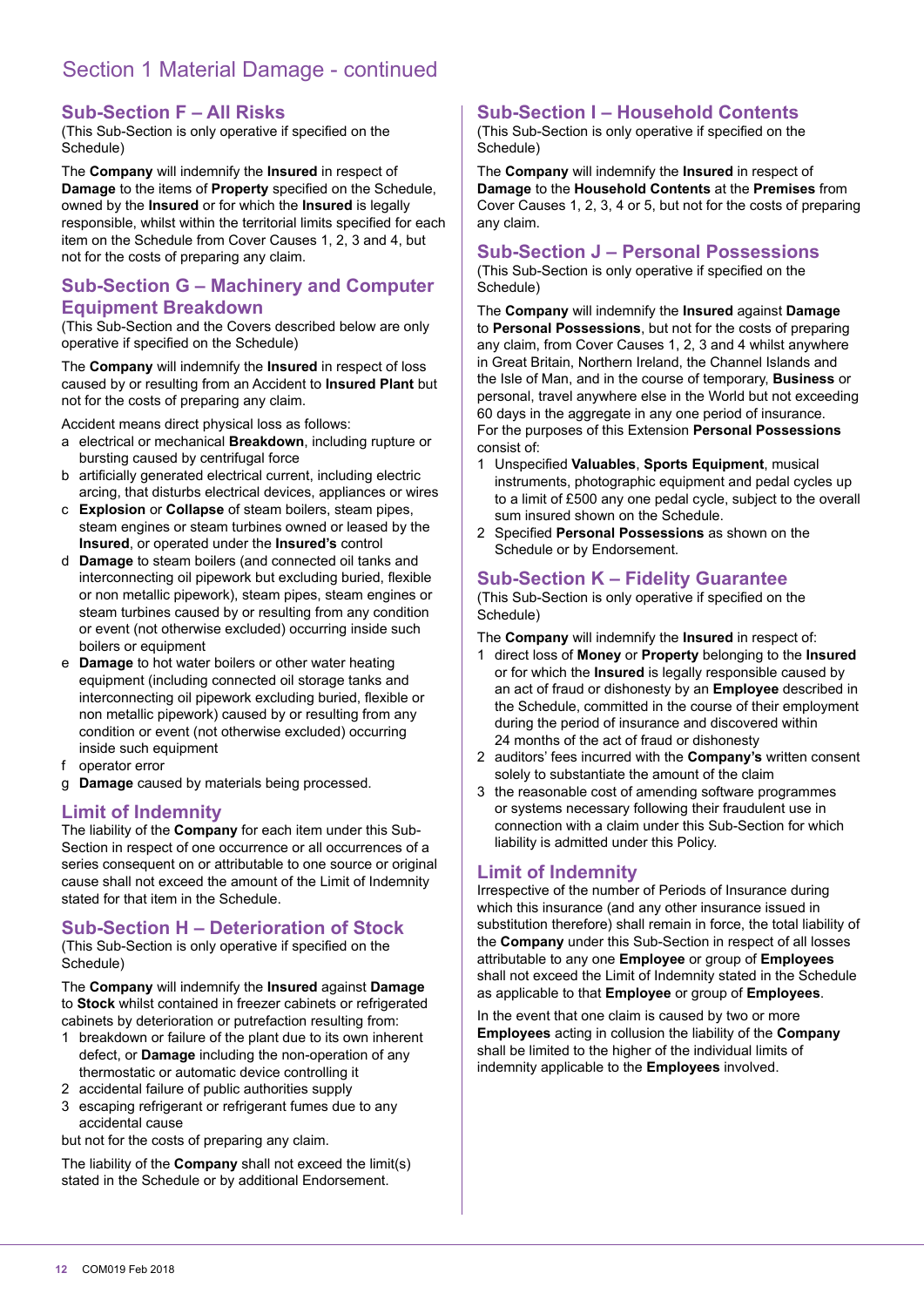# Section 1 Material Damage - continued

## Sub-Section F – All Risks

(This Sub-Section is only operative if specified on the Schedule)

The **Company** will indemnify the **Insured** in respect of **Damage** to the items of **Property** specified on the Schedule, owned by the **Insured** or for which the **Insured** is legally responsible, whilst within the territorial limits specified for each item on the Schedule from Cover Causes 1, 2, 3 and 4, but not for the costs of preparing any claim.

## Sub-Section G – Machinery and Computer Equipment Breakdown

(This Sub-Section and the Covers described below are only operative if specified on the Schedule)

The **Company** will indemnify the **Insured** in respect of loss caused by or resulting from an Accident to **Insured Plant** but not for the costs of preparing any claim.

Accident means direct physical loss as follows:

a electrical or mechanical **Breakdown**, including rupture or bursting caused by centrifugal force

b artificially generated electrical current, including electric arcing, that disturbs electrical devices, appliances or wires

c **Explosion** or **Collapse** of steam boilers, steam pipes, steam engines or steam turbines owned or leased by the **Insured**, or operated under the **Insured's** control

d **Damage** to steam boilers (and connected oil tanks and interconnecting oil pipework but excluding buried, flexible or non metallic pipework), steam pipes, steam engines or steam turbines caused by or resulting from any condition or event (not otherwise excluded) occurring inside such boilers or equipment

e **Damage** to hot water boilers or other water heating equipment (including connected oil storage tanks and interconnecting oil pipework excluding buried, flexible or non metallic pipework) caused by or resulting from any condition or event (not otherwise excluded) occurring inside such equipment

f operator error

g **Damage** caused by materials being processed.

### Limit of Indemnity

The liability of the **Company** for each item under this Sub-Section in respect of one occurrence or all occurrences of a series consequent on or attributable to one source or original cause shall not exceed the amount of the Limit of Indemnity stated for that item in the Schedule.

## Sub-Section H – Deterioration of Stock

(This Sub-Section is only operative if specified on the Schedule)

The **Company** will indemnify the **Insured** against **Damage** to **Stock** whilst contained in freezer cabinets or refrigerated cabinets by deterioration or putrefaction resulting from:

1 breakdown or failure of the plant due to its own inherent defect, or **Damage** including the non-operation of any thermostatic or automatic device controlling it

2 accidental failure of public authorities supply

3 escaping refrigerant or refrigerant fumes due to any accidental cause

but not for the costs of preparing any claim.

The liability of the **Company** shall not exceed the limit(s) stated in the Schedule or by additional Endorsement.

## Sub-Section I – Household Contents

(This Sub-Section is only operative if specified on the Schedule)

The **Company** will indemnify the **Insured** in respect of **Damage** to the **Household Contents** at the **Premises** from Cover Causes 1, 2, 3, 4 or 5, but not for the costs of preparing any claim.

## Sub-Section J – Personal Possessions

(This Sub-Section is only operative if specified on the Schedule)

The **Company** will indemnify the **Insured** against **Damage** to **Personal Possessions**, but not for the costs of preparing any claim, from Cover Causes 1, 2, 3 and 4 whilst anywhere in Great Britain, Northern Ireland, the Channel Islands and the Isle of Man, and in the course of temporary, **Business** or personal, travel anywhere else in the World but not exceeding 60 days in the aggregate in any one period of insurance.

For the purposes of this Extension **Personal Possessions** consist of:

1 Unspecified **Valuables**, **Sports Equipment**, musical instruments, photographic equipment and pedal cycles up to a limit of £500 any one pedal cycle, subject to the overall sum insured shown on the Schedule.

2 Specified **Personal Possessions** as shown on the Schedule or by Endorsement.

## Sub-Section K – Fidelity Guarantee

(This Sub-Section is only operative if specified on the Schedule)

The **Company** will indemnify the **Insured** in respect of:

1 direct loss of **Money** or **Property** belonging to the **Insured** or for which the **Insured** is legally responsible caused by an act of fraud or dishonesty by an **Employee** described in the Schedule, committed in the course of their employment during the period of insurance and discovered within 24 months of the act of fraud or dishonesty

2 auditors' fees incurred with the **Company's** written consent solely to substantiate the amount of the claim

3 the reasonable cost of amending software programmes or systems necessary following their fraudulent use in connection with a claim under this Sub-Section for which liability is admitted under this Policy.

### Limit of Indemnity

Irrespective of the number of Periods of Insurance during which this insurance (and any other insurance taken out in substitution therefore) shall remain in force, the total liability of the **Company** under this Sub-Section in respect of all losses attributable to any one **Employee** or group of **Employees** shall not exceed the Limit of Indemnity stated in the Schedule as applicable to that **Employee** or group of **Employees**.

In the event that one claim is caused by two or more **Employees** acting in collusion the liability of the **Company** shall be limited to the higher of the individual limits of indemnity applicable to the **Employees** involved.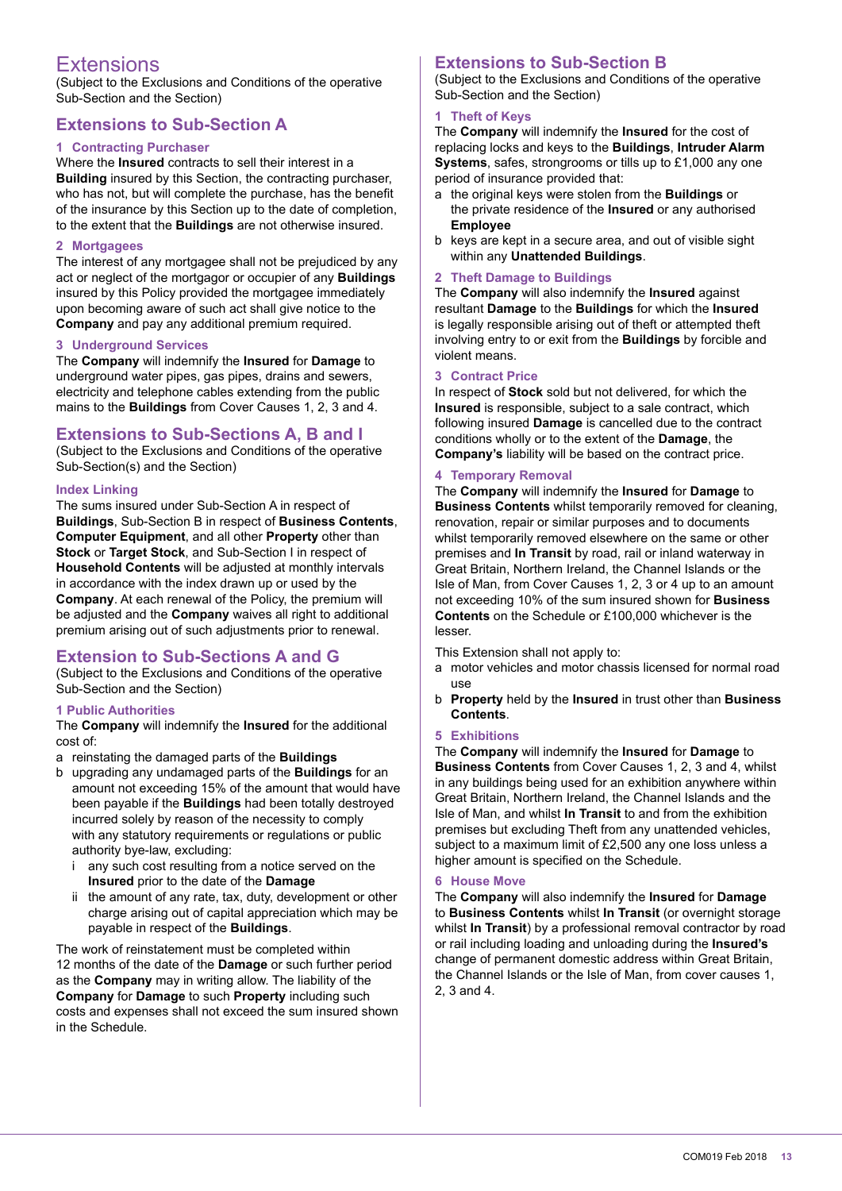# Extensions

(Subject to the Exclusions and Conditions of the operative Sub-Section and the Section)

## Extensions to Sub-Section A

### 1 Contracting Purchaser

Where the **Insured** contracts to sell their interest in a **Building** insured by this Section, the contracting purchaser, who has not, but will complete the purchase, has the benefit of the insurance by this Section up to the date of completion, to the extent that the **Buildings** are not otherwise insured.

### 2 Mortgagees

The interest of any mortgagee shall not be prejudiced by any act or neglect of the mortgagor or occupier of any **Buildings** insured by this Policy provided the mortgagee immediately upon becoming aware of such act shall give notice to the **Company** and pay any additional premium required.

### 3 Underground Services

The **Company** will indemnify the **Insured** for **Damage** to underground water pipes, gas pipes, drains and sewers, electricity and telephone cables extending from the public mains to the **Buildings** from Cover Causes 1, 2, 3 and 4.

## Extensions to Sub-Sections A, B and I

(Subject to the Exclusions and Conditions of the operative Sub-Section(s) and the Section)

### Index Linking

The sums insured under Sub-Section A in respect of **Buildings**, Sub-Section B in respect of **Business Contents**, **Computer Equipment**, and all other **Property** other than **Stock** or **Target Stock**, and Sub-Section I in respect of **Household Contents** will be adjusted at monthly intervals in accordance with the index drawn up or used by the **Company**. At each renewal of the Policy, the premium will be adjusted and the **Company** waives all right to additional premium arising out of such adjustments prior to renewal.

## Extension to Sub-Sections A and G

(Subject to the Exclusions and Conditions of the operative Sub-Section and the Section)

### 1 Public Authorities

The **Company** will indemnify the **Insured** for the additional cost of:

a reinstating the damaged parts of the **Buildings**

b upgrading any undamaged parts of the **Buildings** for an amount not exceeding 15% of the amount that would have been payable if the **Buildings** had been totally destroyed incurred solely by reason of the necessity to comply with any statutory requirements or regulations or public authority bye-law, excluding:

  i any such cost resulting from a notice served on the **Insured** prior to the date of the **Damage**

  ii the amount of any rate, tax, duty, development or other charge arising out of capital appreciation which may be payable in respect of the **Buildings**.

The work of reinstatement must be completed within 12 months of the date of the **Damage** or such further period as the **Company** may in writing allow. The liability of the **Company** for **Damage** to such **Property** including such costs and expenses shall not exceed the sum insured shown in the Schedule.

## Extensions to Sub-Section B

(Subject to the Exclusions and Conditions of the operative Sub-Section and the Section)

### 1 Theft of Keys

The **Company** will indemnify the **Insured** for the cost of replacing locks and keys to the **Buildings**, **Intruder Alarm Systems**, safes, strongrooms or tills up to £1,000 any one period of insurance provided that:

a the original keys were stolen from the **Buildings** or the private residence of the **Insured** or any authorised **Employee**

b keys are kept in a secure area, and out of visible sight within any **Unattended Buildings**.

### 2 Theft Damage to Buildings

The **Company** will also indemnify the **Insured** against resultant **Damage** to the **Buildings** for which the **Insured** is legally responsible arising out of theft or attempted theft involving entry to or exit from the **Buildings** by forcible and violent means.

### 3 Contract Price

In respect of **Stock** sold but not delivered, for which the **Insured** is responsible, subject to a sale contract, which following insured **Damage** is cancelled due to the contract conditions wholly or to the extent of the **Damage**, the **Company's** liability will be based on the contract price.

### 4 Temporary Removal

The **Company** will indemnify the **Insured** for **Damage** to **Business Contents** whilst temporarily removed for cleaning, renovation, repair or similar purposes and to documents whilst temporarily removed elsewhere on the same or other premises and **In Transit** by road, rail or inland waterway in Great Britain, Northern Ireland, the Channel Islands or the Isle of Man, from Cover Causes 1, 2, 3 or 4 up to an amount not exceeding 10% of the sum insured shown for **Business Contents** on the Schedule or £100,000 whichever is the lesser.

This Extension shall not apply to:

a motor vehicles and motor chassis licensed for normal road use

b **Property** held by the **Insured** in trust other than **Business Contents**.

### 5 Exhibitions

The **Company** will indemnify the **Insured** for **Damage** to **Business Contents** from Cover Causes 1, 2, 3 and 4, whilst in any buildings being used for an exhibition anywhere within Great Britain, Northern Ireland, the Channel Islands and the Isle of Man, and whilst **In Transit** to and from the exhibition premises but excluding Theft from any unattended vehicles, subject to a maximum limit of £2,500 any one loss unless a higher amount is specified on the Schedule.

### 6 House Move

The **Company** will also indemnify the **Insured** for **Damage** to **Business Contents** whilst **In Transit** (or overnight storage whilst **In Transit**) by a professional removal contractor by road or rail including loading and unloading during the **Insured's** change of permanent domestic address within Great Britain, the Channel Islands or the Isle of Man, from cover causes 1, 2, 3 and 4.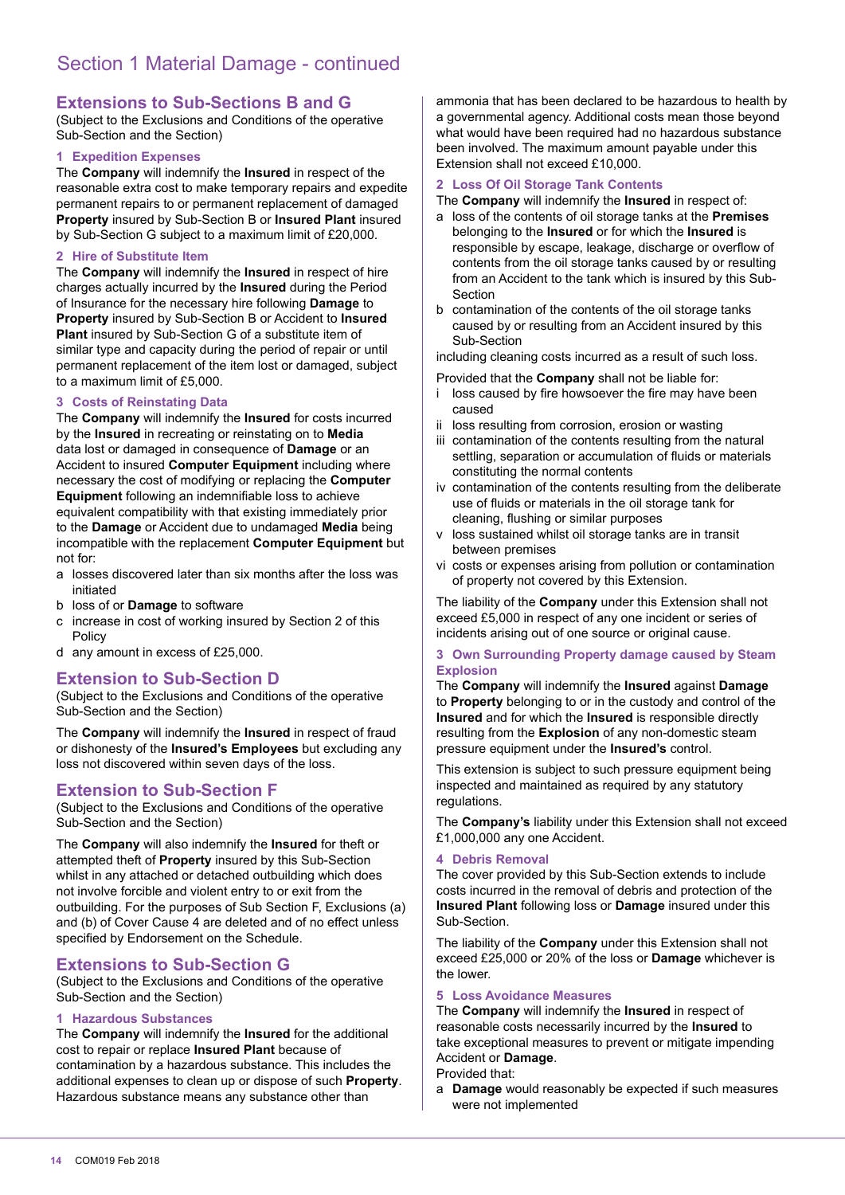# Section 1 Material Damage - continued

## Extensions to Sub-Sections B and G

(Subject to the Exclusions and Conditions of the operative Sub-Section and the Section)

### 1 Expedition Expenses

The **Company** will indemnify the **Insured** in respect of the reasonable extra cost to make temporary repairs and expedite permanent repairs to or permanent replacement of damaged **Property** insured by Sub-Section B or **Insured Plant** insured by Sub-Section G subject to a maximum limit of £20,000.

### 2 Hire of Substitute Item

The **Company** will indemnify the **Insured** in respect of hire charges actually incurred by the **Insured** during the Period of Insurance for the necessary hire following **Damage** to **Property** insured by Sub-Section B or Accident to **Insured Plant** insured by Sub-Section G of a substitute item of similar type and capacity during the period of repair or until permanent replacement of the item lost or damaged, subject to a maximum limit of £5,000.

### 3 Costs of Reinstating Data

The **Company** will indemnify the **Insured** for costs incurred by the **Insured** in recreating or reinstating on to **Media** data lost or damaged in consequence of **Damage** or an Accident to insured **Computer Equipment** including where necessary the cost of modifying or replacing the **Computer Equipment** following an indemnifiable loss to achieve equivalent compatibility with that existing immediately prior to the **Damage** or Accident due to undamaged **Media** being incompatible with the replacement **Computer Equipment** but not for:

- a losses discovered later than six months after the loss was initiated
- b loss of or **Damage** to software
- c increase in cost of working insured by Section 2 of this Policy
- d any amount in excess of £25,000.

## Extension to Sub-Section D

(Subject to the Exclusions and Conditions of the operative Sub-Section and the Section)

The **Company** will indemnify the **Insured** in respect of fraud or dishonesty of the **Insured's Employees** but excluding any loss not discovered within seven days of the loss.

## Extension to Sub-Section F

(Subject to the Exclusions and Conditions of the operative Sub-Section and the Section)

The **Company** will also indemnify the **Insured** for theft or attempted theft of **Property** insured by this Sub-Section whilst in any attached or detached outbuilding which does not involve forcible and violent entry to or exit from the outbuilding. For the purposes of Sub Section F, Exclusions (a) and (b) of Cover Cause 4 are deleted and of no effect unless specified by Endorsement on the Schedule.

## Extensions to Sub-Section G

(Subject to the Exclusions and Conditions of the operative Sub-Section and the Section)

### 1 Hazardous Substances

The **Company** will indemnify the **Insured** for the additional cost to repair or replace **Insured Plant** because of contamination by a hazardous substance. This includes the additional expenses to clean up or dispose of such **Property**. Hazardous substance means any substance other than ammonia that has been declared to be hazardous to health by a governmental agency. Additional costs mean those beyond what would have been required had no hazardous substance been involved. The maximum amount payable under this Extension shall not exceed £10,000.

### 2 Loss Of Oil Storage Tank Contents

The **Company** will indemnify the **Insured** in respect of:

- a loss of the contents of oil storage tanks at the **Premises** belonging to the **Insured** or for which the **Insured** is responsible by escape, leakage, discharge or overflow of contents from the oil storage tanks caused by or resulting from an Accident to the tank which is insured by this Sub-Section
- b contamination of the contents of the oil storage tanks caused by or resulting from an Accident insured by this Sub-Section

including cleaning costs incurred as a result of such loss.

Provided that the **Company** shall not be liable for:

- i loss caused by fire howsoever the fire may have been caused
- ii loss resulting from corrosion, erosion or wasting
- iii contamination of the contents resulting from the natural settling, separation or accumulation of fluids or materials constituting the normal contents
- iv contamination of the contents resulting from the deliberate use of fluids or materials in the oil storage tank for cleaning, flushing or similar purposes
- v loss sustained whilst oil storage tanks are in transit between premises
- vi costs or expenses arising from pollution or contamination of property not covered by this Extension.

The liability of the **Company** under this Extension shall not exceed £5,000 in respect of any one incident or series of incidents arising out of one source or original cause.

### 3 Own Surrounding Property damage caused by Steam Explosion

The **Company** will indemnify the **Insured** against **Damage** to **Property** belonging to or in the custody and control of the **Insured** and for which the **Insured** is responsible directly resulting from the **Explosion** of any non-domestic steam pressure equipment under the **Insured's** control.

This extension is subject to such pressure equipment being inspected and maintained as required by any statutory regulations.

The **Company's** liability under this Extension shall not exceed £1,000,000 any one Accident.

### 4 Debris Removal

The cover provided by this Sub-Section extends to include costs incurred in the removal of debris and protection of the **Insured Plant** following loss or **Damage** insured under this Sub-Section.

The liability of the **Company** under this Extension shall not exceed £25,000 or 20% of the loss or **Damage** whichever is the lower.

### 5 Loss Avoidance Measures

The **Company** will indemnify the **Insured** in respect of reasonable costs necessarily incurred by the **Insured** to take exceptional measures to prevent or mitigate impending Accident or **Damage**.

Provided that:

- a **Damage** would reasonably be expected if such measures were not implemented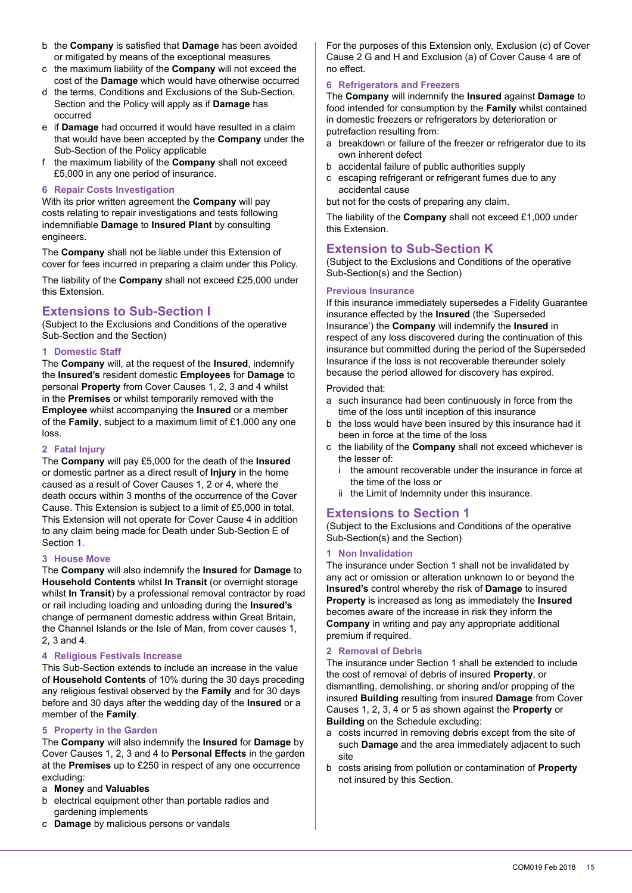b the **Company** is satisfied that **Damage** has been avoided or mitigated by means of the exceptional measures
c the maximum liability of the **Company** will not exceed the cost of the **Damage** which would have otherwise occurred
d the terms, Conditions and Exclusions of the Sub-Section, Section and the Policy will apply as if **Damage** has occurred
e if **Damage** had occurred it would have resulted in a claim that would have been accepted by the **Company** under the Sub-Section of the Policy applicable
f the maximum liability of the **Company** shall not exceed £5,000 in any one period of insurance.

### 6 Repair Costs Investigation

With its prior written agreement the **Company** will pay costs relating to repair investigations and tests following indemnifiable **Damage** to **Insured Plant** by consulting engineers.

The **Company** shall not be liable under this Extension of cover for fees incurred in preparing a claim under this Policy.

The liability of the **Company** shall not exceed £25,000 under this Extension.

## Extensions to Sub-Section I

(Subject to the Exclusions and Conditions of the operative Sub-Section and the Section)

### 1 Domestic Staff

The **Company** will, at the request of the **Insured**, indemnify the **Insured's** resident domestic **Employees** for **Damage** to personal **Property** from Cover Causes 1, 2, 3 and 4 whilst in the **Premises** or whilst temporarily removed with the **Employee** whilst accompanying the **Insured** or a member of the **Family**, subject to a maximum limit of £1,000 any one loss.

### 2 Fatal Injury

The **Company** will pay £5,000 for the death of the **Insured** or domestic partner as a direct result of **Injury** in the home caused as a result of Cover Causes 1, 2 or 4, where the death occurs within 3 months of the occurrence of the Cover Cause. This Extension is subject to a limit of £5,000 in total. This Extension will not operate for Cover Cause 4 in addition to any claim being made for Death under Sub-Section E of Section 1.

### 3 House Move

The **Company** will also indemnify the **Insured** for **Damage** to **Household Contents** whilst **In Transit** (or overnight storage whilst **In Transit**) by a professional removal contractor by road or rail including loading and unloading during the **Insured's** change of permanent domestic address within Great Britain, the Channel Islands or the Isle of Man, from cover causes 1, 2, 3 and 4.

### 4 Religious Festivals Increase

This Sub-Section extends to include an increase in the value of **Household Contents** of 10% during the 30 days preceding any religious festival observed by the **Family** and for 30 days before and 30 days after the wedding day of the **Insured** or a member of the **Family**.

### 5 Property in the Garden

The **Company** will also indemnify the **Insured** for **Damage** by Cover Causes 1, 2, 3 and 4 to **Personal Effects** in the garden at the **Premises** up to £250 in respect of any one occurrence excluding:

a **Money** and **Valuables**
b electrical equipment other than portable radios and gardening implements
c **Damage** by malicious persons or vandals

For the purposes of this Extension only, Exclusion (c) of Cover Cause 2 G and H and Exclusion (a) of Cover Cause 4 are of no effect.

### 6 Refrigerators and Freezers

The **Company** will indemnify the **Insured** against **Damage** to food intended for consumption by the **Family** whilst contained in domestic freezers or refrigerators by deterioration or putrefaction resulting from:

a breakdown or failure of the freezer or refrigerator due to its own inherent defect
b accidental failure of public authorities supply
c escaping refrigerant or refrigerant fumes due to any accidental cause

but not for the costs of preparing any claim.

The liability of the **Company** shall not exceed £1,000 under this Extension.

## Extension to Sub-Section K

(Subject to the Exclusions and Conditions of the operative Sub-Section(s) and the Section)

### Previous Insurance

If this insurance immediately supersedes a Fidelity Guarantee insurance effected by the **Insured** (the 'Superseded Insurance') the **Company** will indemnify the **Insured** in respect of any loss discovered during the continuation of this insurance but committed during the period of the Superseded Insurance if the loss is not recoverable thereunder solely because the period allowed for discovery has expired.

Provided that:

a such insurance had been continuously in force from the time of the loss until inception of this insurance
b the loss would have been insured by this insurance had it been in force at the time of the loss
c the liability of the **Company** shall not exceed whichever is the lesser of:
   i the amount recoverable under the insurance in force at the time of the loss or
   ii the Limit of Indemnity under this insurance.

## Extensions to Section 1

(Subject to the Exclusions and Conditions of the operative Sub-Section(s) and the Section)

### 1 Non Invalidation

The insurance under Section 1 shall not be invalidated by any act or omission or alteration unknown to or beyond the **Insured's** control whereby the risk of **Damage** to insured **Property** is increased as long as immediately the **Insured** becomes aware of the increase in risk they inform the **Company** in writing and pay any appropriate additional premium if required.

### 2 Removal of Debris

The insurance under Section 1 shall be extended to include the cost of removal of debris of insured **Property**, or dismantling, demolishing, or shoring and/or propping of the insured **Building** resulting from insured **Damage** from Cover Causes 1, 2, 3, 4 or 5 as shown against the **Property** or **Building** on the Schedule excluding:

a costs incurred in removing debris except from the site of such **Damage** and the area immediately adjacent to such site
b costs arising from pollution or contamination of **Property** not insured by this Section.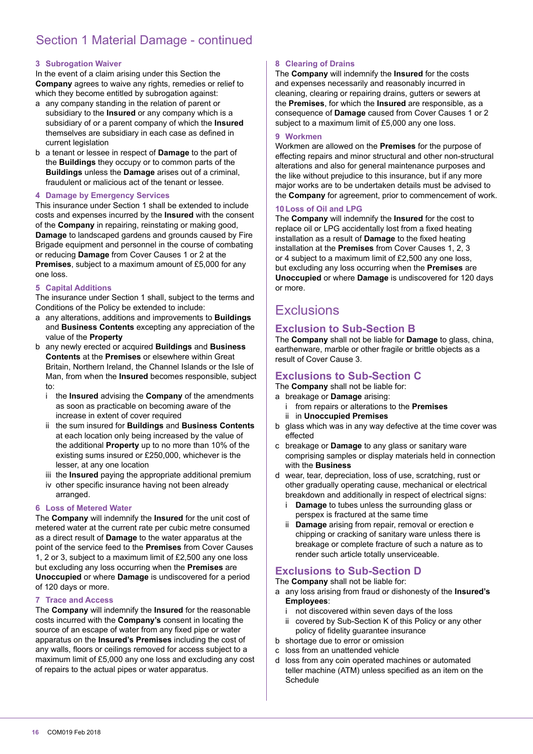# Section 1 Material Damage - continued

### 3 Subrogation Waiver

In the event of a claim arising under this Section the **Company** agrees to waive any rights, remedies or relief to which they become entitled by subrogation against:

a any company standing in the relation of parent or subsidiary to the **Insured** or any company which is a subsidiary of or a parent company of which the **Insured** themselves are subsidiary in each case as defined in current legislation

b a tenant or lessee in respect of **Damage** to the part of the **Buildings** they occupy or to common parts of the **Buildings** unless the **Damage** arises out of a criminal, fraudulent or malicious act of the tenant or lessee.

### 4 Damage by Emergency Services

This insurance under Section 1 shall be extended to include costs and expenses incurred by the **Insured** with the consent of the **Company** in repairing, reinstating or making good, **Damage** to landscaped gardens and grounds caused by Fire Brigade equipment and personnel in the course of combating or reducing **Damage** from Cover Causes 1 or 2 at the **Premises**, subject to a maximum amount of £5,000 for any one loss.

### 5 Capital Additions

The insurance under Section 1 shall, subject to the terms and Conditions of the Policy be extended to include:

a any alterations, additions and improvements to **Buildings** and **Business Contents** excepting any appreciation of the value of the **Property**

b any newly erected or acquired **Buildings** and **Business Contents** at the **Premises** or elsewhere within Great Britain, Northern Ireland, the Channel Islands or the Isle of Man, from when the **Insured** becomes responsible, subject to:

i the **Insured** advising the **Company** of the amendments as soon as practicable on becoming aware of the increase in extent of cover required

ii the sum insured for **Buildings** and **Business Contents** at each location only being increased by the value of the additional **Property** up to no more than 10% of the existing sums insured or £250,000, whichever is the lesser, at any one location

iii the **Insured** paying the appropriate additional premium

iv other specific insurance having not been already arranged.

### 6 Loss of Metered Water

The **Company** will indemnify the **Insured** for the unit cost of metered water at the current rate per cubic metre consumed as a direct result of **Damage** to the water apparatus at the point of the service feed to the **Premises** from Cover Causes 1, 2 or 3, subject to a maximum limit of £2,500 any one loss but excluding any loss occurring when the **Premises** are **Unoccupied** or where **Damage** is undiscovered for a period of 120 days or more.

### 7 Trace and Access

The **Company** will indemnify the **Insured** for the reasonable costs incurred with the **Company's** consent in locating the source of an escape of water from any fixed pipe or water apparatus on the **Insured's Premises** including the cost of any walls, floors or ceilings removed for access subject to a maximum limit of £5,000 any one loss and excluding any cost of repairs to the actual pipes or water apparatus.

### 8 Clearing of Drains

The **Company** will indemnify the **Insured** for the costs and expenses necessarily and reasonably incurred in cleaning, clearing or repairing drains, gutters or sewers at the **Premises**, for which the **Insured** are responsible, as a consequence of **Damage** caused from Cover Causes 1 or 2 subject to a maximum limit of £5,000 any one loss.

### 9 Workmen

Workmen are allowed on the **Premises** for the purpose of effecting repairs and minor structural and other non-structural alterations and also for general maintenance purposes and the like without prejudice to this insurance, but if any more major works are to be undertaken details must be advised to the **Company** for agreement, prior to commencement of work.

### 10 Loss of Oil and LPG

The **Company** will indemnify the **Insured** for the cost to replace oil or LPG accidentally lost from a fixed heating installation as a result of **Damage** to the fixed heating installation at the **Premises** from Cover Causes 1, 2, 3 or 4 subject to a maximum limit of £2,500 any one loss, but excluding any loss occurring when the **Premises** are **Unoccupied** or where **Damage** is undiscovered for 120 days or more.

# Exclusions

## Exclusion to Sub-Section B

The **Company** shall not be liable for **Damage** to glass, china, earthenware, marble or other fragile or brittle objects as a result of Cover Cause 3.

## Exclusions to Sub-Section C

The **Company** shall not be liable for:

a breakage or **Damage** arising:

i from repairs or alterations to the **Premises**

ii in **Unoccupied Premises**

b glass which was in any way defective at the time cover was effected

c breakage or **Damage** to any glass or sanitary ware comprising samples or display materials held in connection with the **Business**

d wear, tear, depreciation, loss of use, scratching, rust or other gradually operating cause, mechanical or electrical breakdown and additionally in respect of electrical signs:

i **Damage** to tubes unless the surrounding glass or perspex is fractured at the same time

ii **Damage** arising from repair, removal or erection e chipping or cracking of sanitary ware unless there is breakage or complete fracture of such a nature as to render such article totally unserviceable.

## Exclusions to Sub-Section D

The **Company** shall not be liable for:

a any loss arising from fraud or dishonesty of the **Insured's Employees**:

i not discovered within seven days of the loss

ii covered by Sub-Section K of this Policy or any other policy of fidelity guarantee insurance

b shortage due to error or omission

c loss from an unattended vehicle

d loss from any coin operated machines or automated teller machine (ATM) unless specified as an item on the Schedule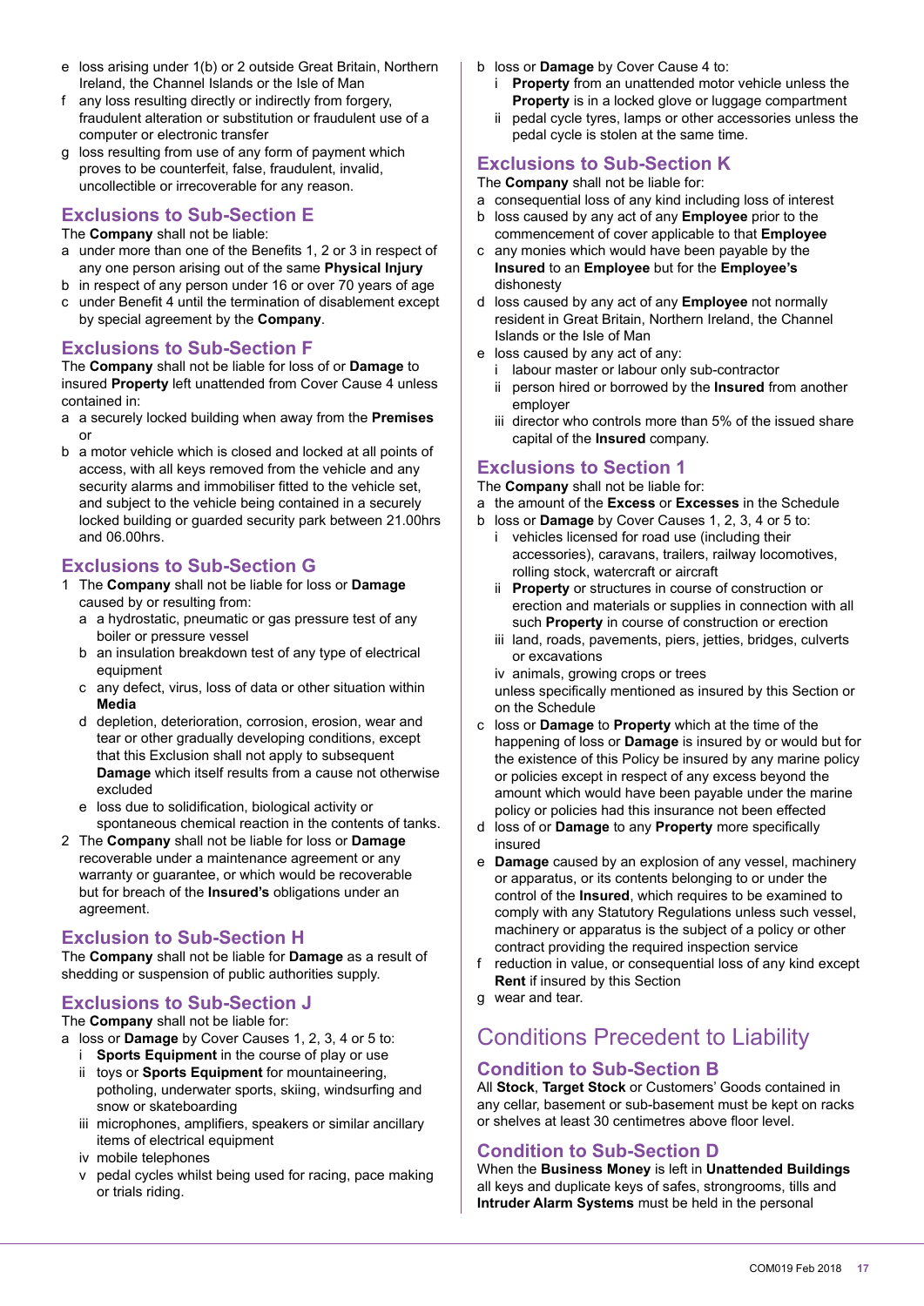- e loss arising under 1(b) or 2 outside Great Britain, Northern Ireland, the Channel Islands or the Isle of Man
- f any loss resulting directly or indirectly from forgery, fraudulent alteration or substitution or fraudulent use of a computer or electronic transfer
- g loss resulting from use of any form of payment which proves to be counterfeit, false, fraudulent, invalid, uncollectible or irrecoverable for any reason.

## Exclusions to Sub-Section E

The **Company** shall not be liable:

- a under more than one of the Benefits 1, 2 or 3 in respect of any one person arising out of the same **Physical Injury**
- b in respect of any person under 16 or over 70 years of age
- c under Benefit 4 until the termination of disablement except by special agreement by the **Company**.

## Exclusions to Sub-Section F

The **Company** shall not be liable for loss of or **Damage** to insured **Property** left unattended from Cover Cause 4 unless contained in:

- a a securely locked building when away from the **Premises** or
- b a motor vehicle which is closed and locked at all points of access, with all keys removed from the vehicle and any security alarms and immobiliser fitted to the vehicle set, and subject to the vehicle being contained in a securely locked building or guarded security park between 21.00hrs and 06.00hrs.

## Exclusions to Sub-Section G

1. The **Company** shall not be liable for loss or **Damage** caused by or resulting from:
   - a a hydrostatic, pneumatic or gas pressure test of any boiler or pressure vessel
   - b an insulation breakdown test of any type of electrical equipment
   - c any defect, virus, loss of data or other situation within **Media**
   - d depletion, deterioration, corrosion, erosion, wear and tear or other gradually developing conditions, except that this Exclusion shall not apply to subsequent **Damage** which itself results from a cause not otherwise excluded
   - e loss due to solidification, biological activity or spontaneous chemical reaction in the contents of tanks.
2. The **Company** shall not be liable for loss or **Damage** recoverable under a maintenance agreement or any warranty or guarantee, or which would be recoverable but for breach of the **Insured's** obligations under an agreement.

## Exclusion to Sub-Section H

The **Company** shall not be liable for **Damage** as a result of shedding or suspension of public authorities supply.

## Exclusions to Sub-Section J

The **Company** shall not be liable for:

- a loss or **Damage** by Cover Causes 1, 2, 3, 4 or 5 to:
  - i **Sports Equipment** in the course of play or use
  - ii toys or **Sports Equipment** for mountaineering, potholing, underwater sports, skiing, windsurfing and snow or skateboarding
  - iii microphones, amplifiers, speakers or similar ancillary items of electrical equipment
  - iv mobile telephones
  - v pedal cycles whilst being used for racing, pace making or trials riding.
- b loss or **Damage** by Cover Cause 4 to:
  - i **Property** from an unattended motor vehicle unless the **Property** is in a locked glove or luggage compartment
  - ii pedal cycle tyres, lamps or other accessories unless the pedal cycle is stolen at the same time.

## Exclusions to Sub-Section K

The **Company** shall not be liable for:

- a consequential loss of any kind including loss of interest
- b loss caused by any act of any **Employee** prior to the commencement of cover applicable to that **Employee**
- c any monies which would have been payable by the **Insured** to an **Employee** but for the **Employee's** dishonesty
- d loss caused by any act of any **Employee** not normally resident in Great Britain, Northern Ireland, the Channel Islands or the Isle of Man
- e loss caused by any act of any:
  - i labour master or labour only sub-contractor
  - ii person hired or borrowed by the **Insured** from another employer
  - iii director who controls more than 5% of the issued share capital of the **Insured** company.

## Exclusions to Section 1

The **Company** shall not be liable for:

- a the amount of the **Excess** or **Excesses** in the Schedule
- b loss or **Damage** by Cover Causes 1, 2, 3, 4 or 5 to:
  - i vehicles licensed for road use (including their accessories), caravans, trailers, railway locomotives, rolling stock, watercraft or aircraft
  - ii **Property** or structures in course of construction or erection and materials or supplies in connection with all such **Property** in course of construction or erection
  - iii land, roads, pavements, piers, jetties, bridges, culverts or excavations
  - iv animals, growing crops or trees

  unless specifically mentioned as insured by this Section or on the Schedule
- c loss or **Damage** to **Property** which at the time of the happening of loss or **Damage** is insured by or would but for the existence of this Policy be insured by any marine policy or policies except in respect of any excess beyond the amount which would have been payable under the marine policy or policies had this insurance not been effected
- d loss of or **Damage** to any **Property** more specifically insured
- e **Damage** caused by an explosion of any vessel, machinery or apparatus, or its contents belonging to or under the control of the **Insured**, which requires to be examined to comply with any Statutory Regulations unless such vessel, machinery or apparatus is the subject of a policy or other contract providing the required inspection service
- f reduction in value, or consequential loss of any kind except **Rent** if insured by this Section
- g wear and tear.

# Conditions Precedent to Liability

## Condition to Sub-Section B

All **Stock**, **Target Stock** or Customers' Goods contained in any cellar, basement or sub-basement must be kept on racks or shelves at least 30 centimetres above floor level.

## Condition to Sub-Section D

When the **Business Money** is left in **Unattended Buildings** all keys and duplicate keys of safes, strongrooms, tills and **Intruder Alarm Systems** must be held in the personal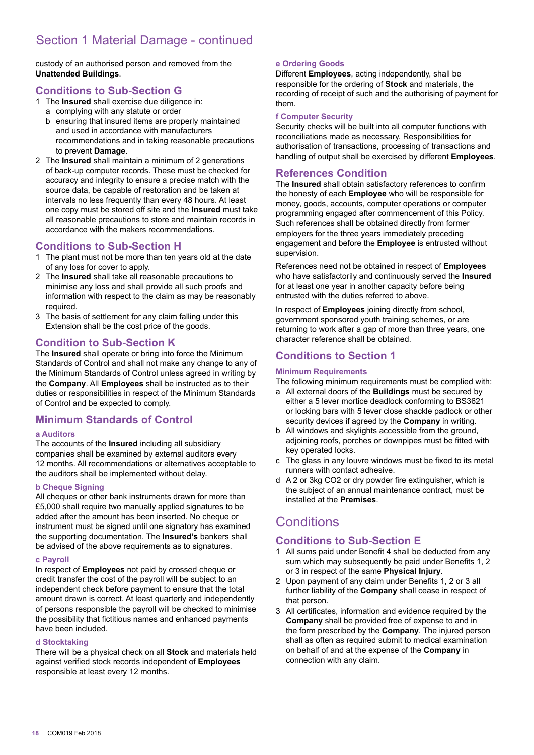# Section 1 Material Damage - continued

custody of an authorised person and removed from the **Unattended Buildings**.

## Conditions to Sub-Section G

1. The **Insured** shall exercise due diligence in:
   a. complying with any statute or order
   b. ensuring that insured items are properly maintained and used in accordance with manufacturers recommendations and in taking reasonable precautions to prevent **Damage**.
2. The **Insured** shall maintain a minimum of 2 generations of back-up computer records. These must be checked for accuracy and integrity to ensure a precise match with the source data, be capable of restoration and be taken at intervals no less frequently than every 48 hours. At least one copy must be stored off site and the **Insured** must take all reasonable precautions to store and maintain records in accordance with the makers recommendations.

## Conditions to Sub-Section H

1. The plant must not be more than ten years old at the date of any loss for cover to apply.
2. The **Insured** shall take all reasonable precautions to minimise any loss and shall provide all such proofs and information with respect to the claim as may be reasonably required.
3. The basis of settlement for any claim falling under this Extension shall be the cost price of the goods.

## Condition to Sub-Section K

The **Insured** shall operate or bring into force the Minimum Standards of Control and shall not make any change to any of the Minimum Standards of Control unless agreed in writing by the **Company**. All **Employees** shall be instructed as to their duties or responsibilities in respect of the Minimum Standards of Control and be expected to comply.

## Minimum Standards of Control

### a Auditors

The accounts of the **Insured** including all subsidiary companies shall be examined by external auditors every 12 months. All recommendations or alternatives acceptable to the auditors shall be implemented without delay.

### b Cheque Signing

All cheques or other bank instruments drawn for more than £5,000 shall require two manually applied signatures to be added after the amount has been inserted. No cheque or instrument must be signed until one signatory has examined the supporting documentation. The **Insured's** bankers shall be advised of the above requirements as to signatures.

### c Payroll

In respect of **Employees** not paid by crossed cheque or credit transfer the cost of the payroll will be subject to an independent check before payment to ensure that the total amount drawn is correct. At least quarterly and independently of persons responsible the payroll will be checked to minimise the possibility that fictitious names and enhanced payments have been included.

### d Stocktaking

There will be a physical check on all **Stock** and materials held against verified stock records independent of **Employees** responsible at least every 12 months.

### e Ordering Goods

Different **Employees**, acting independently, shall be responsible for the ordering of **Stock** and materials, the recording of receipt of such and the authorising of payment for them.

### f Computer Security

Security checks will be built into all computer functions with reconciliations made as necessary. Responsibilities for authorisation of transactions, processing of transactions and handling of output shall be exercised by different **Employees**.

## References Condition

The **Insured** shall obtain satisfactory references to confirm the honesty of each **Employee** who will be responsible for money, goods, accounts, computer operations or computer programming engaged after commencement of this Policy. Such references shall be obtained directly from former employers for the three years immediately preceding engagement and before the **Employee** is entrusted without supervision.

References need not be obtained in respect of **Employees** who have satisfactorily and continuously served the **Insured** for at least one year in another capacity before being entrusted with the duties referred to above.

In respect of **Employees** joining directly from school, government sponsored youth training schemes, or are returning to work after a gap of more than three years, one character reference shall be obtained.

## Conditions to Section 1

### Minimum Requirements

The following minimum requirements must be complied with:

a. All external doors of the **Buildings** must be secured by either a 5 lever mortice deadlock conforming to BS3621 or locking bars with 5 lever close shackle padlock or other security devices if agreed by the **Company** in writing.
b. All windows and skylights accessible from the ground, adjoining roofs, porches or downpipes must be fitted with key operated locks.
c. The glass in any louvre windows must be fixed to its metal runners with contact adhesive.
d. A 2 or 3kg $CO_2$ or dry powder fire extinguisher, which is the subject of an annual maintenance contract, must be installed at the **Premises**.

# Conditions

## Conditions to Sub-Section E

1. All sums paid under Benefit 4 shall be deducted from any sum which may subsequently be paid under Benefits 1, 2 or 3 in respect of the same **Physical Injury**.
2. Upon payment of any claim under Benefits 1, 2 or 3 all further liability of the **Company** shall cease in respect of that person.
3. All certificates, information and evidence required by the **Company** shall be provided free of expense to and in the form prescribed by the **Company**. The injured person shall as often as required submit to medical examination on behalf of and at the expense of the **Company** in connection with any claim.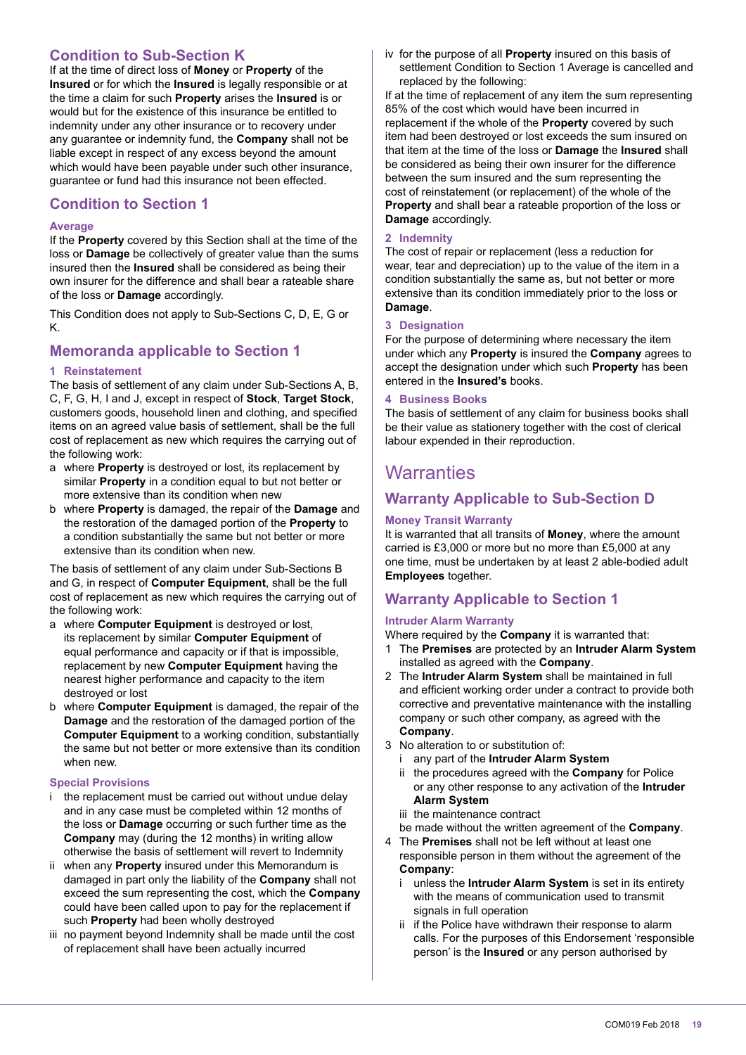## Condition to Sub-Section K

If at the time of direct loss of **Money** or **Property** of the **Insured** or for which the **Insured** is legally responsible or at the time a claim for such **Property** arises the **Insured** is or would but for the existence of this insurance be entitled to indemnity under any other insurance or to recovery under any guarantee or indemnity fund, the **Company** shall not be liable except in respect of any excess beyond the amount which would have been payable under such other insurance, guarantee or fund had this insurance not been effected.

## Condition to Section 1

### Average

If the **Property** covered by this Section shall at the time of the loss or **Damage** be collectively of greater value than the sums insured then the **Insured** shall be considered as being their own insurer for the difference and shall bear a rateable share of the loss or **Damage** accordingly.

This Condition does not apply to Sub-Sections C, D, E, G or K.

## Memoranda applicable to Section 1

### 1 Reinstatement

The basis of settlement of any claim under Sub-Sections A, B, C, F, G, H, I and J, except in respect of **Stock**, **Target Stock**, customers goods, household linen and clothing, and specified items on an agreed value basis of settlement, shall be the full cost of replacement as new which requires the carrying out of the following work:

a where **Property** is destroyed or lost, its replacement by similar **Property** in a condition equal to but not better or more extensive than its condition when new

b where **Property** is damaged, the repair of the **Damage** and the restoration of the damaged portion of the **Property** to a condition substantially the same but not better or more extensive than its condition when new.

The basis of settlement of any claim under Sub-Sections B and G, in respect of **Computer Equipment**, shall be the full cost of replacement as new which requires the carrying out of the following work:

a where **Computer Equipment** is destroyed or lost, its replacement by similar **Computer Equipment** of equal performance and capacity or if that is impossible, replacement by new **Computer Equipment** having the nearest higher performance and capacity to the item destroyed or lost

b where **Computer Equipment** is damaged, the repair of the **Damage** and the restoration of the damaged portion of the **Computer Equipment** to a working condition, substantially the same but not better or more extensive than its condition when new.

### Special Provisions

i the replacement must be carried out without undue delay and in any case must be completed within 12 months of the loss or **Damage** occurring or such further time as the **Company** may (during the 12 months) in writing allow otherwise the basis of settlement will revert to Indemnity

ii when any **Property** insured under this Memorandum is damaged in part only the liability of the **Company** shall not exceed the sum representing the cost, which the **Company** could have been called upon to pay for the replacement if such **Property** had been wholly destroyed

iii no payment beyond Indemnity shall be made until the cost of replacement shall have been actually incurred

iv for the purpose of all **Property** insured on this basis of settlement Condition to Section 1 Average is cancelled and replaced by the following:

If at the time of replacement of any item the sum representing 85% of the cost which would have been incurred in replacement if the whole of the **Property** covered by such item had been destroyed or lost exceeds the sum insured on that item at the time of the loss or **Damage** the **Insured** shall be considered as being their own insurer for the difference between the sum insured and the sum representing the cost of reinstatement (or replacement) of the whole of the **Property** and shall bear a rateable proportion of the loss or **Damage** accordingly.

### 2 Indemnity

The cost of repair or replacement (less a reduction for wear, tear and depreciation) up to the value of the item in a condition substantially the same, but not better or more extensive than its condition immediately prior to the loss or **Damage**.

### 3 Designation

For the purpose of determining where necessary the item under which any **Property** is insured the **Company** agrees to accept the designation under which such **Property** has been entered in the **Insured's** books.

### 4 Business Books

The basis of settlement of any claim for business books shall be their value as stationery together with the cost of clerical labour expended in their reproduction.

# Warranties

## Warranty Applicable to Sub-Section D

### Money Transit Warranty

It is warranted that all transits of **Money**, where the amount carried is £3,000 or more but no more than £5,000 at any one time, must be undertaken by at least 2 able-bodied adult **Employees** together.

## Warranty Applicable to Section 1

### Intruder Alarm Warranty

Where required by the **Company** it is warranted that:

1 The **Premises** are protected by an **Intruder Alarm System** installed as agreed with the **Company**.

2 The **Intruder Alarm System** shall be maintained in full and efficient working order under a contract to provide both corrective and preventative maintenance with the installing company or such other company, as agreed with the **Company**.

3 No alteration to or substitution of:
   i any part of the **Intruder Alarm System**
   ii the procedures agreed with the **Company** for Police or any other response to any activation of the **Intruder Alarm System**
   iii the maintenance contract

   be made without the written agreement of the **Company**.

4 The **Premises** shall not be left without at least one responsible person in them without the agreement of the **Company**:
   i unless the **Intruder Alarm System** is set in its entirety with the means of communication used to transmit signals in full operation
   ii if the Police have withdrawn their response to alarm calls. For the purposes of this Endorsement 'responsible person' is the **Insured** or any person authorised by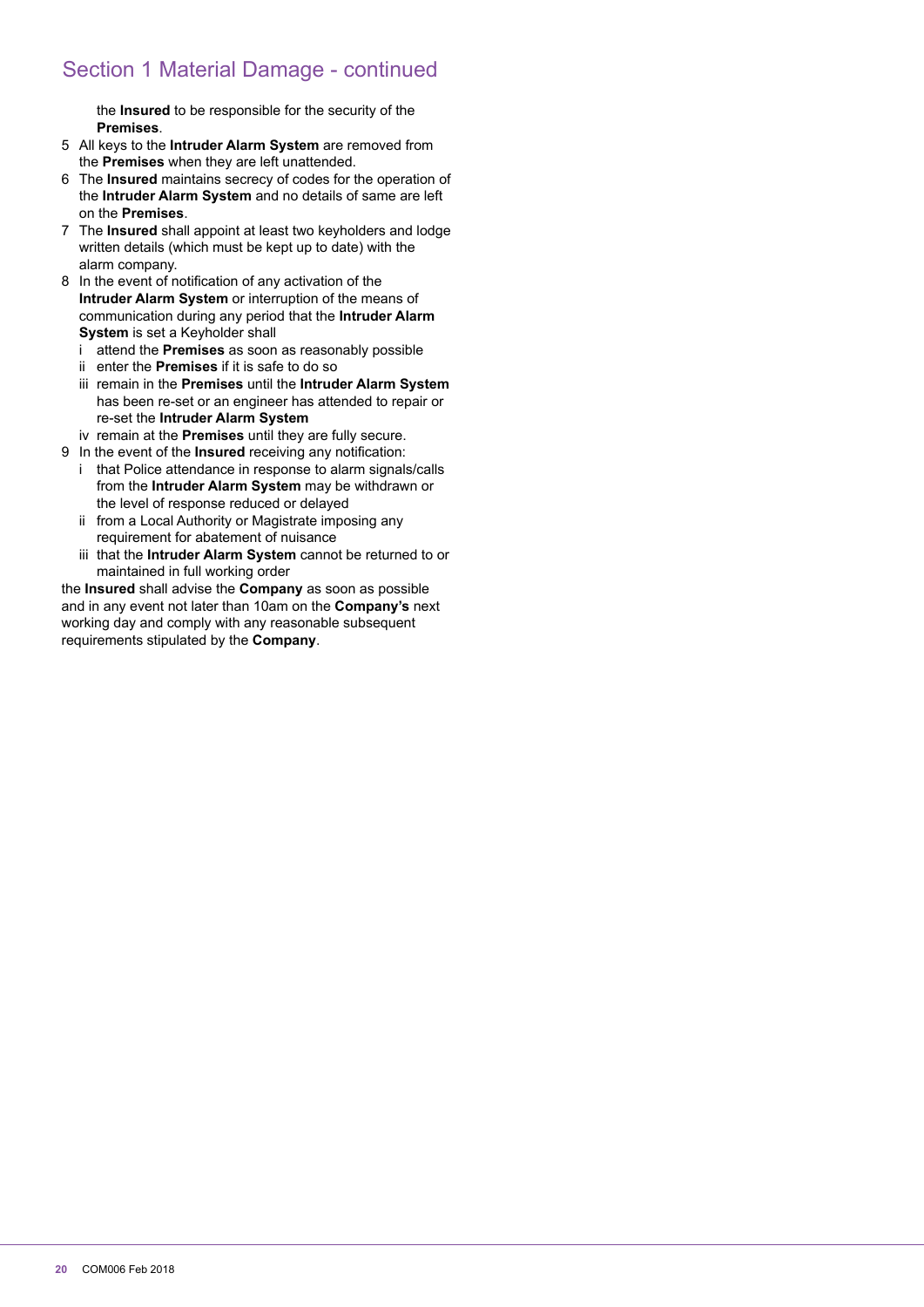## Section 1 Material Damage - continued

the **Insured** to be responsible for the security of the **Premises**.

5 All keys to the **Intruder Alarm System** are removed from the **Premises** when they are left unattended.

6 The **Insured** maintains secrecy of codes for the operation of the **Intruder Alarm System** and no details of same are left on the **Premises**.

7 The **Insured** shall appoint at least two keyholders and lodge written details (which must be kept up to date) with the alarm company.

8 In the event of notification of any activation of the **Intruder Alarm System** or interruption of the means of communication during any period that the **Intruder Alarm System** is set a Keyholder shall
   - i attend the **Premises** as soon as reasonably possible
   - ii enter the **Premises** if it is safe to do so
   - iii remain in the **Premises** until the **Intruder Alarm System** has been re-set or an engineer has attended to repair or re-set the **Intruder Alarm System**
   - iv remain at the **Premises** until they are fully secure.

9 In the event of the **Insured** receiving any notification:
   - i that Police attendance in response to alarm signals/calls from the **Intruder Alarm System** may be withdrawn or the level of response reduced or delayed
   - ii from a Local Authority or Magistrate imposing any requirement for abatement of nuisance
   - iii that the **Intruder Alarm System** cannot be returned to or maintained in full working order

the **Insured** shall advise the **Company** as soon as possible and in any event not later than 10am on the **Company's** next working day and comply with any reasonable subsequent requirements stipulated by the **Company**.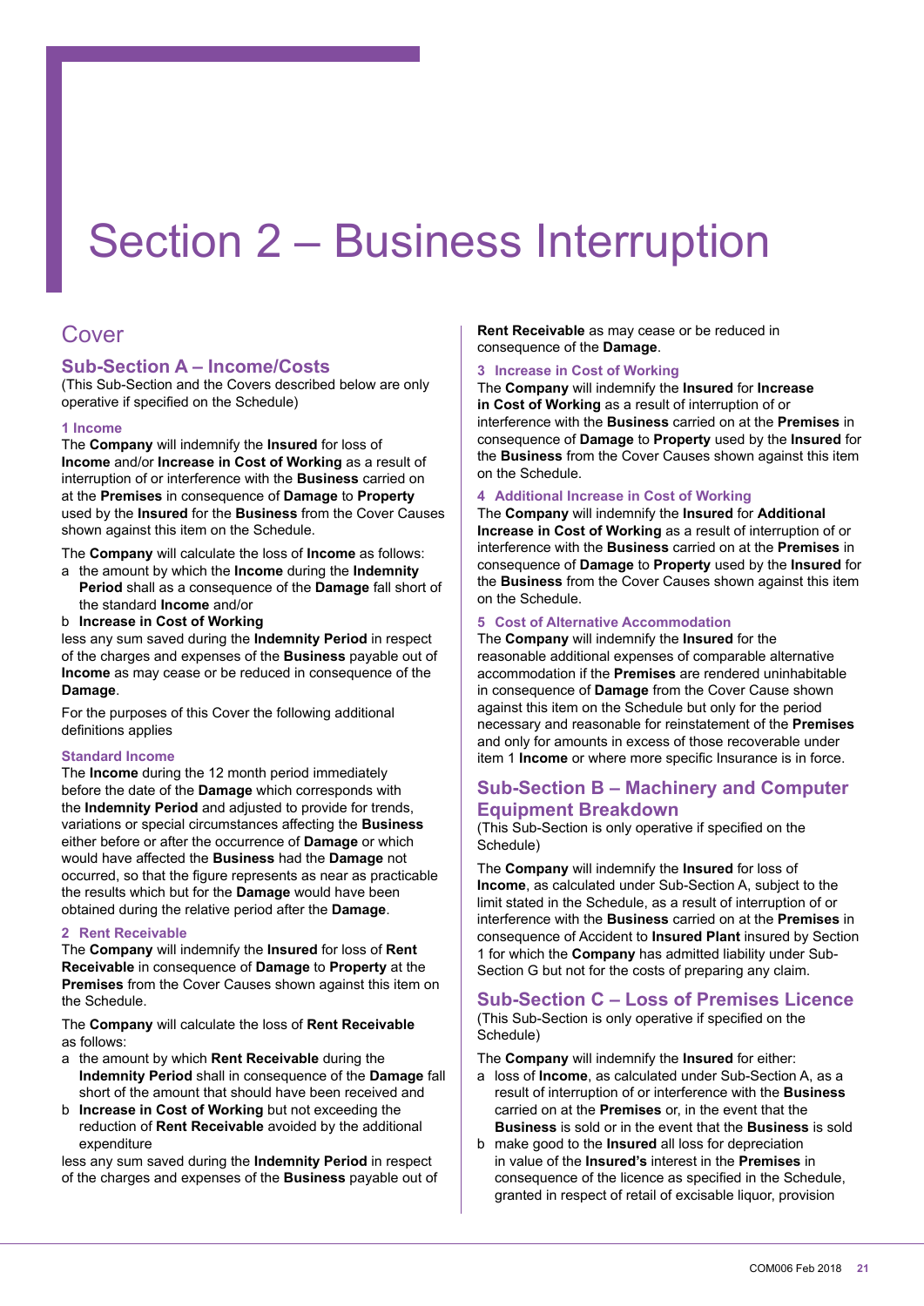# Section 2 – Business Interruption

## Cover

### Sub-Section A – Income/Costs

(This Sub-Section and the Covers described below are only operative if specified on the Schedule)

#### 1 Income

The **Company** will indemnify the **Insured** for loss of **Income** and/or **Increase in Cost of Working** as a result of interruption of or interference with the **Business** carried on at the **Premises** in consequence of **Damage** to **Property** used by the **Insured** for the **Business** from the Cover Causes shown against this item on the Schedule.

The **Company** will calculate the loss of **Income** as follows:

a the amount by which the **Income** during the **Indemnity Period** shall as a consequence of the **Damage** fall short of the standard **Income** and/or

b **Increase in Cost of Working**

less any sum saved during the **Indemnity Period** in respect of the charges and expenses of the **Business** payable out of **Income** as may cease or be reduced in consequence of the **Damage**.

For the purposes of this Cover the following additional definitions applies

#### Standard Income

The **Income** during the 12 month period immediately before the date of the **Damage** which corresponds with the **Indemnity Period** and adjusted to provide for trends, variations or special circumstances affecting the **Business** either before or after the occurrence of **Damage** or which would have affected the **Business** had the **Damage** not occurred, so that the figure represents as near as practicable the results which but for the **Damage** would have been obtained during the relative period after the **Damage**.

#### 2 Rent Receivable

The **Company** will indemnify the **Insured** for loss of **Rent Receivable** in consequence of **Damage** to **Property** at the **Premises** from the Cover Causes shown against this item on the Schedule.

The **Company** will calculate the loss of **Rent Receivable** as follows:

a the amount by which **Rent Receivable** during the **Indemnity Period** shall in consequence of the **Damage** fall short of the amount that should have been received and

b **Increase in Cost of Working** but not exceeding the reduction of **Rent Receivable** avoided by the additional expenditure

less any sum saved during the **Indemnity Period** in respect of the charges and expenses of the **Business** payable out of **Rent Receivable** as may cease or be reduced in consequence of the **Damage**.

#### 3 Increase in Cost of Working

The **Company** will indemnify the **Insured** for **Increase in Cost of Working** as a result of interruption of or interference with the **Business** carried on at the **Premises** in consequence of **Damage** to **Property** used by the **Insured** for the **Business** from the Cover Causes shown against this item on the Schedule.

#### 4 Additional Increase in Cost of Working

The **Company** will indemnify the **Insured** for **Additional Increase in Cost of Working** as a result of interruption of or interference with the **Business** carried on at the **Premises** in consequence of **Damage** to **Property** used by the **Insured** for the **Business** from the Cover Causes shown against this item on the Schedule.

#### 5 Cost of Alternative Accommodation

The **Company** will indemnify the **Insured** for the reasonable additional expenses of comparable alternative accommodation if the **Premises** are rendered uninhabitable in consequence of **Damage** from the Cover Cause shown against this item on the Schedule but only for the period necessary and reasonable for reinstatement of the **Premises** and only for amounts in excess of those recoverable under item 1 **Income** or where more specific Insurance is in force.

### Sub-Section B – Machinery and Computer Equipment Breakdown

(This Sub-Section is only operative if specified on the Schedule)

The **Company** will indemnify the **Insured** for loss of **Income**, as calculated under Sub-Section A, subject to the limit stated in the Schedule, as a result of interruption of or interference with the **Business** carried on at the **Premises** in consequence of Accident to **Insured Plant** insured by Section 1 for which the **Company** has admitted liability under Sub-Section G but not for the costs of preparing any claim.

### Sub-Section C – Loss of Premises Licence

(This Sub-Section is only operative if specified on the Schedule)

The **Company** will indemnify the **Insured** for either:

a loss of **Income**, as calculated under Sub-Section A, as a result of interruption of or interference with the **Business** carried on at the **Premises** or, in the event that the **Business** is sold or in the event that the **Business** is sold

b make good to the **Insured** all loss for depreciation in value of the **Insured's** interest in the **Premises** in consequence of the licence as specified in the Schedule, granted in respect of retail of excisable liquor, provision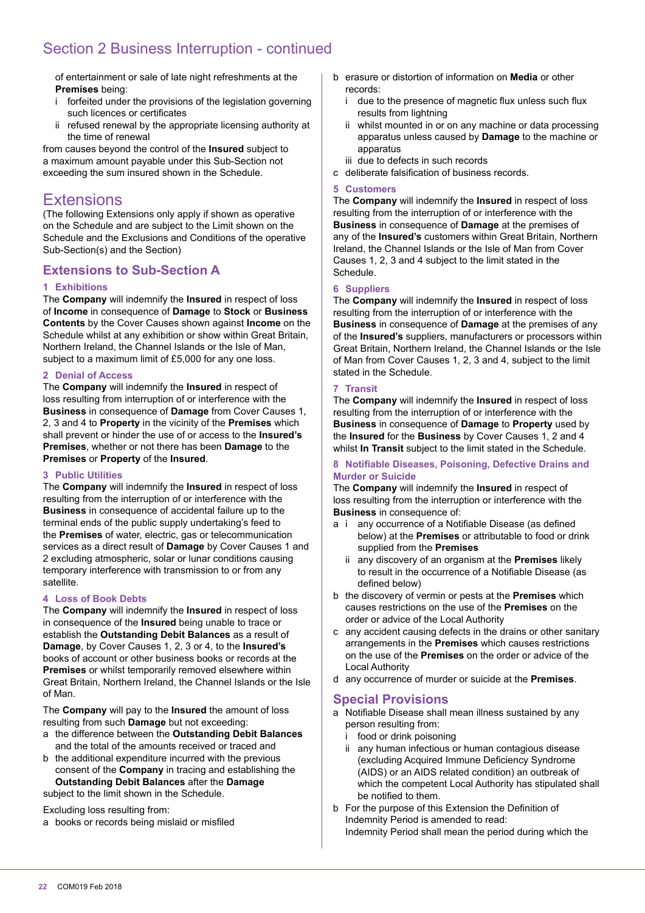## Section 2 Business Interruption - continued

of entertainment or sale of late night refreshments at the **Premises** being:

i forfeited under the provisions of the legislation governing such licences or certificates

ii refused renewal by the appropriate licensing authority at the time of renewal

from causes beyond the control of the **Insured** subject to a maximum amount payable under this Sub-Section not exceeding the sum insured shown in the Schedule.

# Extensions

(The following Extensions only apply if shown as operative on the Schedule and are subject to the Limit shown on the Schedule and the Exclusions and Conditions of the operative Sub-Section(s) and the Section)

## Extensions to Sub-Section A

### 1 Exhibitions

The **Company** will indemnify the **Insured** in respect of loss of **Income** in consequence of **Damage** to **Stock** or **Business Contents** by the Cover Causes shown against **Income** on the Schedule whilst at any exhibition or show within Great Britain, Northern Ireland, the Channel Islands or the Isle of Man, subject to a maximum limit of £5,000 for any one loss.

### 2 Denial of Access

The **Company** will indemnify the **Insured** in respect of loss resulting from interruption of or interference with the **Business** in consequence of **Damage** from Cover Causes 1, 2, 3 and 4 to **Property** in the vicinity of the **Premises** which shall prevent or hinder the use of or access to the **Insured's Premises**, whether or not there has been **Damage** to the **Premises** or **Property** of the **Insured**.

### 3 Public Utilities

The **Company** will indemnify the **Insured** in respect of loss resulting from the interruption of or interference with the **Business** in consequence of accidental failure up to the terminal ends of the public supply undertaking's feed to the **Premises** of water, electric, gas or telecommunication services as a direct result of **Damage** by Cover Causes 1 and 2 excluding atmospheric, solar or lunar conditions causing temporary interference with transmission to or from any satellite.

### 4 Loss of Book Debts

The **Company** will indemnify the **Insured** in respect of loss in consequence of the **Insured** being unable to trace or establish the **Outstanding Debit Balances** as a result of **Damage**, by Cover Causes 1, 2, 3 or 4, to the **Insured's** books of account or other business books or records at the **Premises** or whilst temporarily removed elsewhere within Great Britain, Northern Ireland, the Channel Islands or the Isle of Man.

The **Company** will pay to the **Insured** the amount of loss resulting from such **Damage** but not exceeding:

a the difference between the **Outstanding Debit Balances** and the total of the amounts received or traced and

b the additional expenditure incurred with the previous consent of the **Company** in tracing and establishing the **Outstanding Debit Balances** after the **Damage**

subject to the limit shown in the Schedule.

Excluding loss resulting from:

a books or records being mislaid or misfiled

b erasure or distortion of information on **Media** or other records:

i due to the presence of magnetic flux unless such flux results from lightning

ii whilst mounted in or on any machine or data processing apparatus unless caused by **Damage** to the machine or apparatus

iii due to defects in such records

c deliberate falsification of business records.

### 5 Customers

The **Company** will indemnify the **Insured** in respect of loss resulting from the interruption of or interference with the **Business** in consequence of **Damage** at the premises of any of the **Insured's** customers within Great Britain, Northern Ireland, the Channel Islands or the Isle of Man from Cover Causes 1, 2, 3 and 4 subject to the limit stated in the Schedule.

### 6 Suppliers

The **Company** will indemnify the **Insured** in respect of loss resulting from the interruption of or interference with the **Business** in consequence of **Damage** at the premises of any of the **Insured's** suppliers, manufacturers or processors within Great Britain, Northern Ireland, the Channel Islands or the Isle of Man from Cover Causes 1, 2, 3 and 4, subject to the limit stated in the Schedule.

### 7 Transit

The **Company** will indemnify the **Insured** in respect of loss resulting from the interruption of or interference with the **Business** in consequence of **Damage** to **Property** used by the **Insured** for the **Business** by Cover Causes 1, 2 and 4 whilst **In Transit** subject to the limit stated in the Schedule.

### 8 Notifiable Diseases, Poisoning, Defective Drains and Murder or Suicide

The **Company** will indemnify the **Insured** in respect of loss resulting from the interruption or interference with the **Business** in consequence of:

a i any occurrence of a Notifiable Disease (as defined below) at the **Premises** or attributable to food or drink supplied from the **Premises**

ii any discovery of an organism at the **Premises** likely to result in the occurrence of a Notifiable Disease (as defined below)

b the discovery of vermin or pests at the **Premises** which causes restrictions on the use of the **Premises** on the order or advice of the Local Authority

c any accident causing defects in the drains or other sanitary arrangements in the **Premises** which causes restrictions on the use of the **Premises** on the order or advice of the Local Authority

d any occurrence of murder or suicide at the **Premises**.

## Special Provisions

a Notifiable Disease shall mean illness sustained by any person resulting from:

i food or drink poisoning

ii any human infectious or human contagious disease (excluding Acquired Immune Deficiency Syndrome (AIDS) or an AIDS related condition) an outbreak of which the competent Local Authority has stipulated shall be notified to them.

b For the purpose of this Extension the Definition of Indemnity Period is amended to read:
Indemnity Period shall mean the period during which the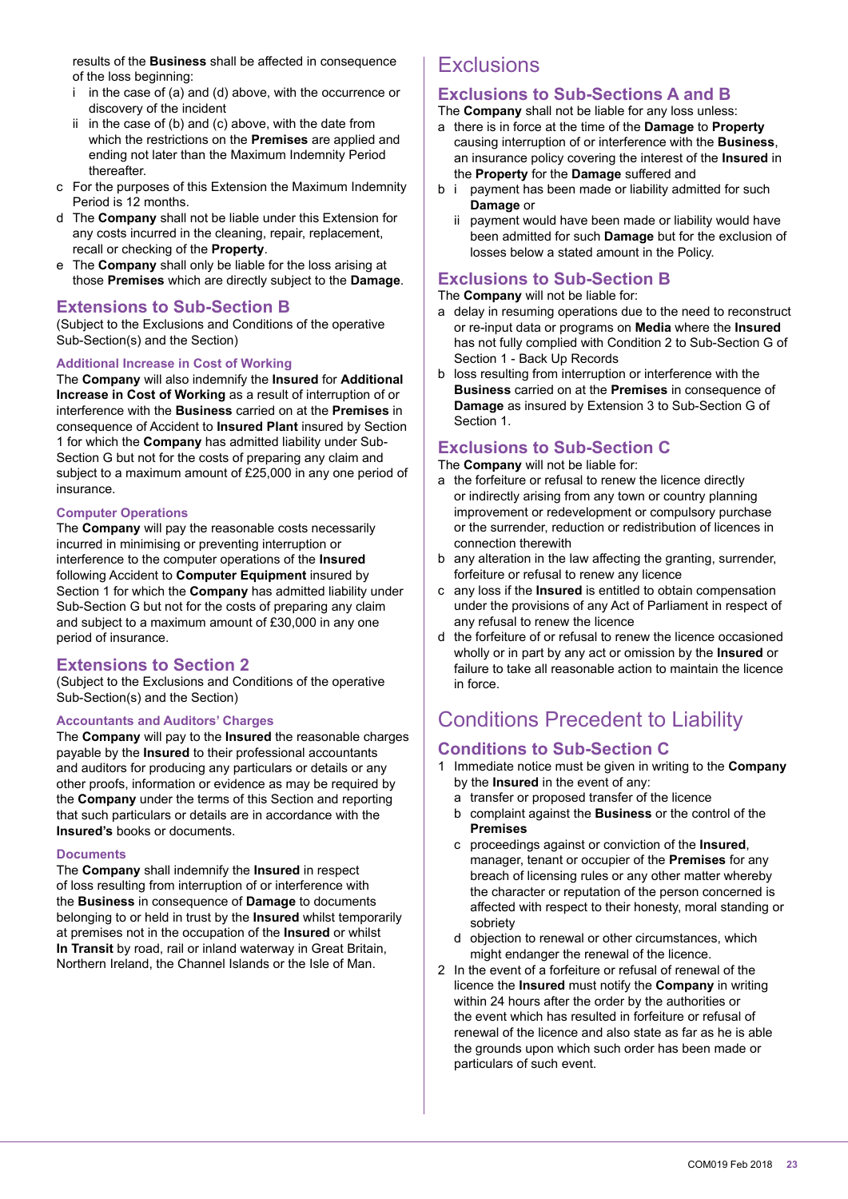results of the **Business** shall be affected in consequence of the loss beginning:

i in the case of (a) and (d) above, with the occurrence or discovery of the incident

ii in the case of (b) and (c) above, with the date from which the restrictions on the **Premises** are applied and ending not later than the Maximum Indemnity Period thereafter.

c For the purposes of this Extension the Maximum Indemnity Period is 12 months.

d The **Company** shall not be liable under this Extension for any costs incurred in the cleaning, repair, replacement, recall or checking of the **Property**.

e The **Company** shall only be liable for the loss arising at those **Premises** which are directly subject to the **Damage**.

## Extensions to Sub-Section B

(Subject to the Exclusions and Conditions of the operative Sub-Section(s) and the Section)

### Additional Increase in Cost of Working

The **Company** will also indemnify the **Insured** for **Additional Increase in Cost of Working** as a result of interruption of or interference with the **Business** carried on at the **Premises** in consequence of Accident to **Insured Plant** insured by Section 1 for which the **Company** has admitted liability under Sub-Section G but not for the costs of preparing any claim and subject to a maximum amount of £25,000 in any one period of insurance.

### Computer Operations

The **Company** will pay the reasonable costs necessarily incurred in minimising or preventing interruption or interference to the computer operations of the **Insured** following Accident to **Computer Equipment** insured by Section 1 for which the **Company** has admitted liability under Sub-Section G but not for the costs of preparing any claim and subject to a maximum amount of £30,000 in any one period of insurance.

## Extensions to Section 2

(Subject to the Exclusions and Conditions of the operative Sub-Section(s) and the Section)

### Accountants and Auditors' Charges

The **Company** will pay to the **Insured** the reasonable charges payable by the **Insured** to their professional accountants and auditors for producing any particulars or details or any other proofs, information or evidence as may be required by the **Company** under the terms of this Section and reporting that such particulars or details are in accordance with the **Insured's** books or documents.

### Documents

The **Company** shall indemnify the **Insured** in respect of loss resulting from interruption of or interference with the **Business** in consequence of **Damage** to documents belonging to or held in trust by the **Insured** whilst temporarily at premises not in the occupation of the **Insured** or whilst **In Transit** by road, rail or inland waterway in Great Britain, Northern Ireland, the Channel Islands or the Isle of Man.

# Exclusions

## Exclusions to Sub-Sections A and B

The **Company** shall not be liable for any loss unless:

a there is in force at the time of the **Damage** to **Property** causing interruption of or interference with the **Business**, an insurance policy covering the interest of the **Insured** in the **Property** for the **Damage** suffered and

b i payment has been made or liability admitted for such **Damage** or

ii payment would have been made or liability would have been admitted for such **Damage** but for the exclusion of losses below a stated amount in the Policy.

## Exclusions to Sub-Section B

The **Company** will not be liable for:

a delay in resuming operations due to the need to reconstruct or re-input data or programs on **Media** where the **Insured** has not fully complied with Condition 2 to Sub-Section G of Section 1 - Back Up Records

b loss resulting from interruption or interference with the **Business** carried on at the **Premises** in consequence of **Damage** as insured by Extension 3 to Sub-Section G of Section 1.

## Exclusions to Sub-Section C

The **Company** will not be liable for:

a the forfeiture or refusal to renew the licence directly or indirectly arising from any town or country planning improvement or redevelopment or compulsory purchase or the surrender, reduction or redistribution of licences in connection therewith

b any alteration in the law affecting the granting, surrender, forfeiture or refusal to renew any licence

c any loss if the **Insured** is entitled to obtain compensation under the provisions of any Act of Parliament in respect of any refusal to renew the licence

d the forfeiture of or refusal to renew the licence occasioned wholly or in part by any act or omission by the **Insured** or failure to take all reasonable action to maintain the licence in force.

# Conditions Precedent to Liability

## Conditions to Sub-Section C

1 Immediate notice must be given in writing to the **Company** by the **Insured** in the event of any:

a transfer or proposed transfer of the licence

b complaint against the **Business** or the control of the **Premises**

c proceedings against or conviction of the **Insured**, manager, tenant or occupier of the **Premises** for any breach of licensing rules or any other matter whereby the character or reputation of the person concerned is affected with respect to their honesty, moral standing or sobriety

d objection to renewal or other circumstances, which might endanger the renewal of the licence.

2 In the event of a forfeiture or refusal of renewal of the licence the **Insured** must notify the **Company** in writing within 24 hours after the order by the authorities or the event which has resulted in forfeiture or refusal of renewal of the licence and also state as far as he is able the grounds upon which such order has been made or particulars of such event.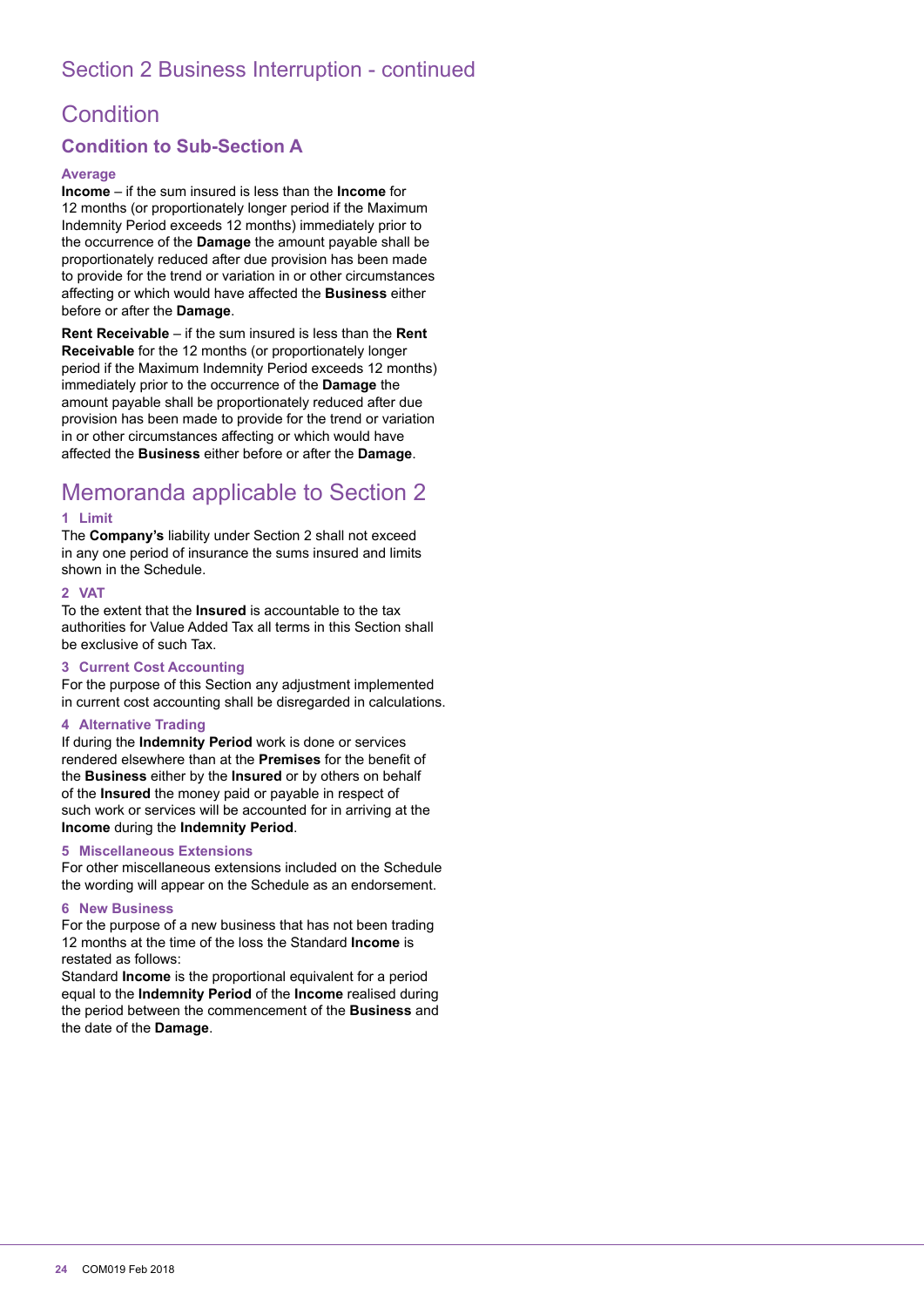## Section 2 Business Interruption - continued

## Condition

### Condition to Sub-Section A

#### Average

**Income** – if the sum insured is less than the **Income** for 12 months (or proportionately longer period if the Maximum Indemnity Period exceeds 12 months) immediately prior to the occurrence of the **Damage** the amount payable shall be proportionately reduced after due provision has been made to provide for the trend or variation in or other circumstances affecting or which would have affected the **Business** either before or after the **Damage**.

**Rent Receivable** – if the sum insured is less than the **Rent Receivable** for the 12 months (or proportionately longer period if the Maximum Indemnity Period exceeds 12 months) immediately prior to the occurrence of the **Damage** the amount payable shall be proportionately reduced after due provision has been made to provide for the trend or variation in or other circumstances affecting or which would have affected the **Business** either before or after the **Damage**.

## Memoranda applicable to Section 2

#### 1 Limit

The **Company's** liability under Section 2 shall not exceed in any one period of insurance the sums insured and limits shown in the Schedule.

#### 2 VAT

To the extent that the **Insured** is accountable to the tax authorities for Value Added Tax all terms in this Section shall be exclusive of such Tax.

#### 3 Current Cost Accounting

For the purpose of this Section any adjustment implemented in current cost accounting shall be disregarded in calculations.

#### 4 Alternative Trading

If during the **Indemnity Period** work is done or services rendered elsewhere than at the **Premises** for the benefit of the **Business** either by the **Insured** or by others on behalf of the **Insured** the money paid or payable in respect of such work or services will be accounted for in arriving at the **Income** during the **Indemnity Period**.

#### 5 Miscellaneous Extensions

For other miscellaneous extensions included on the Schedule the wording will appear on the Schedule as an endorsement.

#### 6 New Business

For the purpose of a new business that has not been trading 12 months at the time of the loss the Standard **Income** is restated as follows:

Standard **Income** is the proportional equivalent for a period equal to the **Indemnity Period** of the **Income** realised during the period between the commencement of the **Business** and the date of the **Damage**.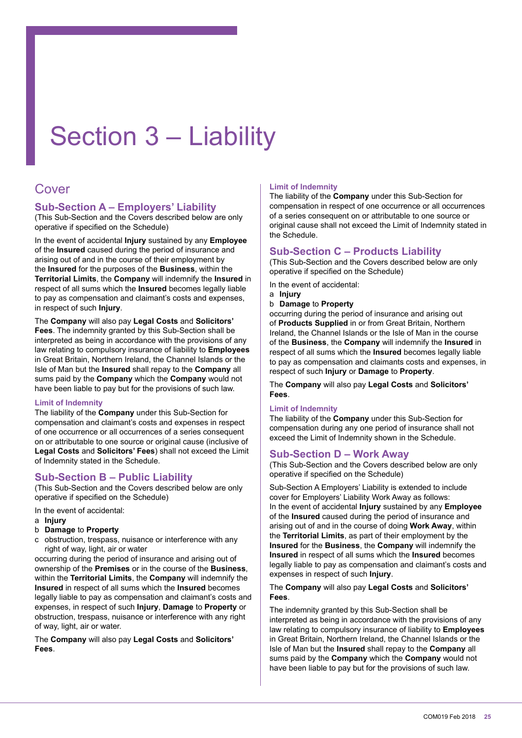# Section 3 – Liability

## Cover

### Sub-Section A – Employers' Liability

(This Sub-Section and the Covers described below are only operative if specified on the Schedule)

In the event of accidental **Injury** sustained by any **Employee** of the **Insured** caused during the period of insurance and arising out of and in the course of their employment by the **Insured** for the purposes of the **Business**, within the **Territorial Limits**, the **Company** will indemnify the **Insured** in respect of all sums which the **Insured** becomes legally liable to pay as compensation and claimant's costs and expenses, in respect of such **Injury**.

The **Company** will also pay **Legal Costs** and **Solicitors' Fees**. The indemnity granted by this Sub-Section shall be interpreted as being in accordance with the provisions of any law relating to compulsory insurance of liability to **Employees** in Great Britain, Northern Ireland, the Channel Islands or the Isle of Man but the **Insured** shall repay to the **Company** all sums paid by the **Company** which the **Company** would not have been liable to pay but for the provisions of such law.

#### Limit of Indemnity

The liability of the **Company** under this Sub-Section for compensation and claimant's costs and expenses in respect of one occurrence or all occurrences of a series consequent on or attributable to one source or original cause (inclusive of **Legal Costs** and **Solicitors' Fees**) shall not exceed the Limit of Indemnity stated in the Schedule.

### Sub-Section B – Public Liability

(This Sub-Section and the Covers described below are only operative if specified on the Schedule)

In the event of accidental:

a **Injury**
b **Damage** to **Property**
c obstruction, trespass, nuisance or interference with any right of way, light, air or water

occurring during the period of insurance and arising out of ownership of the **Premises** or in the course of the **Business**, within the **Territorial Limits**, the **Company** will indemnify the **Insured** in respect of all sums which the **Insured** becomes legally liable to pay as compensation and claimant's costs and expenses, in respect of such **Injury**, **Damage** to **Property** or obstruction, trespass, nuisance or interference with any right of way, light, air or water.

The **Company** will also pay **Legal Costs** and **Solicitors' Fees**.

#### Limit of Indemnity

The liability of the **Company** under this Sub-Section for compensation in respect of one occurrence or all occurrences of a series consequent on or attributable to one source or original cause shall not exceed the Limit of Indemnity stated in the Schedule.

### Sub-Section C – Products Liability

(This Sub-Section and the Covers described below are only operative if specified on the Schedule)

In the event of accidental:

a **Injury**
b **Damage** to **Property**

occurring during the period of insurance and arising out of **Products Supplied** in or from Great Britain, Northern Ireland, the Channel Islands or the Isle of Man in the course of the **Business**, the **Company** will indemnify the **Insured** in respect of all sums which the **Insured** becomes legally liable to pay as compensation and claimants costs and expenses, in respect of such **Injury** or **Damage** to **Property**.

The **Company** will also pay **Legal Costs** and **Solicitors' Fees**.

#### Limit of Indemnity

The liability of the **Company** under this Sub-Section for compensation during any one period of insurance shall not exceed the Limit of Indemnity shown in the Schedule.

### Sub-Section D – Work Away

(This Sub-Section and the Covers described below are only operative if specified on the Schedule)

Sub-Section A Employers' Liability is extended to include cover for Employers' Liability Work Away as follows:
In the event of accidental **Injury** sustained by any **Employee** of the **Insured** caused during the period of insurance and arising out of and in the course of doing **Work Away**, within the **Territorial Limits**, as part of their employment by the **Insured** for the **Business**, the **Company** will indemnify the **Insured** in respect of all sums which the **Insured** becomes legally liable to pay as compensation and claimant's costs and expenses in respect of such **Injury**.

The **Company** will also pay **Legal Costs** and **Solicitors' Fees**.

The indemnity granted by this Sub-Section shall be interpreted as being in accordance with the provisions of any law relating to compulsory insurance of liability to **Employees** in Great Britain, Northern Ireland, the Channel Islands or the Isle of Man but the **Insured** shall repay to the **Company** all sums paid by the **Company** which the **Company** would not have been liable to pay but for the provisions of such law.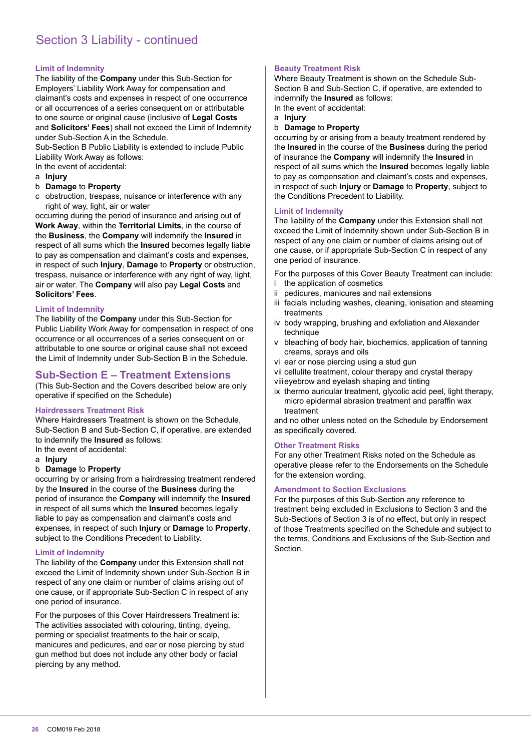# Section 3 Liability - continued

### Limit of Indemnity

The liability of the **Company** under this Sub-Section for Employers' Liability Work Away for compensation and claimant's costs and expenses in respect of one occurrence or all occurrences of a series consequent on or attributable to one source or original cause (inclusive of **Legal Costs** and **Solicitors' Fees**) shall not exceed the Limit of Indemnity under Sub-Section A in the Schedule.

Sub-Section B Public Liability is extended to include Public Liability Work Away as follows:

In the event of accidental:

a **Injury**

b **Damage** to **Property**

c obstruction, trespass, nuisance or interference with any right of way, light, air or water

occurring during the period of insurance and arising out of **Work Away**, within the **Territorial Limits**, in the course of the **Business**, the **Company** will indemnify the **Insured** in respect of all sums which the **Insured** becomes legally liable to pay as compensation and claimant's costs and expenses, in respect of such **Injury**, **Damage** to **Property** or obstruction, trespass, nuisance or interference with any right of way, light, air or water. The **Company** will also pay **Legal Costs** and **Solicitors' Fees**.

### Limit of Indemnity

The liability of the **Company** under this Sub-Section for Public Liability Work Away for compensation in respect of one occurrence or all occurrences of a series consequent on or attributable to one source or original cause shall not exceed the Limit of Indemnity under Sub-Section B in the Schedule.

## Sub-Section E – Treatment Extensions

(This Sub-Section and the Covers described below are only operative if specified on the Schedule)

### Hairdressers Treatment Risk

Where Hairdressers Treatment is shown on the Schedule, Sub-Section B and Sub-Section C, if operative, are extended to indemnify the **Insured** as follows:

In the event of accidental:

a **Injury**

b **Damage** to **Property**

occurring by or arising from a hairdressing treatment rendered by the **Insured** in the course of the **Business** during the period of insurance the **Company** will indemnify the **Insured** in respect of all sums which the **Insured** becomes legally liable to pay as compensation and claimant's costs and expenses, in respect of such **Injury** or **Damage** to **Property**, subject to the Conditions Precedent to Liability.

### Limit of Indemnity

The liability of the **Company** under this Extension shall not exceed the Limit of Indemnity shown under Sub-Section B in respect of any one claim or number of claims arising out of one cause, or if appropriate Sub-Section C in respect of any one period of insurance.

For the purposes of this Cover Hairdressers Treatment is: The activities associated with colouring, tinting, dyeing, perming or specialist treatments to the hair or scalp, manicures and pedicures, and ear or nose piercing by stud gun method but does not include any other body or facial piercing by any method.

### Beauty Treatment Risk

Where Beauty Treatment is shown on the Schedule Sub-Section B and Sub-Section C, if operative, are extended to indemnify the **Insured** as follows:

In the event of accidental:

a **Injury**

b **Damage** to **Property**

occurring by or arising from a beauty treatment rendered by the **Insured** in the course of the **Business** during the period of insurance the **Company** will indemnify the **Insured** in respect of all sums which the **Insured** becomes legally liable to pay as compensation and claimant's costs and expenses, in respect of such **Injury** or **Damage** to **Property**, subject to the Conditions Precedent to Liability.

### Limit of Indemnity

The liability of the **Company** under this Extension shall not exceed the Limit of Indemnity shown under Sub-Section B in respect of any one claim or number of claims arising out of one cause, or if appropriate Sub-Section C in respect of any one period of insurance.

For the purposes of this Cover Beauty Treatment can include:

i the application of cosmetics

ii pedicures, manicures and nail extensions

iii facials including washes, cleaning, ionisation and steaming treatments

iv body wrapping, brushing and exfoliation and Alexander technique

v bleaching of body hair, biochemics, application of tanning creams, sprays and oils

vi ear or nose piercing using a stud gun

vii cellulite treatment, colour therapy and crystal therapy

viii eyebrow and eyelash shaping and tinting

ix thermo auricular treatment, glycolic acid peel, light therapy, micro epidermal abrasion treatment and paraffin wax treatment

and no other unless noted on the Schedule by Endorsement as specifically covered.

### Other Treatment Risks

For any other Treatment Risks noted on the Schedule as operative please refer to the Endorsements on the Schedule for the extension wording.

### Amendment to Section Exclusions

For the purposes of this Sub-Section any reference to treatment being excluded in Exclusions to Section 3 and the Sub-Sections of Section 3 is of no effect, but only in respect of those Treatments specified on the Schedule and subject to the terms, Conditions and Exclusions of the Sub-Section and Section.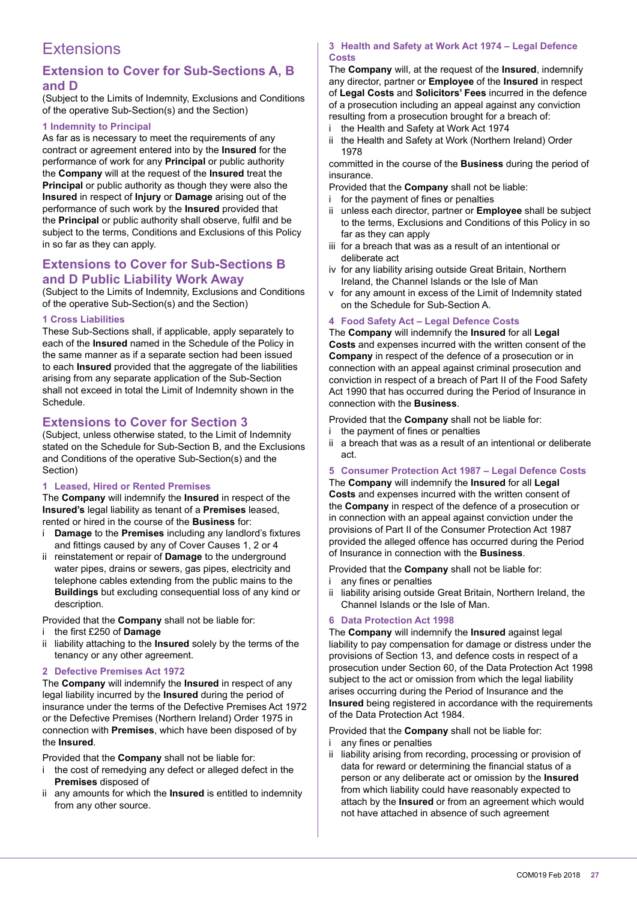# Extensions

## Extension to Cover for Sub-Sections A, B and D

(Subject to the Limits of Indemnity, Exclusions and Conditions of the operative Sub-Section(s) and the Section)

### 1 Indemnity to Principal

As far as is necessary to meet the requirements of any contract or agreement entered into by the **Insured** for the performance of work for any **Principal** or public authority the **Company** will at the request of the **Insured** treat the **Principal** or public authority as though they were also the **Insured** in respect of **Injury** or **Damage** arising out of the performance of such work by the **Insured** provided that the **Principal** or public authority shall observe, fulfil and be subject to the terms, Conditions and Exclusions of this Policy in so far as they can apply.

## Extensions to Cover for Sub-Sections B and D Public Liability Work Away

(Subject to the Limits of Indemnity, Exclusions and Conditions of the operative Sub-Section(s) and the Section)

### 1 Cross Liabilities

These Sub-Sections shall, if applicable, apply separately to each of the **Insured** named in the Schedule of the Policy in the same manner as if a separate section had been issued to each **Insured** provided that the aggregate of the liabilities arising from any separate application of the Sub-Section shall not exceed in total the Limit of Indemnity shown in the Schedule.

## Extensions to Cover for Section 3

(Subject, unless otherwise stated, to the Limit of Indemnity stated on the Schedule for Sub-Section B, and the Exclusions and Conditions of the operative Sub-Section(s) and the Section)

### 1 Leased, Hired or Rented Premises

The **Company** will indemnify the **Insured** in respect of the **Insured's** legal liability as tenant of a **Premises** leased, rented or hired in the course of the **Business** for:

i **Damage** to the **Premises** including any landlord's fixtures and fittings caused by any of Cover Causes 1, 2 or 4

ii reinstatement or repair of **Damage** to the underground water pipes, drains or sewers, gas pipes, electricity and telephone cables extending from the public mains to the **Buildings** but excluding consequential loss of any kind or description.

Provided that the **Company** shall not be liable for:

i the first £250 of **Damage**

ii liability attaching to the **Insured** solely by the terms of the tenancy or any other agreement.

### 2 Defective Premises Act 1972

The **Company** will indemnify the **Insured** in respect of any legal liability incurred by the **Insured** during the period of insurance under the terms of the Defective Premises Act 1972 or the Defective Premises (Northern Ireland) Order 1975 in connection with **Premises**, which have been disposed of by the **Insured**.

Provided that the **Company** shall not be liable for:

i the cost of remedying any defect or alleged defect in the **Premises** disposed of

ii any amounts for which the **Insured** is entitled to indemnity from any other source.

### 3 Health and Safety at Work Act 1974 – Legal Defence Costs

The **Company** will, at the request of the **Insured**, indemnify any director, partner or **Employee** of the **Insured** in respect of **Legal Costs** and **Solicitors' Fees** incurred in the defence of a prosecution including an appeal against any conviction resulting from a prosecution brought for a breach of:

i the Health and Safety at Work Act 1974

ii the Health and Safety at Work (Northern Ireland) Order 1978

committed in the course of the **Business** during the period of insurance.

Provided that the **Company** shall not be liable:

i for the payment of fines or penalties

ii unless each director, partner or **Employee** shall be subject to the terms, Exclusions and Conditions of this Policy in so far as they can apply

iii for a breach that was as a result of an intentional or deliberate act

iv for any liability arising outside Great Britain, Northern Ireland, the Channel Islands or the Isle of Man

v for any amount in excess of the Limit of Indemnity stated on the Schedule for Sub-Section A.

### 4 Food Safety Act – Legal Defence Costs

The **Company** will indemnify the **Insured** for all **Legal Costs** and expenses incurred with the written consent of the **Company** in respect of the defence of a prosecution or in connection with an appeal against criminal prosecution and conviction in respect of a breach of Part II of the Food Safety Act 1990 that has occurred during the Period of Insurance in connection with the **Business**.

Provided that the **Company** shall not be liable for:

i the payment of fines or penalties

ii a breach that was as a result of an intentional or deliberate act.

### 5 Consumer Protection Act 1987 – Legal Defence Costs

The **Company** will indemnify the **Insured** for all **Legal Costs** and expenses incurred with the written consent of the **Company** in respect of the defence of a prosecution or in connection with an appeal against conviction under the provisions of Part II of the Consumer Protection Act 1987 provided the alleged offence has occurred during the Period of Insurance in connection with the **Business**.

Provided that the **Company** shall not be liable for:

i any fines or penalties

ii liability arising outside Great Britain, Northern Ireland, the Channel Islands or the Isle of Man.

### 6 Data Protection Act 1998

The **Company** will indemnify the **Insured** against legal liability to pay compensation for damage or distress under the provisions of Section 13, and defence costs in respect of a prosecution under Section 60, of the Data Protection Act 1998 subject to the act or omission from which the legal liability arises occurring during the Period of Insurance and the **Insured** being registered in accordance with the requirements of the Data Protection Act 1984.

Provided that the **Company** shall not be liable for:

i any fines or penalties

ii liability arising from recording, processing or provision of data for reward or determining the financial status of a person or any deliberate act or omission by the **Insured** from which liability could have reasonably expected to attach by the **Insured** or from an agreement which would not have attached in absence of such agreement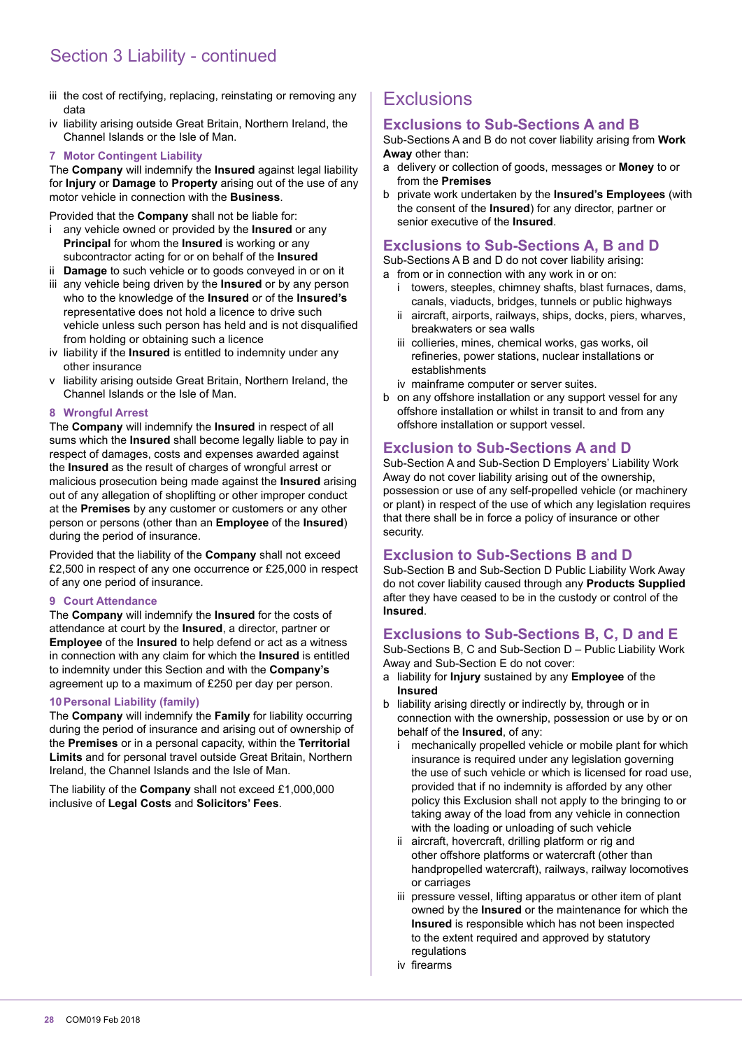## Section 3 Liability - continued

iii the cost of rectifying, replacing, reinstating or removing any data

iv liability arising outside Great Britain, Northern Ireland, the Channel Islands or the Isle of Man.

### 7 Motor Contingent Liability

The **Company** will indemnify the **Insured** against legal liability for **Injury** or **Damage** to **Property** arising out of the use of any motor vehicle in connection with the **Business**.

Provided that the **Company** shall not be liable for:

i any vehicle owned or provided by the **Insured** or any **Principal** for whom the **Insured** is working or any subcontractor acting for or on behalf of the **Insured**

ii **Damage** to such vehicle or to goods conveyed in or on it

iii any vehicle being driven by the **Insured** or by any person who to the knowledge of the **Insured** or of the **Insured's** representative does not hold a licence to drive such vehicle unless such person has held and is not disqualified from holding or obtaining such a licence

iv liability if the **Insured** is entitled to indemnity under any other insurance

v liability arising outside Great Britain, Northern Ireland, the Channel Islands or the Isle of Man.

### 8 Wrongful Arrest

The **Company** will indemnify the **Insured** in respect of all sums which the **Insured** shall become legally liable to pay in respect of damages, costs and expenses awarded against the **Insured** as the result of charges of wrongful arrest or malicious prosecution being made against the **Insured** arising out of any allegation of shoplifting or other improper conduct at the **Premises** by any customer or customers or any other person or persons (other than an **Employee** of the **Insured**) during the period of insurance.

Provided that the liability of the **Company** shall not exceed £2,500 in respect of any one occurrence or £25,000 in respect of any one period of insurance.

### 9 Court Attendance

The **Company** will indemnify the **Insured** for the costs of attendance at court by the **Insured**, a director, partner or **Employee** of the **Insured** to help defend or act as a witness in connection with any claim for which the **Insured** is entitled to indemnity under this Section and with the **Company's** agreement up to a maximum of £250 per day per person.

### 10 Personal Liability (family)

The **Company** will indemnify the **Family** for liability occurring during the period of insurance and arising out of ownership of the **Premises** or in a personal capacity, within the **Territorial Limits** and for personal travel outside Great Britain, Northern Ireland, the Channel Islands and the Isle of Man.

The liability of the **Company** shall not exceed £1,000,000 inclusive of **Legal Costs** and **Solicitors' Fees**.

## Exclusions

### Exclusions to Sub-Sections A and B

Sub-Sections A and B do not cover liability arising from **Work Away** other than:

a delivery or collection of goods, messages or **Money** to or from the **Premises**

b private work undertaken by the **Insured's Employees** (with the consent of the **Insured**) for any director, partner or senior executive of the **Insured**.

### Exclusions to Sub-Sections A, B and D

Sub-Sections A B and D do not cover liability arising:

a from or in connection with any work in or on:

  i towers, steeples, chimney shafts, blast furnaces, dams, canals, viaducts, bridges, tunnels or public highways

  ii aircraft, airports, railways, ships, docks, piers, wharves, breakwaters or sea walls

  iii collieries, mines, chemical works, gas works, oil refineries, power stations, nuclear installations or establishments

  iv mainframe computer or server suites.

b on any offshore installation or any support vessel for any offshore installation or whilst in transit to and from any offshore installation or support vessel.

### Exclusion to Sub-Sections A and D

Sub-Section A and Sub-Section D Employers' Liability Work Away do not cover liability arising out of the ownership, possession or use of any self-propelled vehicle (or machinery or plant) in respect of the use of which any legislation requires that there shall be in force a policy of insurance or other security.

### Exclusion to Sub-Sections B and D

Sub-Section B and Sub-Section D Public Liability Work Away do not cover liability caused through any **Products Supplied** after they have ceased to be in the custody or control of the **Insured**.

### Exclusions to Sub-Sections B, C, D and E

Sub-Sections B, C and Sub-Section D – Public Liability Work Away and Sub-Section E do not cover:

a liability for **Injury** sustained by any **Employee** of the **Insured**

b liability arising directly or indirectly by, through or in connection with the ownership, possession or use by or on behalf of the **Insured**, of any:

  i mechanically propelled vehicle or mobile plant for which insurance is required under any legislation governing the use of such vehicle or which is licensed for road use, provided that if no indemnity is afforded by any other policy this Exclusion shall not apply to the bringing to or taking away of the load from any vehicle in connection with the loading or unloading of such vehicle

  ii aircraft, hovercraft, drilling platform or rig and other offshore platforms or watercraft (other than handpropelled watercraft), railways, railway locomotives or carriages

  iii pressure vessel, lifting apparatus or other item of plant owned by the **Insured** or the maintenance for which the **Insured** is responsible which has not been inspected to the extent required and approved by statutory regulations

  iv firearms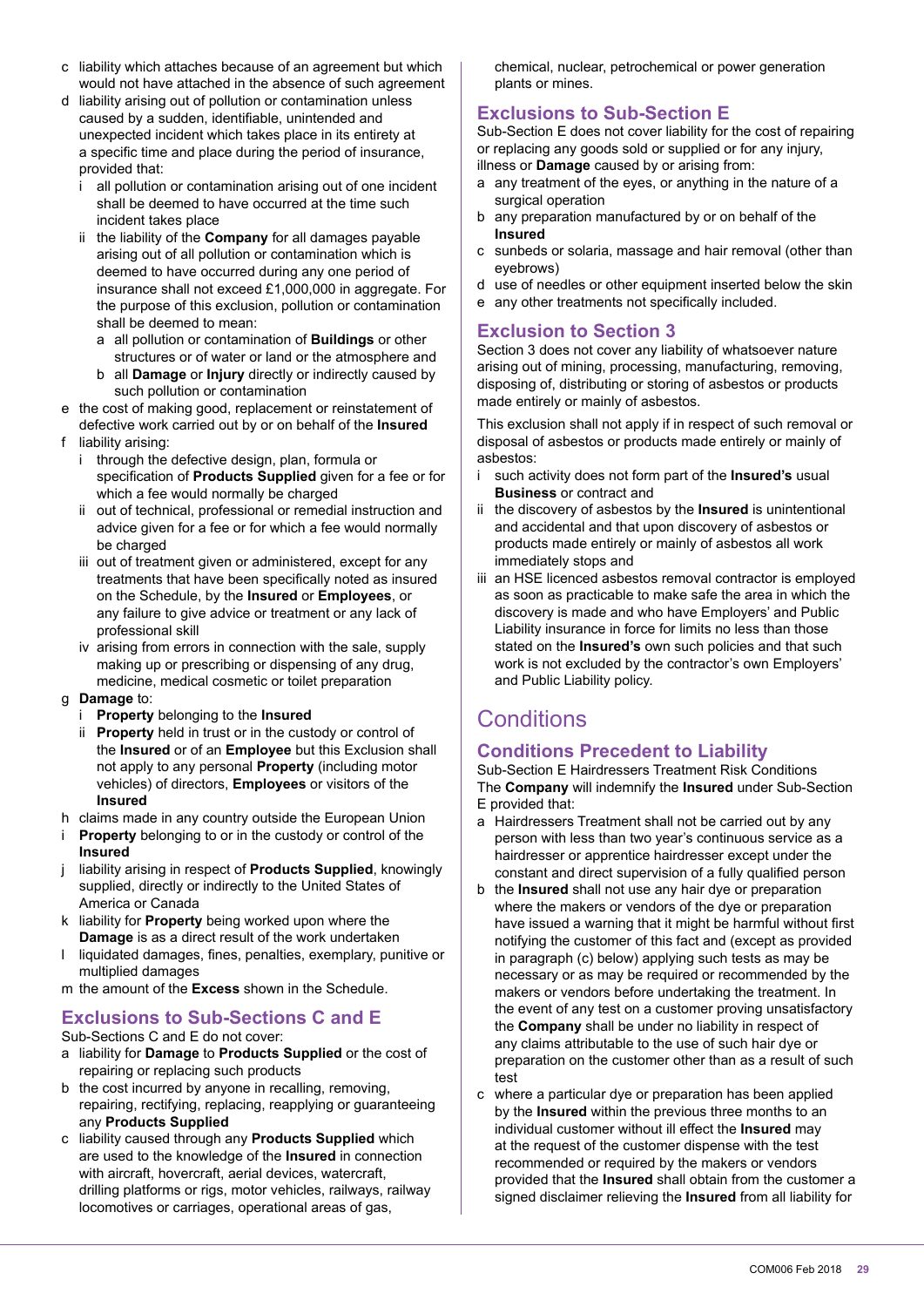c liability which attaches because of an agreement but which would not have attached in the absence of such agreement
d liability arising out of pollution or contamination unless caused by a sudden, identifiable, unintended and unexpected incident which takes place in its entirety at a specific time and place during the period of insurance, provided that:
  i all pollution or contamination arising out of one incident shall be deemed to have occurred at the time such incident takes place
  ii the liability of the **Company** for all damages payable arising out of all pollution or contamination which is deemed to have occurred during any one period of insurance shall not exceed £1,000,000 in aggregate. For the purpose of this exclusion, pollution or contamination shall be deemed to mean:
    a all pollution or contamination of **Buildings** or other structures or of water or land or the atmosphere and
    b all **Damage** or **Injury** directly or indirectly caused by such pollution or contamination
e the cost of making good, replacement or reinstatement of defective work carried out by or on behalf of the **Insured**
f liability arising:
  i through the defective design, plan, formula or specification of **Products Supplied** given for a fee or for which a fee would normally be charged
  ii out of technical, professional or remedial instruction and advice given for a fee or for which a fee would normally be charged
  iii out of treatment given or administered, except for any treatments that have been specifically noted as insured on the Schedule, by the **Insured** or **Employees**, or any failure to give advice or treatment or any lack of professional skill
  iv arising from errors in connection with the sale, supply making up or prescribing or dispensing of any drug, medicine, medical cosmetic or toilet preparation
g **Damage** to:
  i **Property** belonging to the **Insured**
  ii **Property** held in trust or in the custody or control of the **Insured** or of an **Employee** but this Exclusion shall not apply to any personal **Property** (including motor vehicles) of directors, **Employees** or visitors of the **Insured**
h claims made in any country outside the European Union
i **Property** belonging to or in the custody or control of the **Insured**
j liability arising in respect of **Products Supplied**, knowingly supplied, directly or indirectly to the United States of America or Canada
k liability for **Property** being worked upon where the **Damage** is as a direct result of the work undertaken
l liquidated damages, fines, penalties, exemplary, punitive or multiplied damages
m the amount of the **Excess** shown in the Schedule.

## Exclusions to Sub-Sections C and E

Sub-Sections C and E do not cover:

a liability for **Damage** to **Products Supplied** or the cost of repairing or replacing such products
b the cost incurred by anyone in recalling, removing, repairing, rectifying, replacing, reapplying or guaranteeing any **Products Supplied**
c liability caused through any **Products Supplied** which are used to the knowledge of the **Insured** in connection with aircraft, hovercraft, aerial devices, watercraft, drilling platforms or rigs, motor vehicles, railways, railway locomotives or carriages, operational areas of gas, chemical, nuclear, petrochemical or power generation plants or mines.

## Exclusions to Sub-Section E

Sub-Section E does not cover liability for the cost of repairing or replacing any goods sold or supplied or for any injury, illness or **Damage** caused by or arising from:

a any treatment of the eyes, or anything in the nature of a surgical operation
b any preparation manufactured by or on behalf of the **Insured**
c sunbeds or solaria, massage and hair removal (other than eyebrows)
d use of needles or other equipment inserted below the skin
e any other treatments not specifically included.

## Exclusion to Section 3

Section 3 does not cover any liability of whatsoever nature arising out of mining, processing, manufacturing, removing, disposing of, distributing or storing of asbestos or products made entirely or mainly of asbestos.

This exclusion shall not apply if in respect of such removal or disposal of asbestos or products made entirely or mainly of asbestos:

i such activity does not form part of the **Insured's** usual **Business** or contract and
ii the discovery of asbestos by the **Insured** is unintentional and accidental and that upon discovery of asbestos or products made entirely or mainly of asbestos all work immediately stops and
iii an HSE licenced asbestos removal contractor is employed as soon as practicable to make safe the area in which the discovery is made and who have Employers' and Public Liability insurance in force for limits no less than those stated on the **Insured's** own such policies and that such work is not excluded by the contractor's own Employers' and Public Liability policy.

# Conditions

## Conditions Precedent to Liability

Sub-Section E Hairdressers Treatment Risk Conditions

The **Company** will indemnify the **Insured** under Sub-Section E provided that:

a Hairdressers Treatment shall not be carried out by any person with less than two year's continuous service as a hairdresser or apprentice hairdresser except under the constant and direct supervision of a fully qualified person
b the **Insured** shall not use any hair dye or preparation where the makers or vendors of the dye or preparation have issued a warning that it might be harmful without first notifying the customer of this fact and (except as provided in paragraph (c) below) applying such tests as may be necessary or as may be required or recommended by the makers or vendors before undertaking the treatment. In the event of any test on a customer proving unsatisfactory the **Company** shall be under no liability in respect of any claims attributable to the use of such hair dye or preparation on the customer other than as a result of such test
c where a particular dye or preparation has been applied by the **Insured** within the previous three months to an individual customer without ill effect the **Insured** may at the request of the customer dispense with the test recommended or required by the makers or vendors provided that the **Insured** shall obtain from the customer a signed disclaimer relieving the **Insured** from all liability for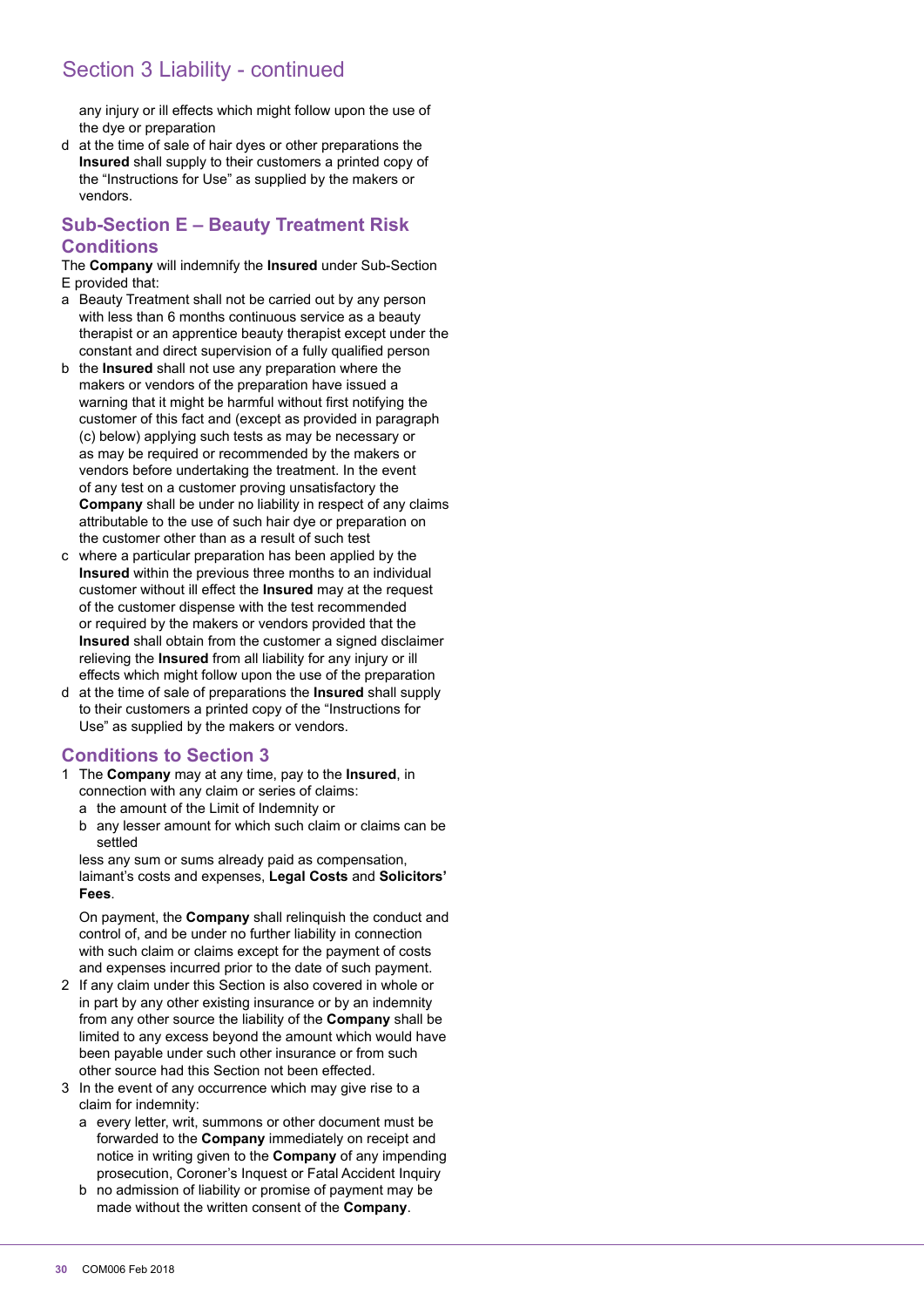## Section 3 Liability - continued

any injury or ill effects which might follow upon the use of the dye or preparation

d at the time of sale of hair dyes or other preparations the **Insured** shall supply to their customers a printed copy of the "Instructions for Use" as supplied by the makers or vendors.

### Sub-Section E – Beauty Treatment Risk Conditions

The **Company** will indemnify the **Insured** under Sub-Section E provided that:

a Beauty Treatment shall not be carried out by any person with less than 6 months continuous service as a beauty therapist or an apprentice beauty therapist except under the constant and direct supervision of a fully qualified person

b the **Insured** shall not use any preparation where the makers or vendors of the preparation have issued a warning that it might be harmful without first notifying the customer of this fact and (except as provided in paragraph (c) below) applying such tests as may be necessary or as may be required or recommended by the makers or vendors before undertaking the treatment. In the event of any test on a customer proving unsatisfactory the **Company** shall be under no liability in respect of any claims attributable to the use of such hair dye or preparation on the customer other than as a result of such test

c where a particular preparation has been applied by the **Insured** within the previous three months to an individual customer without ill effect the **Insured** may at the request of the customer dispense with the test recommended or required by the makers or vendors provided that the **Insured** shall obtain from the customer a signed disclaimer relieving the **Insured** from all liability for any injury or ill effects which might follow upon the use of the preparation

d at the time of sale of preparations the **Insured** shall supply to their customers a printed copy of the "Instructions for Use" as supplied by the makers or vendors.

### Conditions to Section 3

1 The **Company** may at any time, pay to the **Insured**, in connection with any claim or series of claims:

   a the amount of the Limit of Indemnity or

   b any lesser amount for which such claim or claims can be settled

   less any sum or sums already paid as compensation, laimant's costs and expenses, **Legal Costs** and **Solicitors' Fees**.

   On payment, the **Company** shall relinquish the conduct and control of, and be under no further liability in connection with such claim or claims except for the payment of costs and expenses incurred prior to the date of such payment.

2 If any claim under this Section is also covered in whole or in part by any other existing insurance or by an indemnity from any other source the liability of the **Company** shall be limited to any excess beyond the amount which would have been payable under such other insurance or from such other source had this Section not been effected.

3 In the event of any occurrence which may give rise to a claim for indemnity:

   a every letter, writ, summons or other document must be forwarded to the **Company** immediately on receipt and notice in writing given to the **Company** of any impending prosecution, Coroner's Inquest or Fatal Accident Inquiry

   b no admission of liability or promise of payment may be made without the written consent of the **Company**.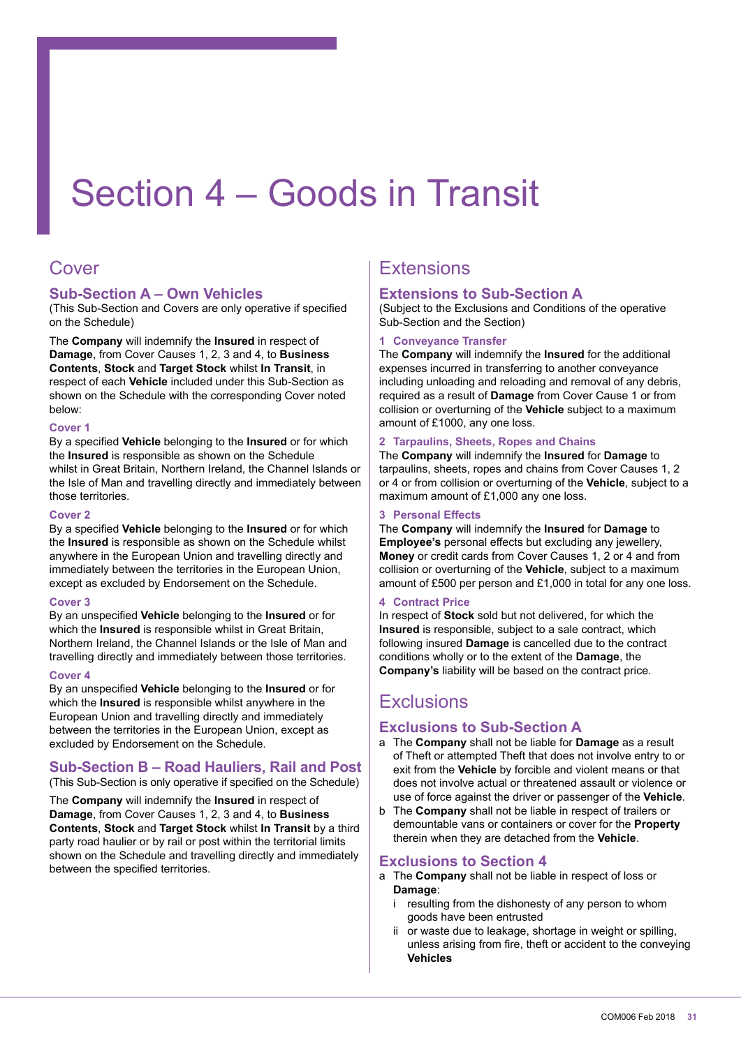# Section 4 – Goods in Transit

## Cover

### Sub-Section A – Own Vehicles

(This Sub-Section and Covers are only operative if specified on the Schedule)

The **Company** will indemnify the **Insured** in respect of **Damage**, from Cover Causes 1, 2, 3 and 4, to **Business Contents**, **Stock** and **Target Stock** whilst **In Transit**, in respect of each **Vehicle** included under this Sub-Section as shown on the Schedule with the corresponding Cover noted below:

#### Cover 1

By a specified **Vehicle** belonging to the **Insured** or for which the **Insured** is responsible as shown on the Schedule whilst in Great Britain, Northern Ireland, the Channel Islands or the Isle of Man and travelling directly and immediately between those territories.

#### Cover 2

By a specified **Vehicle** belonging to the **Insured** or for which the **Insured** is responsible as shown on the Schedule whilst anywhere in the European Union and travelling directly and immediately between the territories in the European Union, except as excluded by Endorsement on the Schedule.

#### Cover 3

By an unspecified **Vehicle** belonging to the **Insured** or for which the **Insured** is responsible whilst in Great Britain, Northern Ireland, the Channel Islands or the Isle of Man and travelling directly and immediately between those territories.

#### Cover 4

By an unspecified **Vehicle** belonging to the **Insured** or for which the **Insured** is responsible whilst anywhere in the European Union and travelling directly and immediately between the territories in the European Union, except as excluded by Endorsement on the Schedule.

### Sub-Section B – Road Hauliers, Rail and Post

(This Sub-Section is only operative if specified on the Schedule)

The **Company** will indemnify the **Insured** in respect of **Damage**, from Cover Causes 1, 2, 3 and 4, to **Business Contents**, **Stock** and **Target Stock** whilst **In Transit** by a third party road haulier or by rail or post within the territorial limits shown on the Schedule and travelling directly and immediately between the specified territories.

## Extensions

### Extensions to Sub-Section A

(Subject to the Exclusions and Conditions of the operative Sub-Section and the Section)

#### 1 Conveyance Transfer

The **Company** will indemnify the **Insured** for the additional expenses incurred in transferring to another conveyance including unloading and reloading and removal of any debris, required as a result of **Damage** from Cover Cause 1 or from collision or overturning of the **Vehicle** subject to a maximum amount of £1000, any one loss.

#### 2 Tarpaulins, Sheets, Ropes and Chains

The **Company** will indemnify the **Insured** for **Damage** to tarpaulins, sheets, ropes and chains from Cover Causes 1, 2 or 4 or from collision or overturning of the **Vehicle**, subject to a maximum amount of £1,000 any one loss.

#### 3 Personal Effects

The **Company** will indemnify the **Insured** for **Damage** to **Employee's** personal effects but excluding any jewellery, **Money** or credit cards from Cover Causes 1, 2 or 4 and from collision or overturning of the **Vehicle**, subject to a maximum amount of £500 per person and £1,000 in total for any one loss.

#### 4 Contract Price

In respect of **Stock** sold but not delivered, for which the **Insured** is responsible, subject to a sale contract, which following insured **Damage** is cancelled due to the contract conditions wholly or to the extent of the **Damage**, the **Company's** liability will be based on the contract price.

## Exclusions

### Exclusions to Sub-Section A

a The **Company** shall not be liable for **Damage** as a result of Theft or attempted Theft that does not involve entry to or exit from the **Vehicle** by forcible and violent means or that does not involve actual or threatened assault or violence or use of force against the driver or passenger of the **Vehicle**.

b The **Company** shall not be liable in respect of trailers or demountable vans or containers or cover for the **Property** therein when they are detached from the **Vehicle**.

### Exclusions to Section 4

a The **Company** shall not be liable in respect of loss or **Damage**:

  i resulting from the dishonesty of any person to whom goods have been entrusted

  ii or waste due to leakage, shortage in weight or spilling, unless arising from fire, theft or accident to the conveying **Vehicles**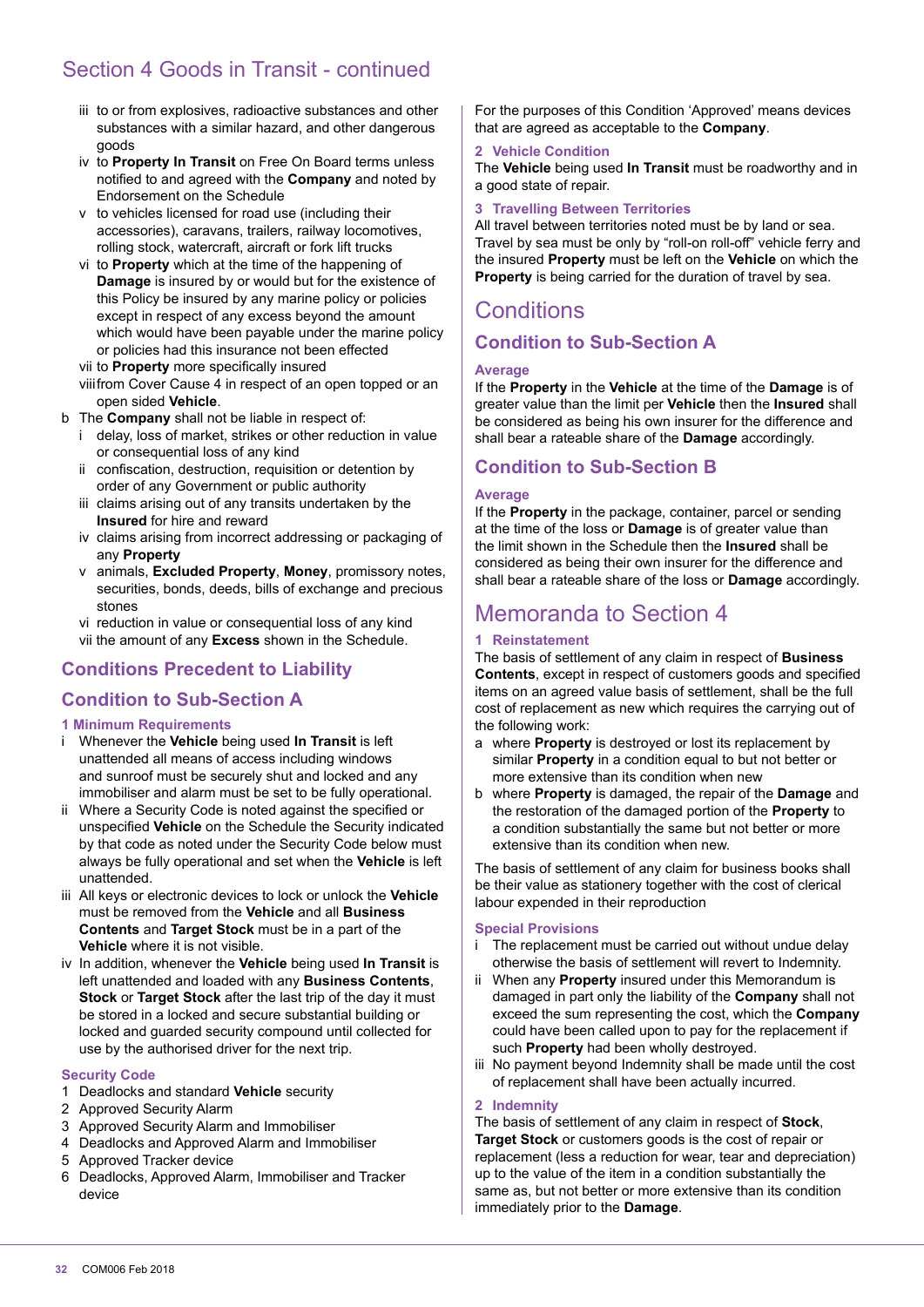## Section 4 Goods in Transit - continued

iii to or from explosives, radioactive substances and other substances with a similar hazard, and other dangerous goods

iv to **Property In Transit** on Free On Board terms unless notified to and agreed with the **Company** and noted by Endorsement on the Schedule

v to vehicles licensed for road use (including their accessories), caravans, trailers, railway locomotives, rolling stock, watercraft, aircraft or fork lift trucks

vi to **Property** which at the time of the happening of **Damage** is insured by or would but for the existence of this Policy be insured by any marine policy or policies except in respect of any excess beyond the amount which would have been payable under the marine policy or policies had this insurance not been effected

vii to **Property** more specifically insured

viii from Cover Cause 4 in respect of an open topped or an open sided **Vehicle**.

b The **Company** shall not be liable in respect of:

i delay, loss of market, strikes or other reduction in value or consequential loss of any kind

ii confiscation, destruction, requisition or detention by order of any Government or public authority

iii claims arising out of any transits undertaken by the **Insured** for hire and reward

iv claims arising from incorrect addressing or packaging of any **Property**

v animals, **Excluded Property**, **Money**, promissory notes, securities, bonds, deeds, bills of exchange and precious stones

vi reduction in value or consequential loss of any kind

vii the amount of any **Excess** shown in the Schedule.

### Conditions Precedent to Liability

### Condition to Sub-Section A

#### 1 Minimum Requirements

i Whenever the **Vehicle** being used **In Transit** is left unattended all means of access including windows and sunroof must be securely shut and locked and any immobiliser and alarm must be set to be fully operational.

ii Where a Security Code is noted against the specified or unspecified **Vehicle** on the Schedule the Security indicated by that code as noted under the Security Code below must always be fully operational and set when the **Vehicle** is left unattended.

iii All keys or electronic devices to lock or unlock the **Vehicle** must be removed from the **Vehicle** and all **Business Contents** and **Target Stock** must be in a part of the **Vehicle** where it is not visible.

iv In addition, whenever the **Vehicle** being used **In Transit** is left unattended and loaded with any **Business Contents**, **Stock** or **Target Stock** after the last trip of the day it must be stored in a locked and secure substantial building or locked and guarded security compound until collected for use by the authorised driver for the next trip.

#### Security Code

1 Deadlocks and standard **Vehicle** security
2 Approved Security Alarm
3 Approved Security Alarm and Immobiliser
4 Deadlocks and Approved Alarm and Immobiliser
5 Approved Tracker device
6 Deadlocks, Approved Alarm, Immobiliser and Tracker device

For the purposes of this Condition 'Approved' means devices that are agreed as acceptable to the **Company**.

#### 2 Vehicle Condition

The **Vehicle** being used **In Transit** must be roadworthy and in a good state of repair.

#### 3 Travelling Between Territories

All travel between territories noted must be by land or sea. Travel by sea must be only by "roll-on roll-off" vehicle ferry and the insured **Property** must be left on the **Vehicle** on which the **Property** is being carried for the duration of travel by sea.

## Conditions

### Condition to Sub-Section A

#### Average

If the **Property** in the **Vehicle** at the time of the **Damage** is of greater value than the limit per **Vehicle** then the **Insured** shall be considered as being his own insurer for the difference and shall bear a rateable share of the **Damage** accordingly.

### Condition to Sub-Section B

#### Average

If the **Property** in the package, container, parcel or sending at the time of the loss or **Damage** is of greater value than the limit shown in the Schedule then the **Insured** shall be considered as being their own insurer for the difference and shall bear a rateable share of the loss or **Damage** accordingly.

## Memoranda to Section 4

#### 1 Reinstatement

The basis of settlement of any claim in respect of **Business Contents**, except in respect of customers goods and specified items on an agreed value basis of settlement, shall be the full cost of replacement as new which requires the carrying out of the following work:

a where **Property** is destroyed or lost its replacement by similar **Property** in a condition equal to but not better or more extensive than its condition when new

b where **Property** is damaged, the repair of the **Damage** and the restoration of the damaged portion of the **Property** to a condition substantially the same but not better or more extensive than its condition when new.

The basis of settlement of any claim for business books shall be their value as stationery together with the cost of clerical labour expended in their reproduction

#### Special Provisions

i The replacement must be carried out without undue delay otherwise the basis of settlement will revert to Indemnity.

ii When any **Property** insured under this Memorandum is damaged in part only the liability of the **Company** shall not exceed the sum representing the cost, which the **Company** could have been called upon to pay for the replacement if such **Property** had been wholly destroyed.

iii No payment beyond Indemnity shall be made until the cost of replacement shall have been actually incurred.

#### 2 Indemnity

The basis of settlement of any claim in respect of **Stock**, **Target Stock** or customers goods is the cost of repair or replacement (less a reduction for wear, tear and depreciation) up to the value of the item in a condition substantially the same as, but not better or more extensive than its condition immediately prior to the **Damage**.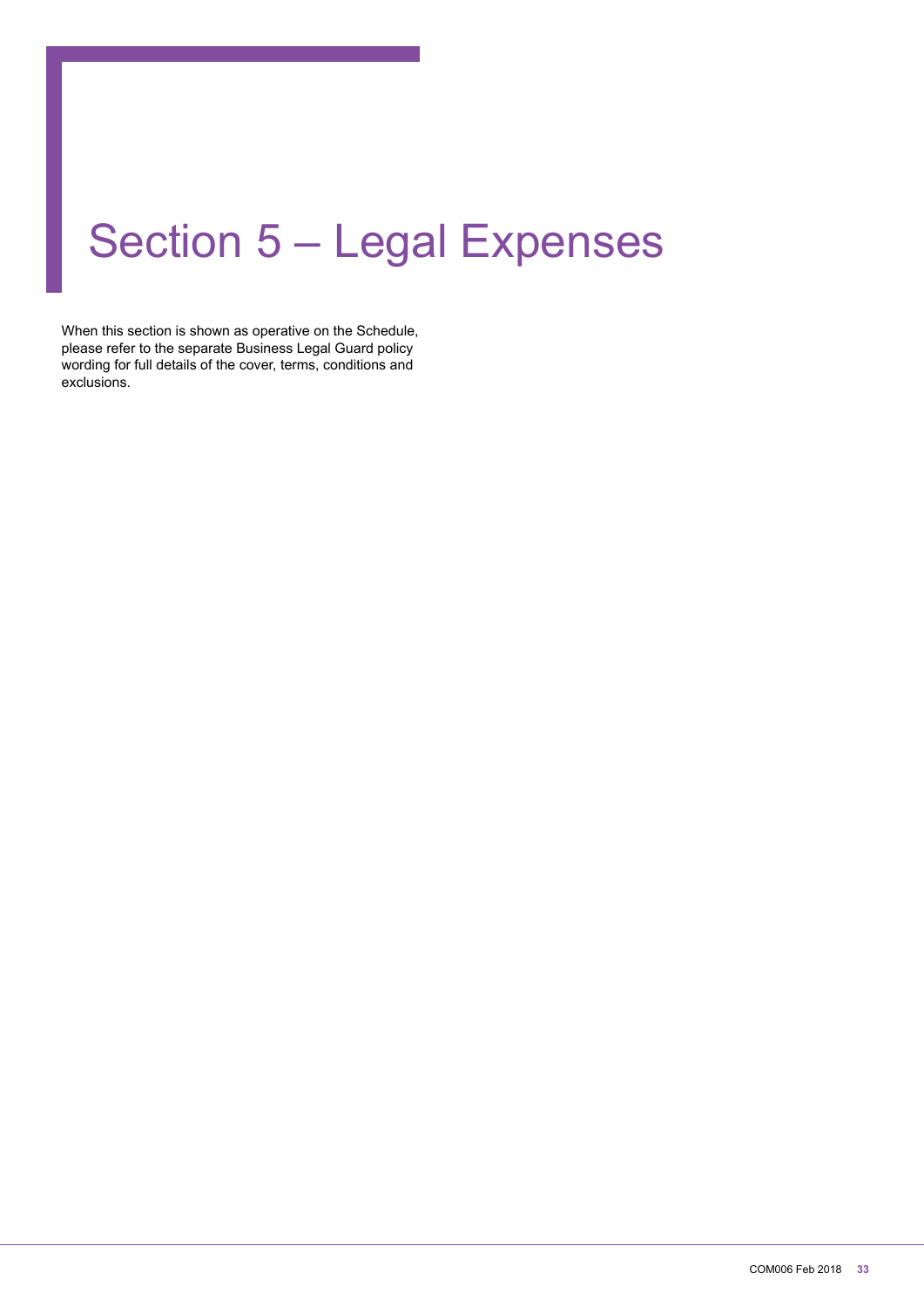# Section 5 – Legal Expenses

When this section is shown as operative on the Schedule, please refer to the separate Business Legal Guard policy wording for full details of the cover, terms, conditions and exclusions.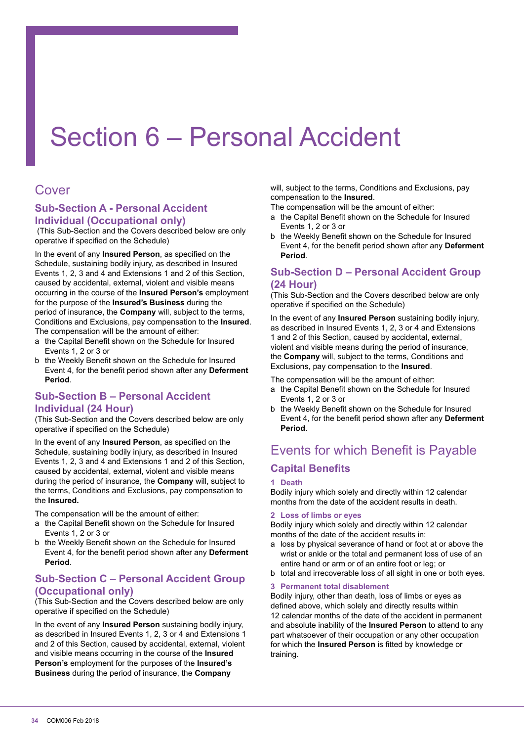# Section 6 – Personal Accident

## Cover

### Sub-Section A - Personal Accident Individual (Occupational only)

(This Sub-Section and the Covers described below are only operative if specified on the Schedule)

In the event of any **Insured Person**, as specified on the Schedule, sustaining bodily injury, as described in Insured Events 1, 2, 3 and 4 and Extensions 1 and 2 of this Section, caused by accidental, external, violent and visible means occurring in the course of the **Insured Person's** employment for the purpose of the **Insured's Business** during the period of insurance, the **Company** will, subject to the terms, Conditions and Exclusions, pay compensation to the **Insured**.
The compensation will be the amount of either:

a the Capital Benefit shown on the Schedule for Insured Events 1, 2 or 3 or
b the Weekly Benefit shown on the Schedule for Insured Event 4, for the benefit period shown after any **Deferment Period**.

### Sub-Section B – Personal Accident Individual (24 Hour)

(This Sub-Section and the Covers described below are only operative if specified on the Schedule)

In the event of any **Insured Person**, as specified on the Schedule, sustaining bodily injury, as described in Insured Events 1, 2, 3 and 4 and Extensions 1 and 2 of this Section, caused by accidental, external, violent and visible means during the period of insurance, the **Company** will, subject to the terms, Conditions and Exclusions, pay compensation to the **Insured**.

The compensation will be the amount of either:

a the Capital Benefit shown on the Schedule for Insured Events 1, 2 or 3 or
b the Weekly Benefit shown on the Schedule for Insured Event 4, for the benefit period shown after any **Deferment Period**.

### Sub-Section C – Personal Accident Group (Occupational only)

(This Sub-Section and the Covers described below are only operative if specified on the Schedule)

In the event of any **Insured Person** sustaining bodily injury, as described in Insured Events 1, 2, 3 or 4 and Extensions 1 and 2 of this Section, caused by accidental, external, violent and visible means occurring in the course of the **Insured Person's** employment for the purposes of the **Insured's Business** during the period of insurance, the **Company** will, subject to the terms, Conditions and Exclusions, pay compensation to the **Insured**.
The compensation will be the amount of either:

a the Capital Benefit shown on the Schedule for Insured Events 1, 2 or 3 or
b the Weekly Benefit shown on the Schedule for Insured Event 4, for the benefit period shown after any **Deferment Period**.

### Sub-Section D – Personal Accident Group (24 Hour)

(This Sub-Section and the Covers described below are only operative if specified on the Schedule)

In the event of any **Insured Person** sustaining bodily injury, as described in Insured Events 1, 2, 3 or 4 and Extensions 1 and 2 of this Section, caused by accidental, external, violent and visible means during the period of insurance, the **Company** will, subject to the terms, Conditions and Exclusions, pay compensation to the **Insured**.

The compensation will be the amount of either:

a the Capital Benefit shown on the Schedule for Insured Events 1, 2 or 3 or
b the Weekly Benefit shown on the Schedule for Insured Event 4, for the benefit period shown after any **Deferment Period**.

## Events for which Benefit is Payable

### Capital Benefits

#### 1 Death

Bodily injury which solely and directly within 12 calendar months from the date of the accident results in death.

#### 2 Loss of limbs or eyes

Bodily injury which solely and directly within 12 calendar months of the date of the accident results in:

a loss by physical severance of hand or foot at or above the wrist or ankle or the total and permanent loss of use of an entire hand or arm or of an entire foot or leg; or
b total and irrecoverable loss of all sight in one or both eyes.

#### 3 Permanent total disablement

Bodily injury, other than death, loss of limbs or eyes as defined above, which solely and directly results within 12 calendar months of the date of the accident in permanent and absolute inability of the **Insured Person** to attend to any part whatsoever of their occupation or any other occupation for which the **Insured Person** is fitted by knowledge or training.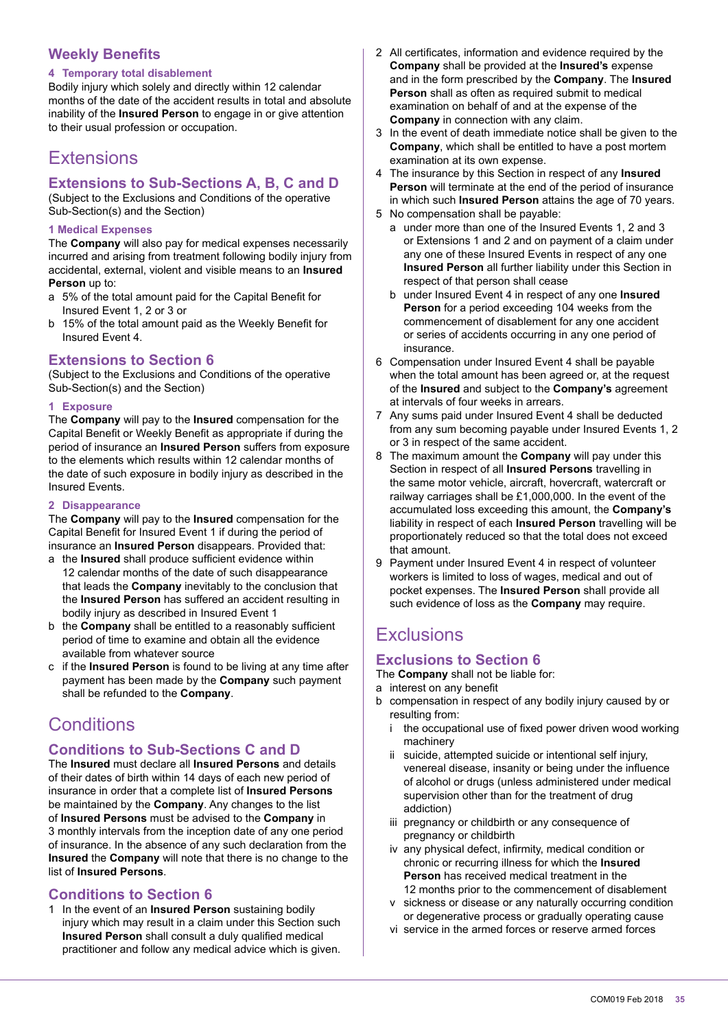## Weekly Benefits

### 4 Temporary total disablement

Bodily injury which solely and directly within 12 calendar months of the date of the accident results in total and absolute inability of the **Insured Person** to engage in or give attention to their usual profession or occupation.

# Extensions

## Extensions to Sub-Sections A, B, C and D

(Subject to the Exclusions and Conditions of the operative Sub-Section(s) and the Section)

### 1 Medical Expenses

The **Company** will also pay for medical expenses necessarily incurred and arising from treatment following bodily injury from accidental, external, violent and visible means to an **Insured Person** up to:

a 5% of the total amount paid for the Capital Benefit for Insured Event 1, 2 or 3 or

b 15% of the total amount paid as the Weekly Benefit for Insured Event 4.

## Extensions to Section 6

(Subject to the Exclusions and Conditions of the operative Sub-Section(s) and the Section)

### 1 Exposure

The **Company** will pay to the **Insured** compensation for the Capital Benefit or Weekly Benefit as appropriate if during the period of insurance an **Insured Person** suffers from exposure to the elements which results within 12 calendar months of the date of such exposure in bodily injury as described in the Insured Events.

### 2 Disappearance

The **Company** will pay to the **Insured** compensation for the Capital Benefit for Insured Event 1 if during the period of insurance an **Insured Person** disappears. Provided that:

a the **Insured** shall produce sufficient evidence within 12 calendar months of the date of such disappearance that leads the **Company** inevitably to the conclusion that the **Insured Person** has suffered an accident resulting in bodily injury as described in Insured Event 1

b the **Company** shall be entitled to a reasonably sufficient period of time to examine and obtain all the evidence available from whatever source

c if the **Insured Person** is found to be living at any time after payment has been made by the **Company** such payment shall be refunded to the **Company**.

# Conditions

## Conditions to Sub-Sections C and D

The **Insured** must declare all **Insured Persons** and details of their dates of birth within 14 days of each new period of insurance in order that a complete list of **Insured Persons** be maintained by the **Company**. Any changes to the list of **Insured Persons** must be advised to the **Company** in 3 monthly intervals from the inception date of any one period of insurance. In the absence of any such declaration from the **Insured** the **Company** will note that there is no change to the list of **Insured Persons**.

## Conditions to Section 6

1 In the event of an **Insured Person** sustaining bodily injury which may result in a claim under this Section such **Insured Person** shall consult a duly qualified medical practitioner and follow any medical advice which is given.

2 All certificates, information and evidence required by the **Company** shall be provided at the **Insured's** expense and in the form prescribed by the **Company**. The **Insured Person** shall as often as required submit to medical examination on behalf of and at the expense of the **Company** in connection with any claim.

3 In the event of death immediate notice shall be given to the **Company**, which shall be entitled to have a post mortem examination at its own expense.

4 The insurance by this Section in respect of any **Insured Person** will terminate at the end of the period of insurance in which such **Insured Person** attains the age of 70 years.

5 No compensation shall be payable:

   a under more than one of the Insured Events 1, 2 and 3 or Extensions 1 and 2 and on payment of a claim under any one of these Insured Events in respect of any one **Insured Person** all further liability under this Section in respect of that person shall cease

   b under Insured Event 4 in respect of any one **Insured Person** for a period exceeding 104 weeks from the commencement of disablement for any one accident or series of accidents occurring in any one period of insurance.

6 Compensation under Insured Event 4 shall be payable when the total amount has been agreed or, at the request of the **Insured** and subject to the **Company's** agreement at intervals of four weeks in arrears.

7 Any sums paid under Insured Event 4 shall be deducted from any sum becoming payable under Insured Events 1, 2 or 3 in respect of the same accident.

8 The maximum amount the **Company** will pay under this Section in respect of all **Insured Persons** travelling in the same motor vehicle, aircraft, hovercraft, watercraft or railway carriages shall be £1,000,000. In the event of the accumulated loss exceeding this amount, the **Company's** liability in respect of each **Insured Person** travelling will be proportionately reduced so that the total does not exceed that amount.

9 Payment under Insured Event 4 in respect of volunteer workers is limited to loss of wages, medical and out of pocket expenses. The **Insured Person** shall provide all such evidence of loss as the **Company** may require.

# Exclusions

## Exclusions to Section 6

The **Company** shall not be liable for:

a interest on any benefit

b compensation in respect of any bodily injury caused by or resulting from:

   i the occupational use of fixed power driven wood working machinery

   ii suicide, attempted suicide or intentional self injury, venereal disease, insanity or being under the influence of alcohol or drugs (unless administered under medical supervision other than for the treatment of drug addiction)

   iii pregnancy or childbirth or any consequence of pregnancy or childbirth

   iv any physical defect, infirmity, medical condition or chronic or recurring illness for which the **Insured Person** has received medical treatment in the 12 months prior to the commencement of disablement

   v sickness or disease or any naturally occurring condition or degenerative process or gradually operating cause

   vi service in the armed forces or reserve armed forces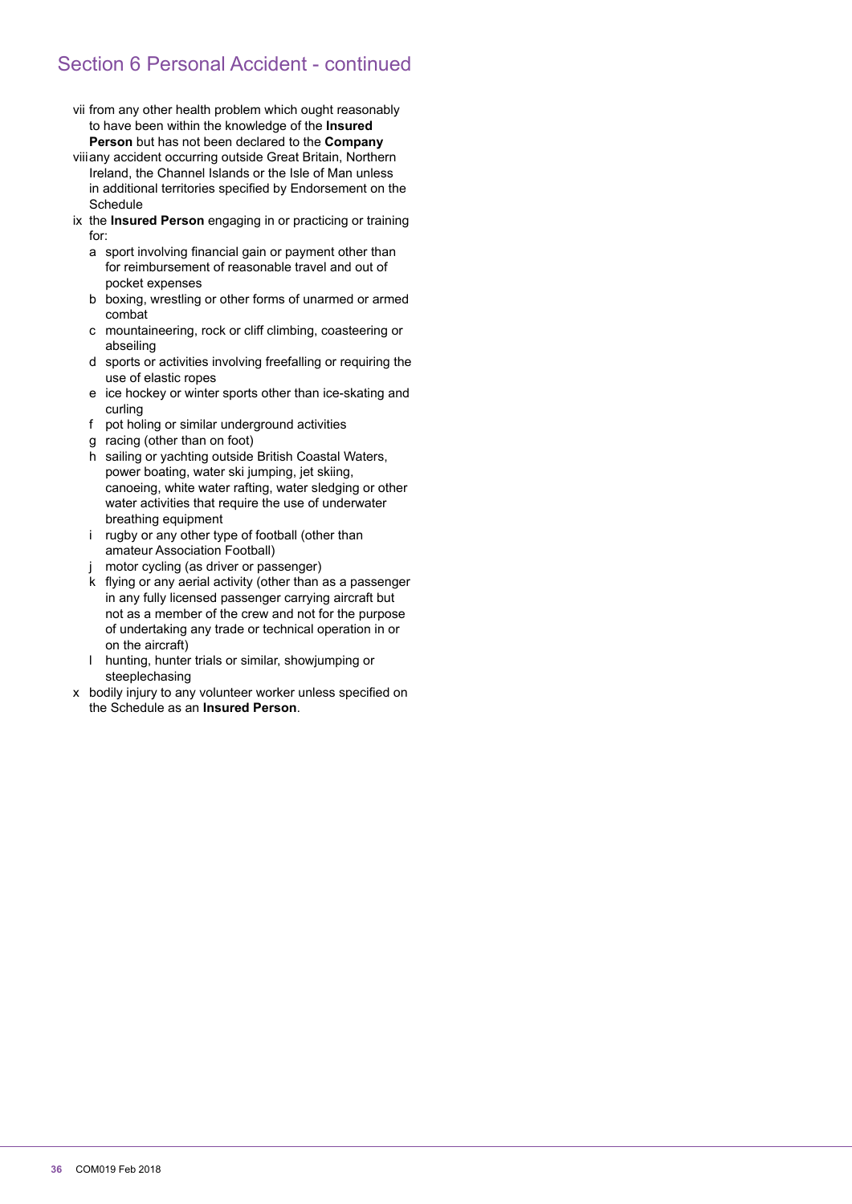## Section 6 Personal Accident - continued

- vii from any other health problem which ought reasonably to have been within the knowledge of the **Insured Person** but has not been declared to the **Company**
- viii any accident occurring outside Great Britain, Northern Ireland, the Channel Islands or the Isle of Man unless in additional territories specified by Endorsement on the Schedule
- ix the **Insured Person** engaging in or practicing or training for:
  - a sport involving financial gain or payment other than for reimbursement of reasonable travel and out of pocket expenses
  - b boxing, wrestling or other forms of unarmed or armed combat
  - c mountaineering, rock or cliff climbing, coasteering or abseiling
  - d sports or activities involving freefalling or requiring the use of elastic ropes
  - e ice hockey or winter sports other than ice-skating and curling
  - f pot holing or similar underground activities
  - g racing (other than on foot)
  - h sailing or yachting outside British Coastal Waters, power boating, water ski jumping, jet skiing, canoeing, white water rafting, water sledging or other water activities that require the use of underwater breathing equipment
  - i rugby or any other type of football (other than amateur Association Football)
  - j motor cycling (as driver or passenger)
  - k flying or any aerial activity (other than as a passenger in any fully licensed passenger carrying aircraft but not as a member of the crew and not for the purpose of undertaking any trade or technical operation in or on the aircraft)
  - l hunting, hunter trials or similar, showjumping or steeplechasing
- x bodily injury to any volunteer worker unless specified on the Schedule as an **Insured Person**.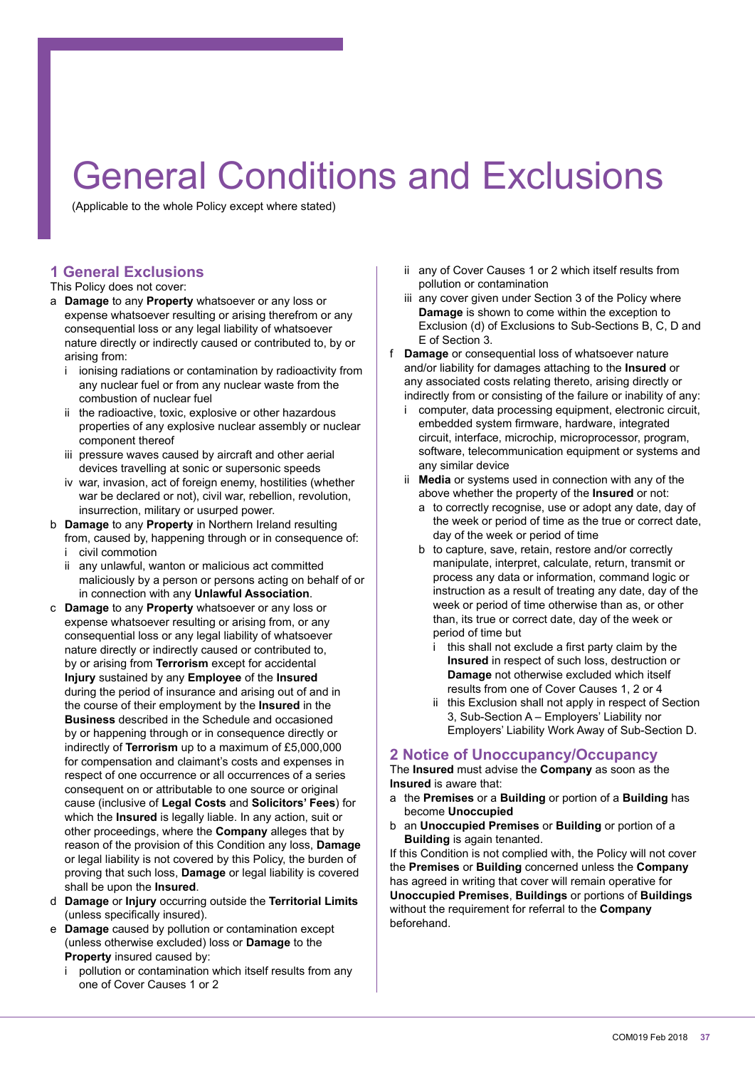# General Conditions and Exclusions

(Applicable to the whole Policy except where stated)

## 1 General Exclusions

This Policy does not cover:

a **Damage** to any **Property** whatsoever or any loss or expense whatsoever resulting or arising therefrom or any consequential loss or any legal liability of whatsoever nature directly or indirectly caused or contributed to, by or arising from:

   i ionising radiations or contamination by radioactivity from any nuclear fuel or from any nuclear waste from the combustion of nuclear fuel

   ii the radioactive, toxic, explosive or other hazardous properties of any explosive nuclear assembly or nuclear component thereof

   iii pressure waves caused by aircraft and other aerial devices travelling at sonic or supersonic speeds

   iv war, invasion, act of foreign enemy, hostilities (whether war be declared or not), civil war, rebellion, revolution, insurrection, military or usurped power.

b **Damage** to any **Property** in Northern Ireland resulting from, caused by, happening through or in consequence of:

   i civil commotion

   ii any unlawful, wanton or malicious act committed maliciously by a person or persons acting on behalf of or in connection with any **Unlawful Association**.

c **Damage** to any **Property** whatsoever or any loss or expense whatsoever resulting or arising from, or any consequential loss or any legal liability of whatsoever nature directly or indirectly caused or contributed to, by or arising from **Terrorism** except for accidental **Injury** sustained by any **Employee** of the **Insured** during the period of insurance and arising out of and in the course of their employment by the **Insured** in the **Business** described in the Schedule and occasioned by or happening through or in consequence directly or indirectly of **Terrorism** up to a maximum of £5,000,000 for compensation and claimant's costs and expenses in respect of one occurrence or all occurrences of a series consequent on or attributable to one source or original cause (inclusive of **Legal Costs** and **Solicitors' Fees**) for which the **Insured** is legally liable. In any action, suit or other proceedings, where the **Company** alleges that by reason of the provision of this Condition any loss, **Damage** or legal liability is not covered by this Policy, the burden of proving that such loss, **Damage** or legal liability is covered shall be upon the **Insured**.

d **Damage** or **Injury** occurring outside the **Territorial Limits** (unless specifically insured).

e **Damage** caused by pollution or contamination except (unless otherwise excluded) loss or **Damage** to the **Property** insured caused by:

   i pollution or contamination which itself results from any one of Cover Causes 1 or 2

   ii any of Cover Causes 1 or 2 which itself results from pollution or contamination

   iii any cover given under Section 3 of the Policy where **Damage** is shown to come within the exception to Exclusion (d) of Exclusions to Sub-Sections B, C, D and E of Section 3.

f **Damage** or consequential loss of whatsoever nature and/or liability for damages attaching to the **Insured** or any associated costs relating thereto, arising directly or indirectly from or consisting of the failure or inability of any:

   i computer, data processing equipment, electronic circuit, embedded system firmware, hardware, integrated circuit, interface, microchip, microprocessor, program, software, telecommunication equipment or systems and any similar device

   ii **Media** or systems used in connection with any of the above whether the property of the **Insured** or not:

      a to correctly recognise, use or adopt any date, day of the week or period of time as the true or correct date, day of the week or period of time

      b to capture, save, retain, restore and/or correctly manipulate, interpret, calculate, return, transmit or process any data or information, command logic or instruction as a result of treating any date, day of the week or period of time otherwise than as, or other than, its true or correct date, day of the week or period of time but

         i this shall not exclude a first party claim by the **Insured** in respect of such loss, destruction or **Damage** not otherwise excluded which itself results from one of Cover Causes 1, 2 or 4

         ii this Exclusion shall not apply in respect of Section 3, Sub-Section A – Employers' Liability nor Employers' Liability Work Away of Sub-Section D.

## 2 Notice of Unoccupancy/Occupancy

The **Insured** must advise the **Company** as soon as the **Insured** is aware that:

a the **Premises** or a **Building** or portion of a **Building** has become **Unoccupied**

b an **Unoccupied Premises** or **Building** or portion of a **Building** is again tenanted.

If this Condition is not complied with, the Policy will not cover the **Premises** or **Building** concerned unless the **Company** has agreed in writing that cover will remain operative for **Unoccupied Premises**, **Buildings** or portions of **Buildings** without the requirement for referral to the **Company** beforehand.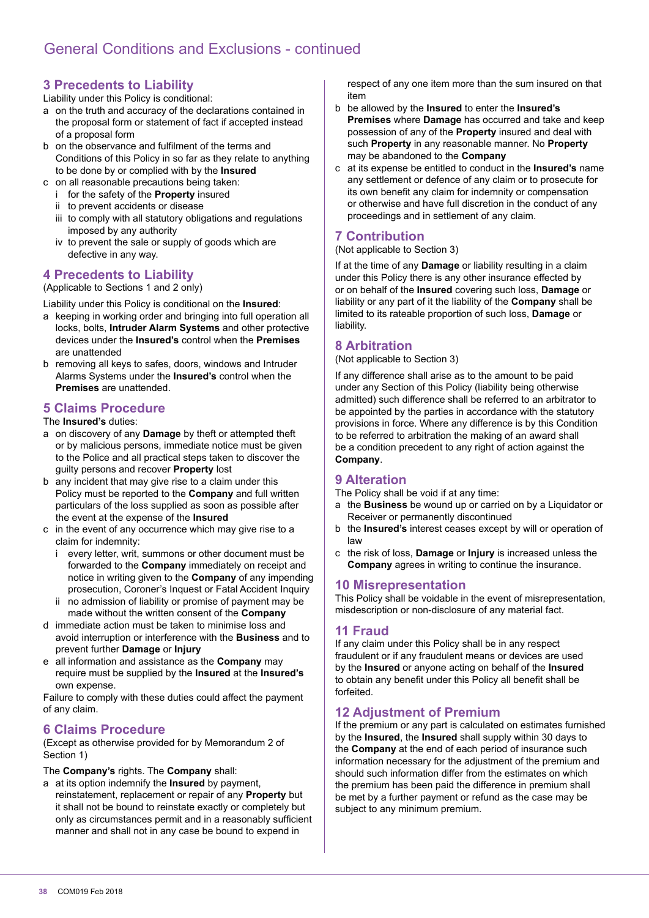# General Conditions and Exclusions - continued

## 3 Precedents to Liability

Liability under this Policy is conditional:

- a on the truth and accuracy of the declarations contained in the proposal form or statement of fact if accepted instead of a proposal form
- b on the observance and fulfilment of the terms and Conditions of this Policy in so far as they relate to anything to be done by or complied with by the **Insured**
- c on all reasonable precautions being taken:
  - i for the safety of the **Property** insured
  - ii to prevent accidents or disease
  - iii to comply with all statutory obligations and regulations imposed by any authority
  - iv to prevent the sale or supply of goods which are defective in any way.

## 4 Precedents to Liability

(Applicable to Sections 1 and 2 only)

Liability under this Policy is conditional on the **Insured**:

- a keeping in working order and bringing into full operation all locks, bolts, **Intruder Alarm Systems** and other protective devices under the **Insured's** control when the **Premises** are unattended
- b removing all keys to safes, doors, windows and Intruder Alarms Systems under the **Insured's** control when the **Premises** are unattended.

## 5 Claims Procedure

The **Insured's** duties:

- a on discovery of any **Damage** by theft or attempted theft or by malicious persons, immediate notice must be given to the Police and all practical steps taken to discover the guilty persons and recover **Property** lost
- b any incident that may give rise to a claim under this Policy must be reported to the **Company** and full written particulars of the loss supplied as soon as possible after the event at the expense of the **Insured**
- c in the event of any occurrence which may give rise to a claim for indemnity:
  - i every letter, writ, summons or other document must be forwarded to the **Company** immediately on receipt and notice in writing given to the **Company** of any impending prosecution, Coroner's Inquest or Fatal Accident Inquiry
  - ii no admission of liability or promise of payment may be made without the written consent of the **Company**
- d immediate action must be taken to minimise loss and avoid interruption or interference with the **Business** and to prevent further **Damage** or **Injury**
- e all information and assistance as the **Company** may require must be supplied by the **Insured** at the **Insured's** own expense.

Failure to comply with these duties could affect the payment of any claim.

## 6 Claims Procedure

(Except as otherwise provided for by Memorandum 2 of Section 1)

The **Company's** rights. The **Company** shall:

- a at its option indemnify the **Insured** by payment, reinstatement, replacement or repair of any **Property** but it shall not be bound to reinstate exactly or completely but only as circumstances permit and in a reasonably sufficient manner and shall not in any case be bound to expend in respect of any one item more than the sum insured on that item
- b be allowed by the **Insured** to enter the **Insured's Premises** where **Damage** has occurred and take and keep possession of any of the **Property** insured and deal with such **Property** in any reasonable manner. No **Property** may be abandoned to the **Company**
- c at its expense be entitled to conduct in the **Insured's** name any settlement or defence of any claim or to prosecute for its own benefit any claim for indemnity or compensation or otherwise and have full discretion in the conduct of any proceedings and in settlement of any claim.

## 7 Contribution

(Not applicable to Section 3)

If at the time of any **Damage** or liability resulting in a claim under this Policy there is any other insurance effected by or on behalf of the **Insured** covering such loss, **Damage** or liability or any part of it the liability of the **Company** shall be limited to its rateable proportion of such loss, **Damage** or liability.

## 8 Arbitration

(Not applicable to Section 3)

If any difference shall arise as to the amount to be paid under any Section of this Policy (liability being otherwise admitted) such difference shall be referred to an arbitrator to be appointed by the parties in accordance with the statutory provisions in force. Where any difference is by this Condition to be referred to arbitration the making of an award shall be a condition precedent to any right of action against the **Company**.

## 9 Alteration

The Policy shall be void if at any time:

- a the **Business** be wound up or carried on by a Liquidator or Receiver or permanently discontinued
- b the **Insured's** interest ceases except by will or operation of law
- c the risk of loss, **Damage** or **Injury** is increased unless the **Company** agrees in writing to continue the insurance.

## 10 Misrepresentation

This Policy shall be voidable in the event of misrepresentation, misdescription or non-disclosure of any material fact.

## 11 Fraud

If any claim under this Policy shall be in any respect fraudulent or if any fraudulent means or devices are used by the **Insured** or anyone acting on behalf of the **Insured** to obtain any benefit under this Policy all benefit shall be forfeited.

## 12 Adjustment of Premium

If the premium or any part is calculated on estimates furnished by the **Insured**, the **Insured** shall supply within 30 days to the **Company** at the end of each period of insurance such information necessary for the adjustment of the premium and should such information differ from the estimates on which the premium has been paid the difference in premium shall be met by a further payment or refund as the case may be subject to any minimum premium.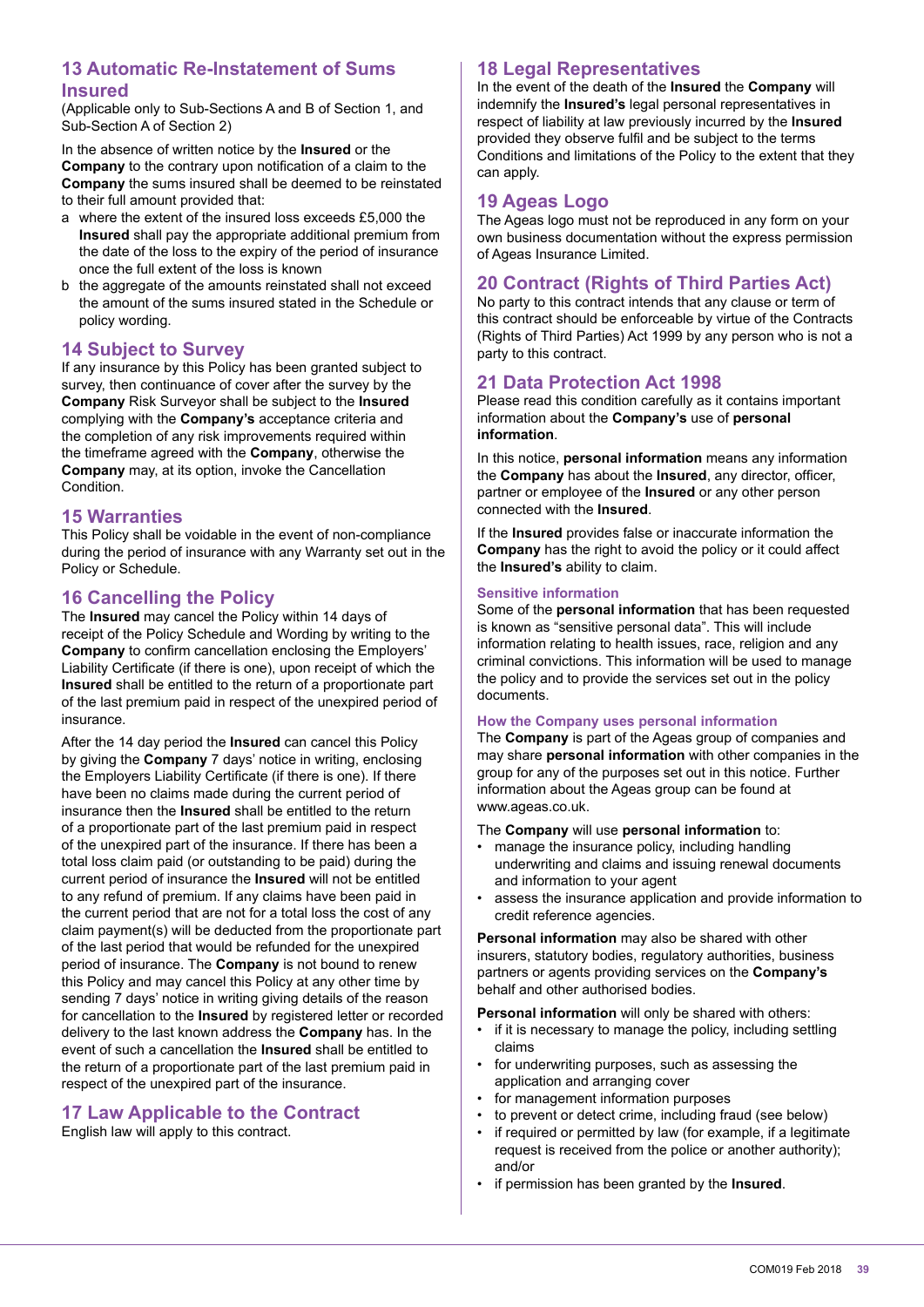## 13 Automatic Re-Instatement of Sums Insured

(Applicable only to Sub-Sections A and B of Section 1, and Sub-Section A of Section 2)

In the absence of written notice by the **Insured** or the **Company** to the contrary upon notification of a claim to the **Company** the sums insured shall be deemed to be reinstated to their full amount provided that:

a where the extent of the insured loss exceeds £5,000 the **Insured** shall pay the appropriate additional premium from the date of the loss to the expiry of the period of insurance once the full extent of the loss is known

b the aggregate of the amounts reinstated shall not exceed the amount of the sums insured stated in the Schedule or policy wording.

## 14 Subject to Survey

If any insurance by this Policy has been granted subject to survey, then continuance of cover after the survey by the **Company** Risk Surveyor shall be subject to the **Insured** complying with the **Company's** acceptance criteria and the completion of any risk improvements required within the timeframe agreed with the **Company**, otherwise the **Company** may, at its option, invoke the Cancellation Condition.

## 15 Warranties

This Policy shall be voidable in the event of non-compliance during the period of insurance with any Warranty set out in the Policy or Schedule.

## 16 Cancelling the Policy

The **Insured** may cancel the Policy within 14 days of receipt of the Policy Schedule and Wording by writing to the **Company** to confirm cancellation enclosing the Employers' Liability Certificate (if there is one), upon receipt of which the **Insured** shall be entitled to the return of a proportionate part of the last premium paid in respect of the unexpired period of insurance.

After the 14 day period the **Insured** can cancel this Policy by giving the **Company** 7 days' notice in writing, enclosing the Employers Liability Certificate (if there is one). If there have been no claims made during the current period of insurance then the **Insured** shall be entitled to the return of a proportionate part of the last premium paid in respect of the unexpired part of the insurance. If there has been a total loss claim paid (or outstanding to be paid) during the current period of insurance the **Insured** will not be entitled to any refund of premium. If any claims have been paid in the current period that are not for a total loss the cost of any claim payment(s) will be deducted from the proportionate part of the last period that would be refunded for the unexpired period of insurance. The **Company** is not bound to renew this Policy and may cancel this Policy at any other time by sending 7 days' notice in writing giving details of the reason for cancellation to the **Insured** by registered letter or recorded delivery to the last known address the **Company** has. In the event of such a cancellation the **Insured** shall be entitled to the return of a proportionate part of the last premium paid in respect of the unexpired part of the insurance.

## 17 Law Applicable to the Contract

English law will apply to this contract.

## 18 Legal Representatives

In the event of the death of the **Insured** the **Company** will indemnify the **Insured's** legal personal representatives in respect of liability at law previously incurred by the **Insured** provided they observe fulfil and be subject to the terms Conditions and limitations of the Policy to the extent that they can apply.

## 19 Ageas Logo

The Ageas logo must not be reproduced in any form on your own business documentation without the express permission of Ageas Insurance Limited.

## 20 Contract (Rights of Third Parties Act)

No party to this contract intends that any clause or term of this contract should be enforceable by virtue of the Contracts (Rights of Third Parties) Act 1999 by any person who is not a party to this contract.

## 21 Data Protection Act 1998

Please read this condition carefully as it contains important information about the **Company's** use of **personal information**.

In this notice, **personal information** means any information the **Company** has about the **Insured**, any director, officer, partner or employee of the **Insured** or any other person connected with the **Insured**.

If the **Insured** provides false or inaccurate information the **Company** has the right to avoid the policy or it could affect the **Insured's** ability to claim.

### Sensitive information

Some of the **personal information** that has been requested is known as "sensitive personal data". This will include information relating to health issues, race, religion and any criminal convictions. This information will be used to manage the policy and to provide the services set out in the policy documents.

### How the Company uses personal information

The **Company** is part of the Ageas group of companies and may share **personal information** with other companies in the group for any of the purposes set out in this notice. Further information about the Ageas group can be found at www.ageas.co.uk.

The **Company** will use **personal information** to:

- manage the insurance policy, including handling underwriting and claims and issuing renewal documents and information to your agent
- assess the insurance application and provide information to credit reference agencies.

**Personal information** may also be shared with other insurers, statutory bodies, regulatory authorities, business partners or agents providing services on the **Company's** behalf and other authorised bodies.

**Personal information** will only be shared with others:

- if it is necessary to manage the policy, including settling claims
- for underwriting purposes, such as assessing the application and arranging cover
- for management information purposes
- to prevent or detect crime, including fraud (see below)
- if required or permitted by law (for example, if a legitimate request is received from the police or another authority); and/or
- if permission has been granted by the **Insured**.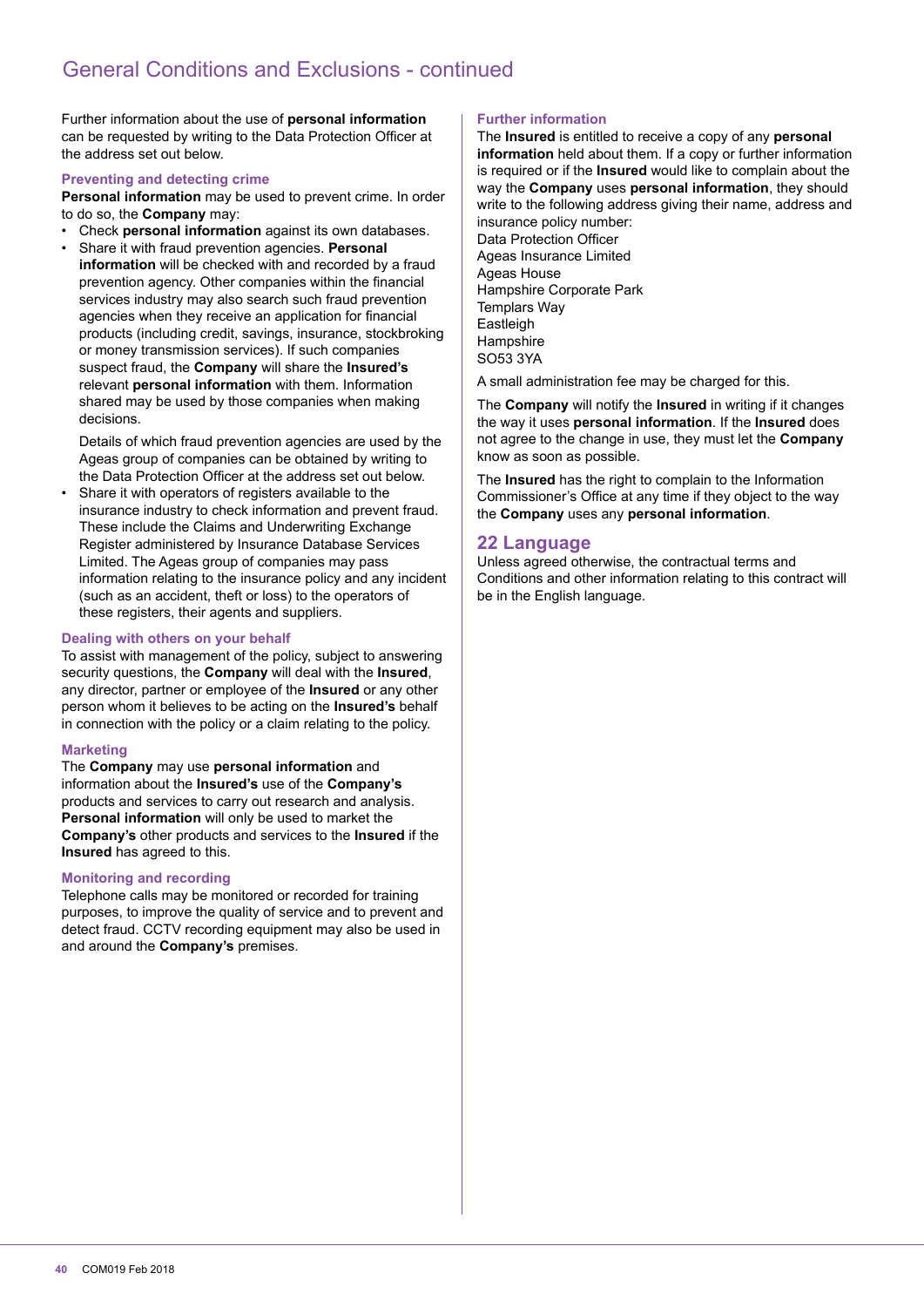# General Conditions and Exclusions - continued

Further information about the use of **personal information** can be requested by writing to the Data Protection Officer at the address set out below.

### Preventing and detecting crime

**Personal information** may be used to prevent crime. In order to do so, the **Company** may:

- Check **personal information** against its own databases.
- Share it with fraud prevention agencies. **Personal information** will be checked with and recorded by a fraud prevention agency. Other companies within the financial services industry may also search such fraud prevention agencies when they receive an application for financial products (including credit, savings, insurance, stockbroking or money transmission services). If such companies suspect fraud, the **Company** will share the **Insured's** relevant **personal information** with them. Information shared may be used by those companies when making decisions.

  Details of which fraud prevention agencies are used by the Ageas group of companies can be obtained by writing to the Data Protection Officer at the address set out below.
- Share it with operators of registers available to the insurance industry to check information and prevent fraud. These include the Claims and Underwriting Exchange Register administered by Insurance Database Services Limited. The Ageas group of companies may pass information relating to the insurance policy and any incident (such as an accident, theft or loss) to the operators of these registers, their agents and suppliers.

### Dealing with others on your behalf

To assist with management of the policy, subject to answering security questions, the **Company** will deal with the **Insured**, any director, partner or employee of the **Insured** or any other person whom it believes to be acting on the **Insured's** behalf in connection with the policy or a claim relating to the policy.

### Marketing

The **Company** may use **personal information** and information about the **Insured's** use of the **Company's** products and services to carry out research and analysis. **Personal information** will only be used to market the **Company's** other products and services to the **Insured** if the **Insured** has agreed to this.

### Monitoring and recording

Telephone calls may be monitored or recorded for training purposes, to improve the quality of service and to prevent and detect fraud. CCTV recording equipment may also be used in and around the **Company's** premises.

### Further information

The **Insured** is entitled to receive a copy of any **personal information** held about them. If a copy or further information is required or if the **Insured** would like to complain about the way the **Company** uses **personal information**, they should write to the following address giving their name, address and insurance policy number:

Data Protection Officer
Ageas Insurance Limited
Ageas House
Hampshire Corporate Park
Templars Way
Eastleigh
Hampshire
SO53 3YA

A small administration fee may be charged for this.

The **Company** will notify the **Insured** in writing if it changes the way it uses **personal information**. If the **Insured** does not agree to the change in use, they must let the **Company** know as soon as possible.

The **Insured** has the right to complain to the Information Commissioner's Office at any time if they object to the way the **Company** uses any **personal information**.

## 22 Language

Unless agreed otherwise, the contractual terms and Conditions and other information relating to this contract will be in the English language.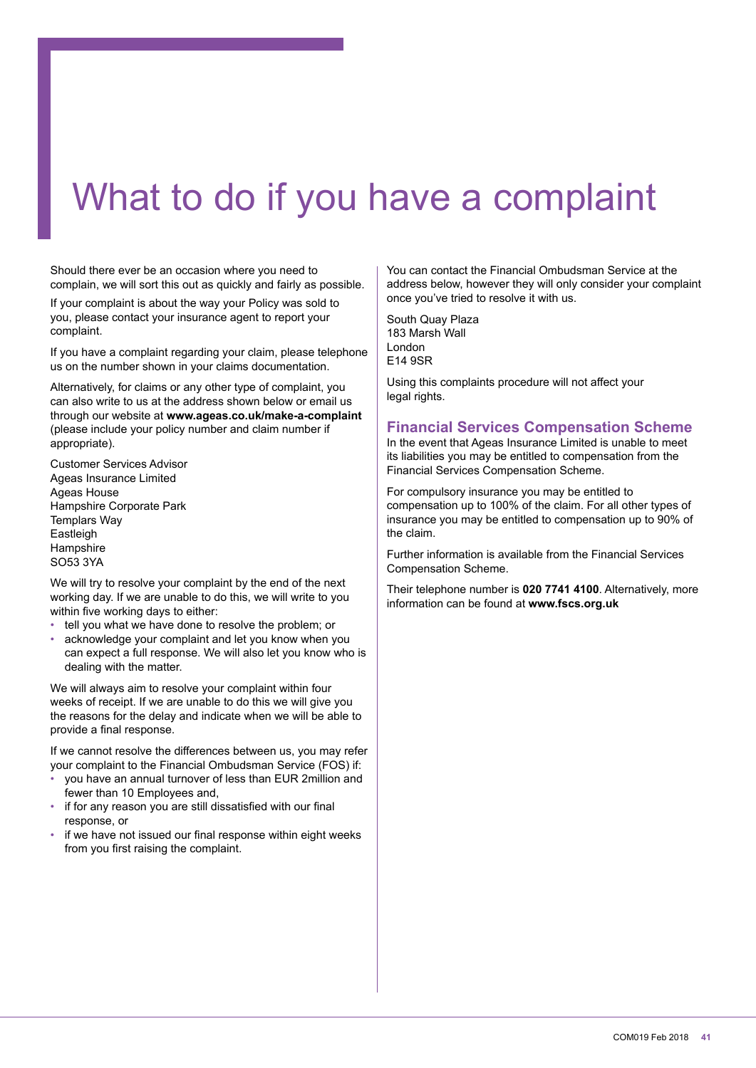# What to do if you have a complaint

Should there ever be an occasion where you need to complain, we will sort this out as quickly and fairly as possible.

If your complaint is about the way your Policy was sold to you, please contact your insurance agent to report your complaint.

If you have a complaint regarding your claim, please telephone us on the number shown in your claims documentation.

Alternatively, for claims or any other type of complaint, you can also write to us at the address shown below or email us through our website at **www.ageas.co.uk/make-a-complaint** (please include your policy number and claim number if appropriate).

Customer Services Advisor
Ageas Insurance Limited
Ageas House
Hampshire Corporate Park
Templars Way
Eastleigh
Hampshire
SO53 3YA

We will try to resolve your complaint by the end of the next working day. If we are unable to do this, we will write to you within five working days to either:

- tell you what we have done to resolve the problem; or
- acknowledge your complaint and let you know when you can expect a full response. We will also let you know who is dealing with the matter.

We will always aim to resolve your complaint within four weeks of receipt. If we are unable to do this we will give you the reasons for the delay and indicate when we will be able to provide a final response.

If we cannot resolve the differences between us, you may refer your complaint to the Financial Ombudsman Service (FOS) if:

- you have an annual turnover of less than EUR 2million and fewer than 10 Employees and,
- if for any reason you are still dissatisfied with our final response, or
- if we have not issued our final response within eight weeks from you first raising the complaint.

You can contact the Financial Ombudsman Service at the address below, however they will only consider your complaint once you've tried to resolve it with us.

South Quay Plaza
183 Marsh Wall
London
E14 9SR

Using this complaints procedure will not affect your legal rights.

## Financial Services Compensation Scheme

In the event that Ageas Insurance Limited is unable to meet its liabilities you may be entitled to compensation from the Financial Services Compensation Scheme.

For compulsory insurance you may be entitled to compensation up to 100% of the claim. For all other types of insurance you may be entitled to compensation up to 90% of the claim.

Further information is available from the Financial Services Compensation Scheme.

Their telephone number is **020 7741 4100**. Alternatively, more information can be found at **www.fscs.org.uk**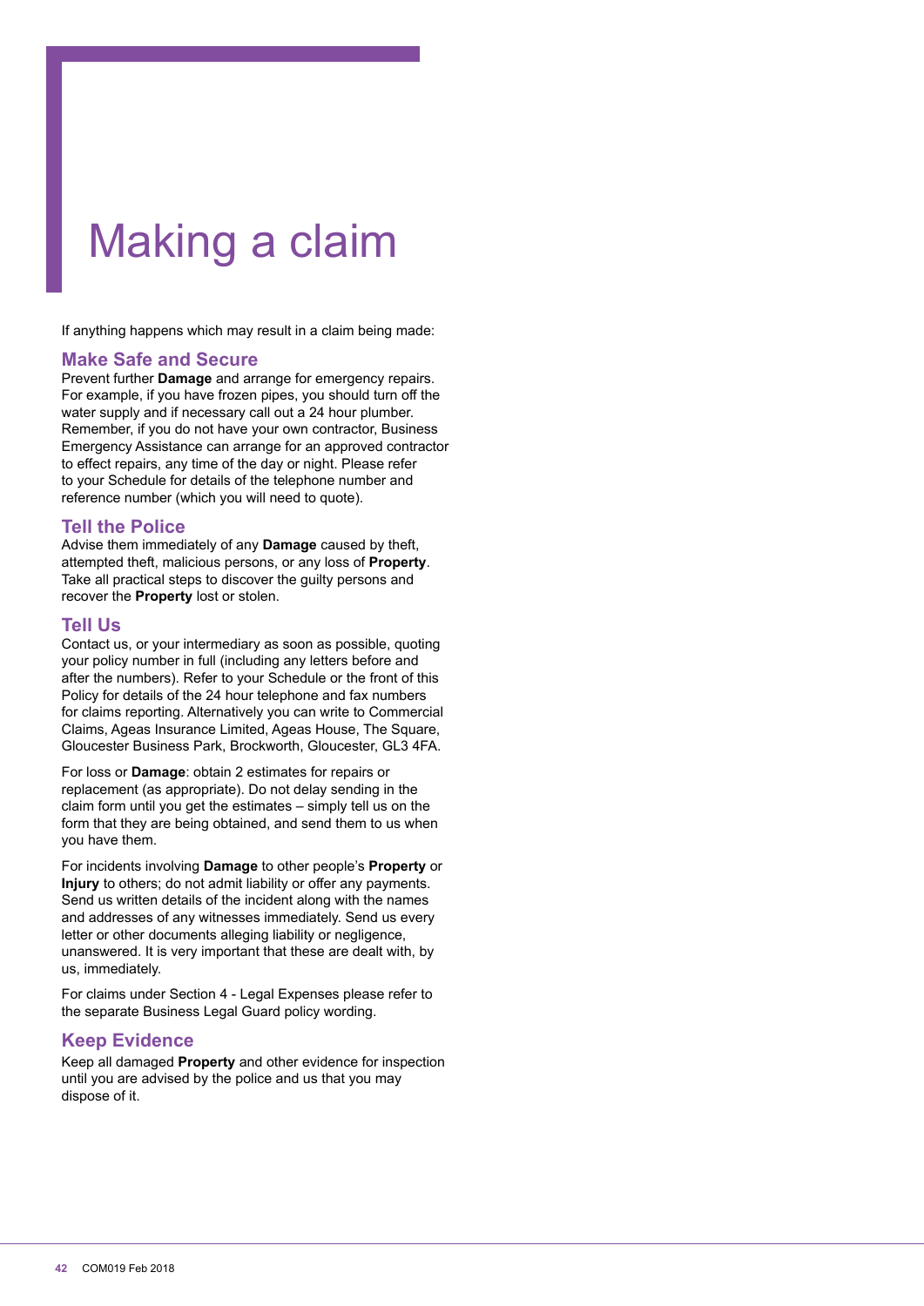# Making a claim

If anything happens which may result in a claim being made:

## Make Safe and Secure

Prevent further **Damage** and arrange for emergency repairs. For example, if you have frozen pipes, you should turn off the water supply and if necessary call out a 24 hour plumber. Remember, if you do not have your own contractor, Business Emergency Assistance can arrange for an approved contractor to effect repairs, any time of the day or night. Please refer to your Schedule for details of the telephone number and reference number (which you will need to quote).

## Tell the Police

Advise them immediately of any **Damage** caused by theft, attempted theft, malicious persons, or any loss of **Property**. Take all practical steps to discover the guilty persons and recover the **Property** lost or stolen.

## Tell Us

Contact us, or your intermediary as soon as possible, quoting your policy number in full (including any letters before and after the numbers). Refer to your Schedule or the front of this Policy for details of the 24 hour telephone and fax numbers for claims reporting. Alternatively you can write to Commercial Claims, Ageas Insurance Limited, Ageas House, The Square, Gloucester Business Park, Brockworth, Gloucester, GL3 4FA.

For loss or **Damage**: obtain 2 estimates for repairs or replacement (as appropriate). Do not delay sending in the claim form until you get the estimates – simply tell us on the form that they are being obtained, and send them to us when you have them.

For incidents involving **Damage** to other people's **Property** or **Injury** to others; do not admit liability or offer any payments. Send us written details of the incident along with the names and addresses of any witnesses immediately. Send us every letter or other documents alleging liability or negligence, unanswered. It is very important that these are dealt with, by us, immediately.

For claims under Section 4 - Legal Expenses please refer to the separate Business Legal Guard policy wording.

## Keep Evidence

Keep all damaged **Property** and other evidence for inspection until you are advised by the police and us that you may dispose of it.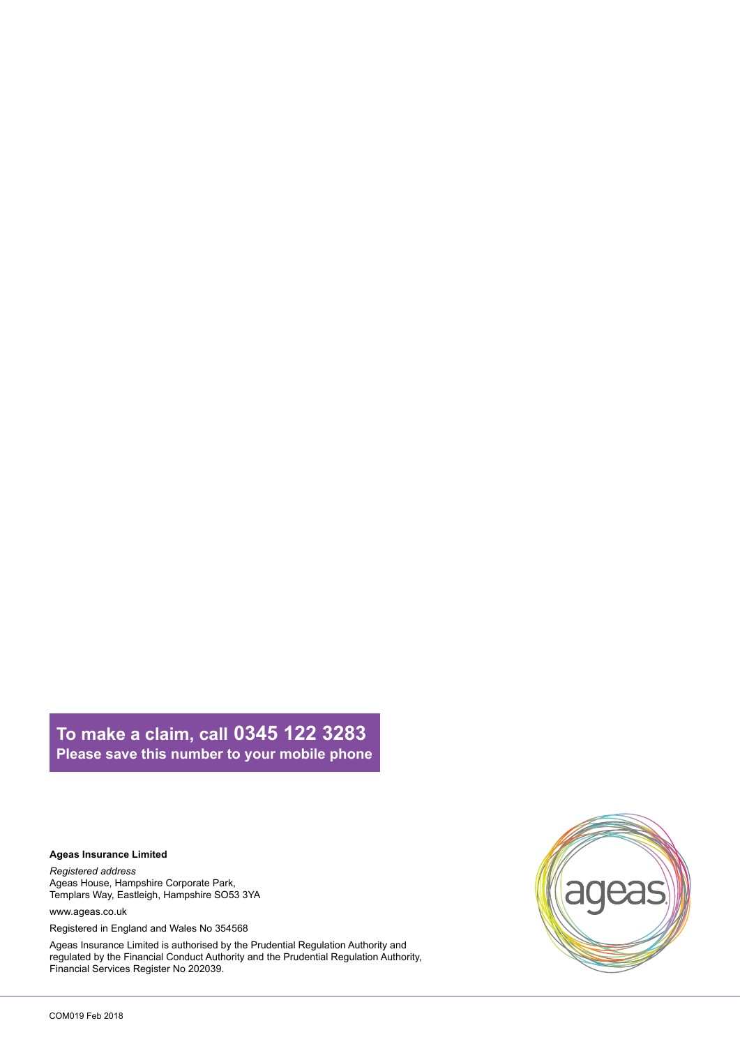**To make a claim, call 0345 122 3283**
**Please save this number to your mobile phone**

**Ageas Insurance Limited**

*Registered address*
Ageas House, Hampshire Corporate Park,
Templars Way, Eastleigh, Hampshire SO53 3YA

www.ageas.co.uk

Registered in England and Wales No 354568

Ageas Insurance Limited is authorised by the Prudential Regulation Authority and regulated by the Financial Conduct Authority and the Prudential Regulation Authority, Financial Services Register No 202039.

COM019 Feb 2018